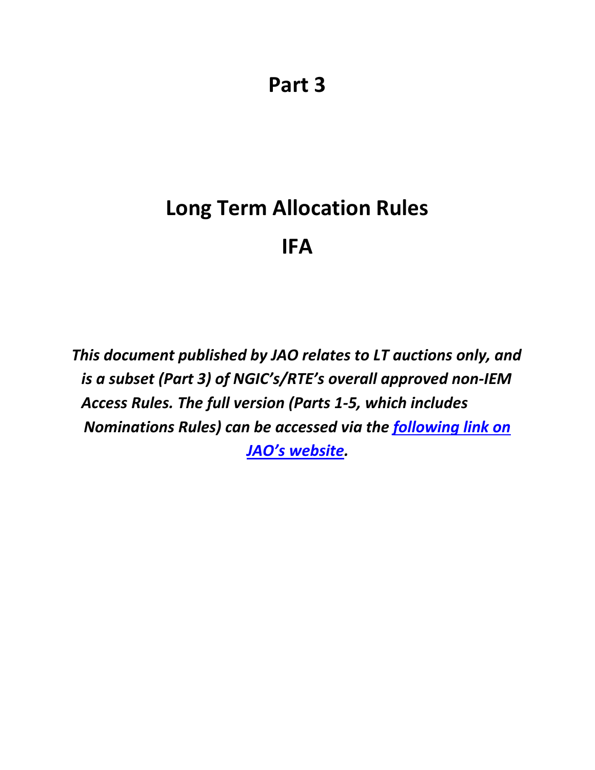# Part 3

# Long Term Allocation Rules

# IFA

***This document published by JAO relates to LT auctions only, and is a subset (Part 3) of NGIC's/RTE's overall approved non-IEM Access Rules. The full version (Parts 1-5, which includes Nominations Rules) can be accessed via the following link on JAO's website.***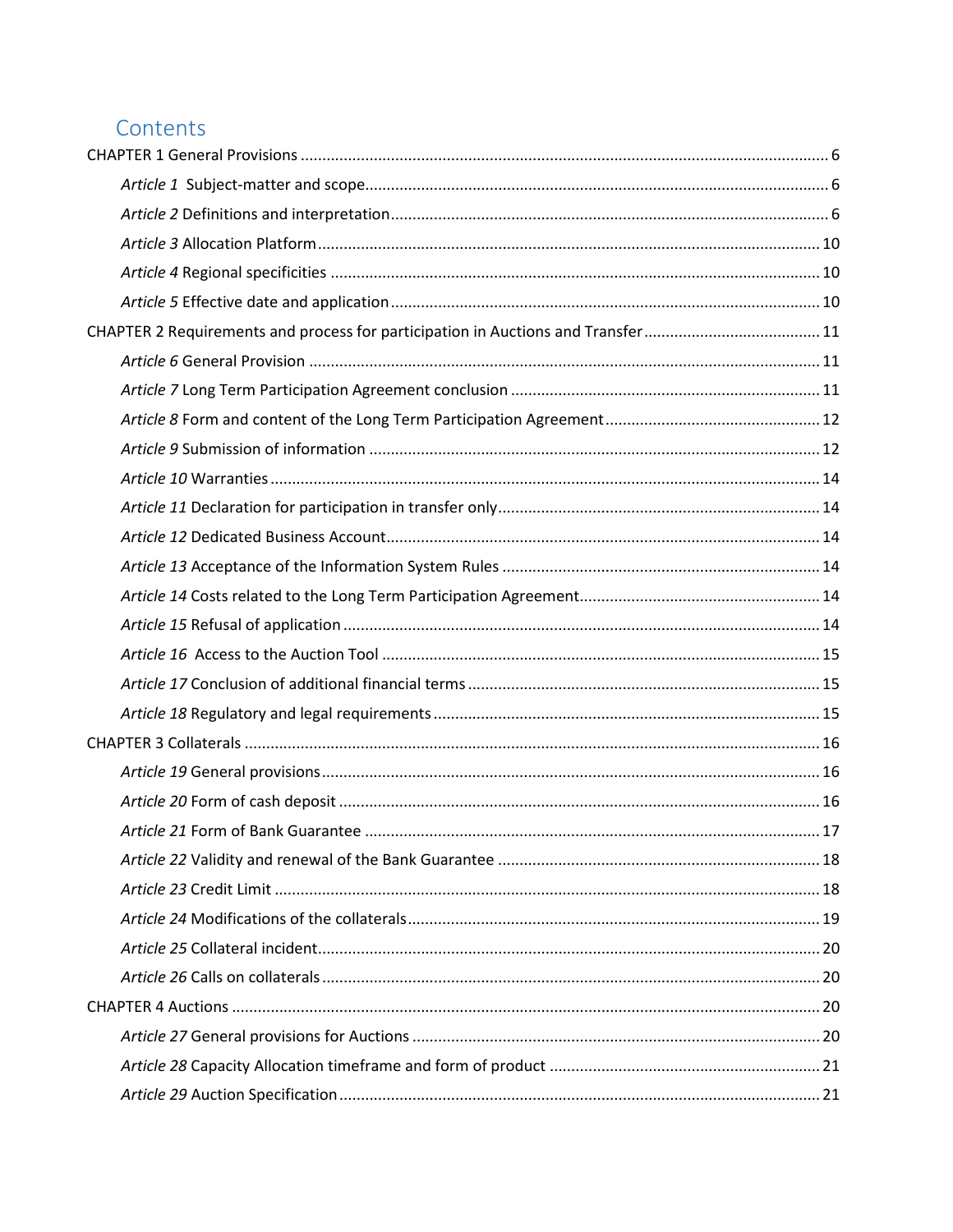## Contents

CHAPTER 1 General Provisions ........................................................................................................ 6

*Article 1* Subject-matter and scope......................................................................................... 6

*Article 2* Definitions and interpretation.................................................................................... 6

*Article 3* Allocation Platform.................................................................................................. 10

*Article 4* Regional specificities ............................................................................................... 10

*Article 5* Effective date and application.................................................................................. 10

CHAPTER 2 Requirements and process for participation in Auctions and Transfer......................................... 11

*Article 6* General Provision ..................................................................................................... 11

*Article 7* Long Term Participation Agreement conclusion ...................................................... 11

*Article 8* Form and content of the Long Term Participation Agreement................................................. 12

*Article 9* Submission of information ....................................................................................... 12

*Article 10* Warranties.............................................................................................................. 14

*Article 11* Declaration for participation in transfer only.......................................................................... 14

*Article 12* Dedicated Business Account.................................................................................... 14

*Article 13* Acceptance of the Information System Rules ......................................................................... 14

*Article 14* Costs related to the Long Term Participation Agreement....................................................... 14

*Article 15* Refusal of application ............................................................................................. 14

*Article 16* Access to the Auction Tool .................................................................................... 15

*Article 17* Conclusion of additional financial terms ................................................................................. 15

*Article 18* Regulatory and legal requirements ......................................................................... 15

CHAPTER 3 Collaterals .................................................................................................................. 16

*Article 19* General provisions.................................................................................................. 16

*Article 20* Form of cash deposit .............................................................................................. 16

*Article 21* Form of Bank Guarantee ........................................................................................ 17

*Article 22* Validity and renewal of the Bank Guarantee .......................................................................... 18

*Article 23* Credit Limit ............................................................................................................. 18

*Article 24* Modifications of the collaterals.............................................................................. 19

*Article 25* Collateral incident................................................................................................... 20

*Article 26* Calls on collaterals.................................................................................................. 20

CHAPTER 4 Auctions ..................................................................................................................... 20

*Article 27* General provisions for Auctions ............................................................................. 20

*Article 28* Capacity Allocation timeframe and form of product ............................................................... 21

*Article 29* Auction Specification.............................................................................................. 21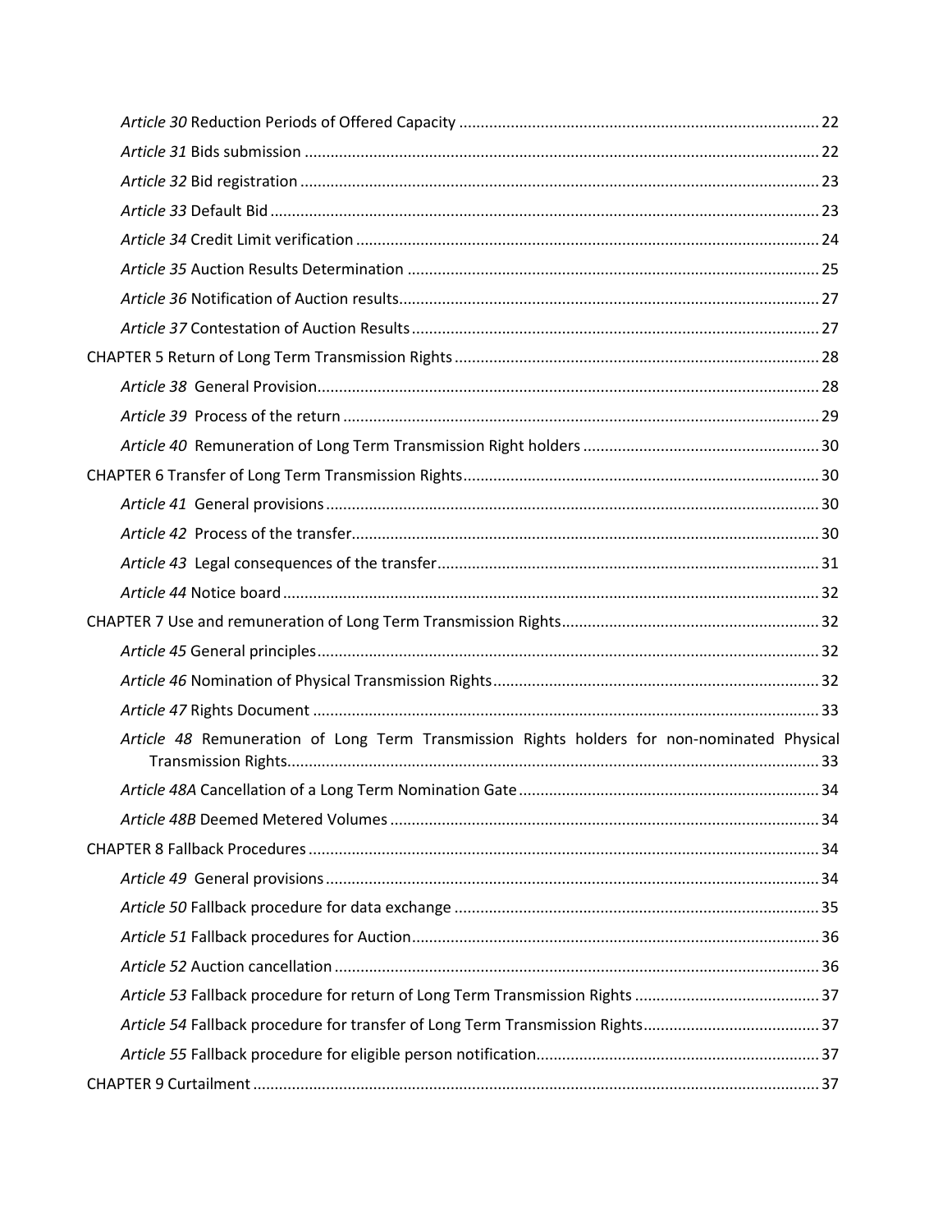*Article 30* Reduction Periods of Offered Capacity ........................................................................ 22

*Article 31* Bids submission .................................................................................................... 22

*Article 32* Bid registration ..................................................................................................... 23

*Article 33* Default Bid ............................................................................................................ 23

*Article 34* Credit Limit verification ........................................................................................ 24

*Article 35* Auction Results Determination ............................................................................. 25

*Article 36* Notification of Auction results............................................................................... 27

*Article 37* Contestation of Auction Results ............................................................................ 27

CHAPTER 5 Return of Long Term Transmission Rights ................................................................ 28

*Article 38* General Provision.................................................................................................. 28

*Article 39* Process of the return ........................................................................................... 29

*Article 40* Remuneration of Long Term Transmission Right holders ...................................... 30

CHAPTER 6 Transfer of Long Term Transmission Rights............................................................... 30

*Article 41* General provisions................................................................................................ 30

*Article 42* Process of the transfer.......................................................................................... 30

*Article 43* Legal consequences of the transfer...................................................................... 31

*Article 44* Notice board .......................................................................................................... 32

CHAPTER 7 Use and remuneration of Long Term Transmission Rights......................................... 32

*Article 45* General principles.................................................................................................. 32

*Article 46* Nomination of Physical Transmission Rights.......................................................... 32

*Article 47* Rights Document ................................................................................................... 33

*Article 48* Remuneration of Long Term Transmission Rights holders for non-nominated Physical Transmission Rights........................................................................................................ 33

*Article 48A* Cancellation of a Long Term Nomination Gate ..................................................... 34

*Article 48B* Deemed Metered Volumes .................................................................................. 34

CHAPTER 8 Fallback Procedures ................................................................................................ 34

*Article 49* General provisions................................................................................................. 34

*Article 50* Fallback procedure for data exchange ................................................................... 35

*Article 51* Fallback procedures for Auction............................................................................. 36

*Article 52* Auction cancellation .............................................................................................. 36

*Article 53* Fallback procedure for return of Long Term Transmission Rights .......................... 37

*Article 54* Fallback procedure for transfer of Long Term Transmission Rights........................ 37

*Article 55* Fallback procedure for eligible person notification................................................ 37

CHAPTER 9 Curtailment ............................................................................................................. 37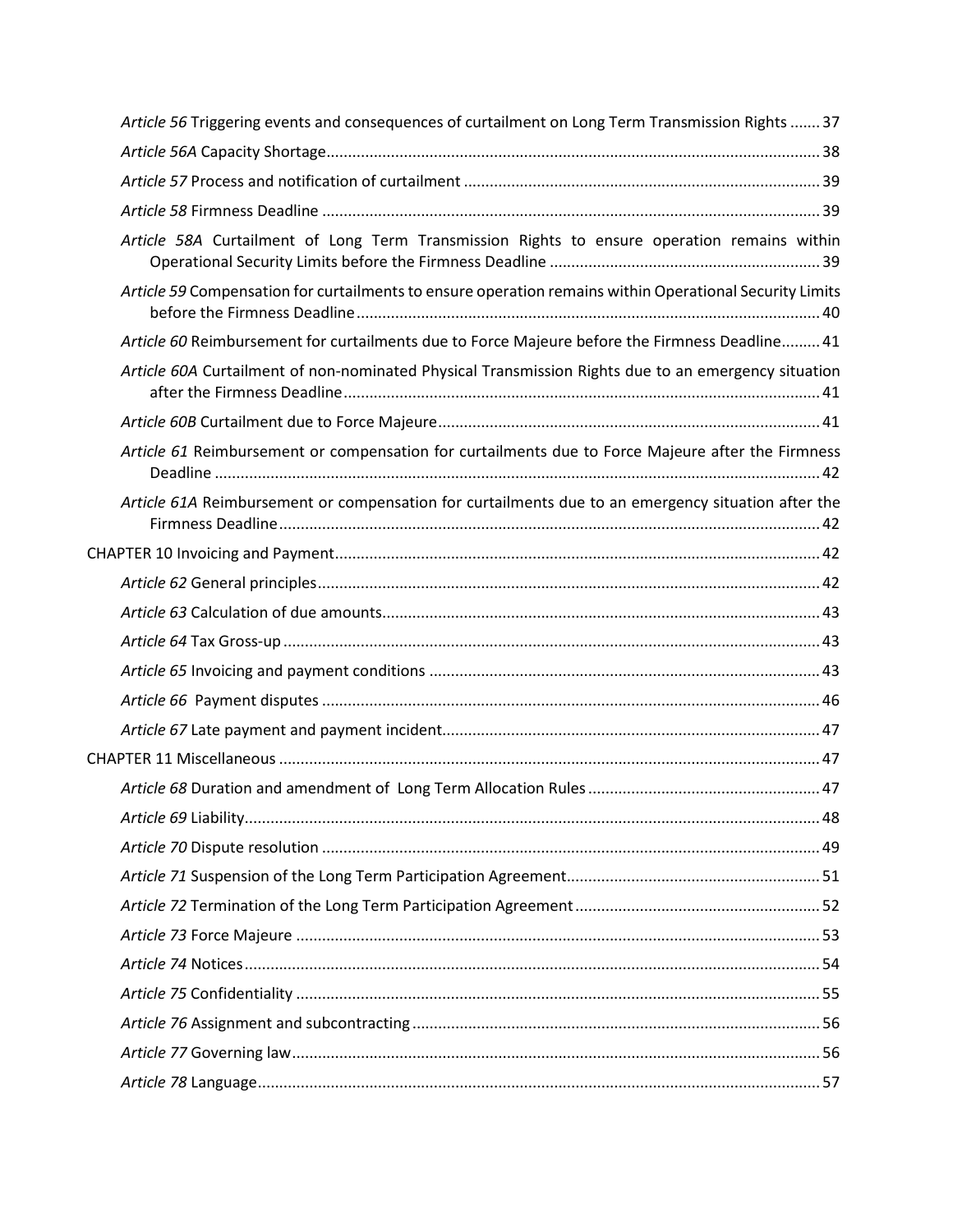*Article 56* Triggering events and consequences of curtailment on Long Term Transmission Rights ....... 37

*Article 56A* Capacity Shortage ........................................................................................................ 38

*Article 57* Process and notification of curtailment ......................................................................... 39

*Article 58* Firmness Deadline ......................................................................................................... 39

*Article 58A* Curtailment of Long Term Transmission Rights to ensure operation remains within Operational Security Limits before the Firmness Deadline ............................................................... 39

*Article 59* Compensation for curtailments to ensure operation remains within Operational Security Limits before the Firmness Deadline ....................................................................................................... 40

*Article 60* Reimbursement for curtailments due to Force Majeure before the Firmness Deadline......... 41

*Article 60A* Curtailment of non-nominated Physical Transmission Rights due to an emergency situation after the Firmness Deadline ................................................................................................. 41

*Article 60B* Curtailment due to Force Majeure ................................................................................. 41

*Article 61* Reimbursement or compensation for curtailments due to Force Majeure after the Firmness Deadline ......................................................................................................................................... 42

*Article 61A* Reimbursement or compensation for curtailments due to an emergency situation after the Firmness Deadline ........................................................................................................................... 42

CHAPTER 10 Invoicing and Payment ..................................................................................................... 42

*Article 62* General principles ........................................................................................................... 42

*Article 63* Calculation of due amounts ............................................................................................. 43

*Article 64* Tax Gross-up .................................................................................................................... 43

*Article 65* Invoicing and payment conditions .................................................................................. 43

*Article 66* Payment disputes ............................................................................................................ 46

*Article 67* Late payment and payment incident ................................................................................ 47

CHAPTER 11 Miscellaneous ................................................................................................................... 47

*Article 68* Duration and amendment of Long Term Allocation Rules ................................................ 47

*Article 69* Liability ............................................................................................................................. 48

*Article 70* Dispute resolution ............................................................................................................ 49

*Article 71* Suspension of the Long Term Participation Agreement .................................................... 51

*Article 72* Termination of the Long Term Participation Agreement .................................................. 52

*Article 73* Force Majeure .................................................................................................................. 53

*Article 74* Notices ............................................................................................................................. 54

*Article 75* Confidentiality .................................................................................................................. 55

*Article 76* Assignment and subcontracting ....................................................................................... 56

*Article 77* Governing law .................................................................................................................. 56

*Article 78* Language .......................................................................................................................... 57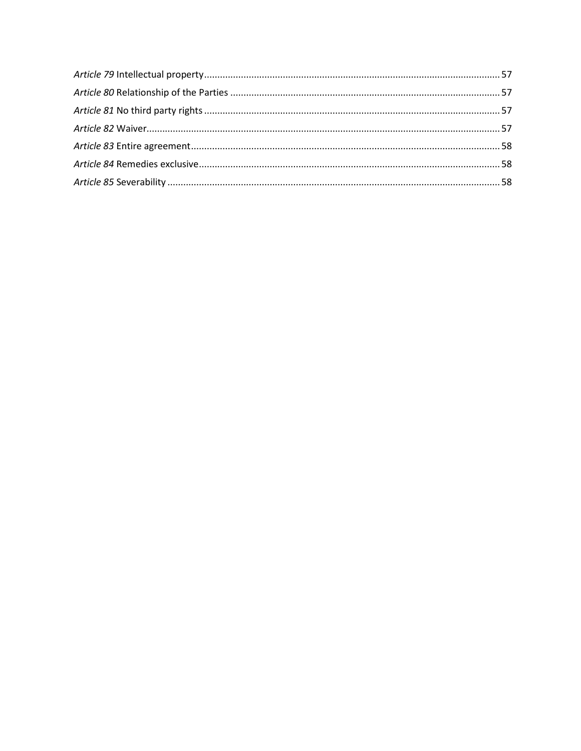*Article 79* Intellectual property ........................................................................................................ 57

*Article 80* Relationship of the Parties ................................................................................................ 57

*Article 81* No third party rights .......................................................................................................... 57

*Article 82* Waiver................................................................................................................................ 57

*Article 83* Entire agreement................................................................................................................ 58

*Article 84* Remedies exclusive............................................................................................................. 58

*Article 85* Severability ......................................................................................................................... 58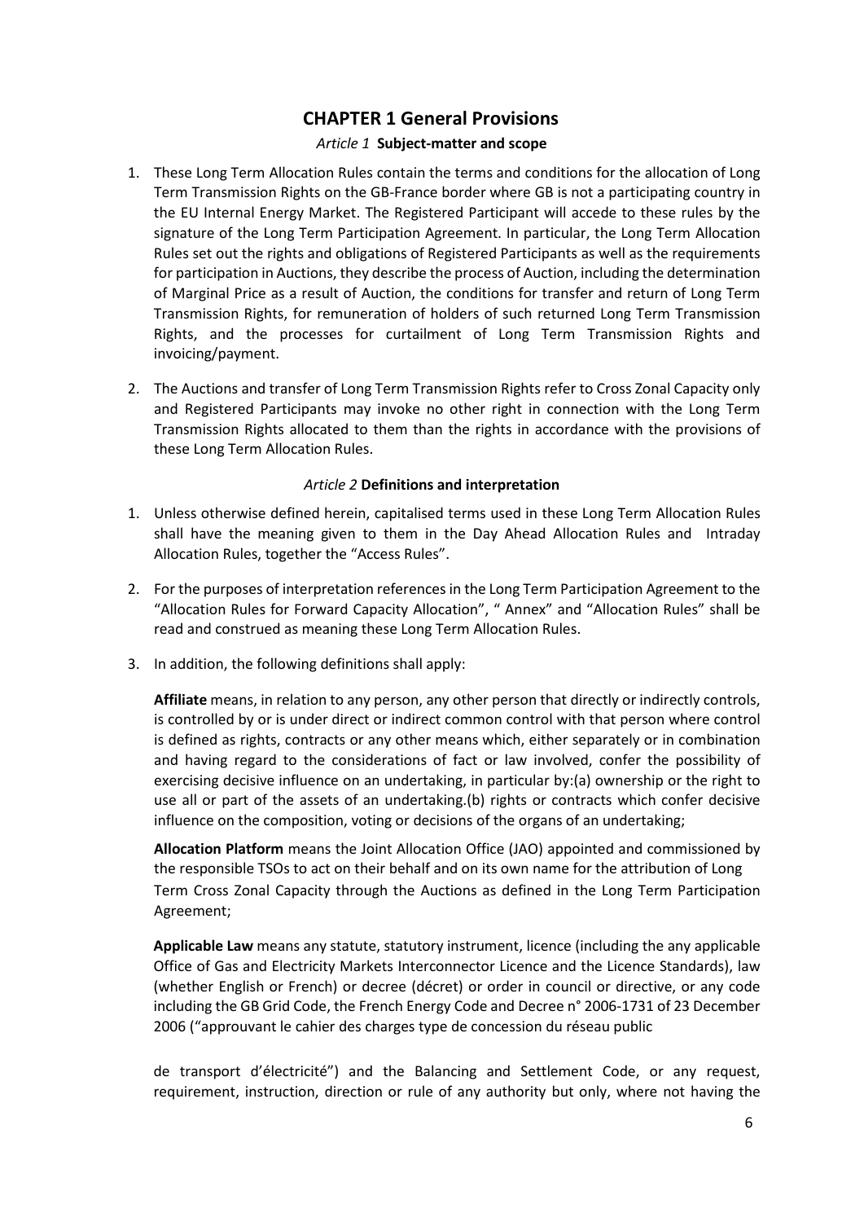# CHAPTER 1 General Provisions

### *Article 1* Subject-matter and scope

1. These Long Term Allocation Rules contain the terms and conditions for the allocation of Long Term Transmission Rights on the GB-France border where GB is not a participating country in the EU Internal Energy Market. The Registered Participant will accede to these rules by the signature of the Long Term Participation Agreement. In particular, the Long Term Allocation Rules set out the rights and obligations of Registered Participants as well as the requirements for participation in Auctions, they describe the process of Auction, including the determination of Marginal Price as a result of Auction, the conditions for transfer and return of Long Term Transmission Rights, for remuneration of holders of such returned Long Term Transmission Rights, and the processes for curtailment of Long Term Transmission Rights and invoicing/payment.

2. The Auctions and transfer of Long Term Transmission Rights refer to Cross Zonal Capacity only and Registered Participants may invoke no other right in connection with the Long Term Transmission Rights allocated to them than the rights in accordance with the provisions of these Long Term Allocation Rules.

### *Article 2* Definitions and interpretation

1. Unless otherwise defined herein, capitalised terms used in these Long Term Allocation Rules shall have the meaning given to them in the Day Ahead Allocation Rules and Intraday Allocation Rules, together the "Access Rules".

2. For the purposes of interpretation references in the Long Term Participation Agreement to the "Allocation Rules for Forward Capacity Allocation", " Annex" and "Allocation Rules" shall be read and construed as meaning these Long Term Allocation Rules.

3. In addition, the following definitions shall apply:

   **Affiliate** means, in relation to any person, any other person that directly or indirectly controls, is controlled by or is under direct or indirect common control with that person where control is defined as rights, contracts or any other means which, either separately or in combination and having regard to the considerations of fact or law involved, confer the possibility of exercising decisive influence on an undertaking, in particular by:(a) ownership or the right to use all or part of the assets of an undertaking.(b) rights or contracts which confer decisive influence on the composition, voting or decisions of the organs of an undertaking;

   **Allocation Platform** means the Joint Allocation Office (JAO) appointed and commissioned by the responsible TSOs to act on their behalf and on its own name for the attribution of Long Term Cross Zonal Capacity through the Auctions as defined in the Long Term Participation Agreement;

   **Applicable Law** means any statute, statutory instrument, licence (including the any applicable Office of Gas and Electricity Markets Interconnector Licence and the Licence Standards), law (whether English or French) or decree (décret) or order in council or directive, or any code including the GB Grid Code, the French Energy Code and Decree n° 2006-1731 of 23 December 2006 ("approuvant le cahier des charges type de concession du réseau public de transport d'électricité") and the Balancing and Settlement Code, or any request, requirement, instruction, direction or rule of any authority but only, where not having the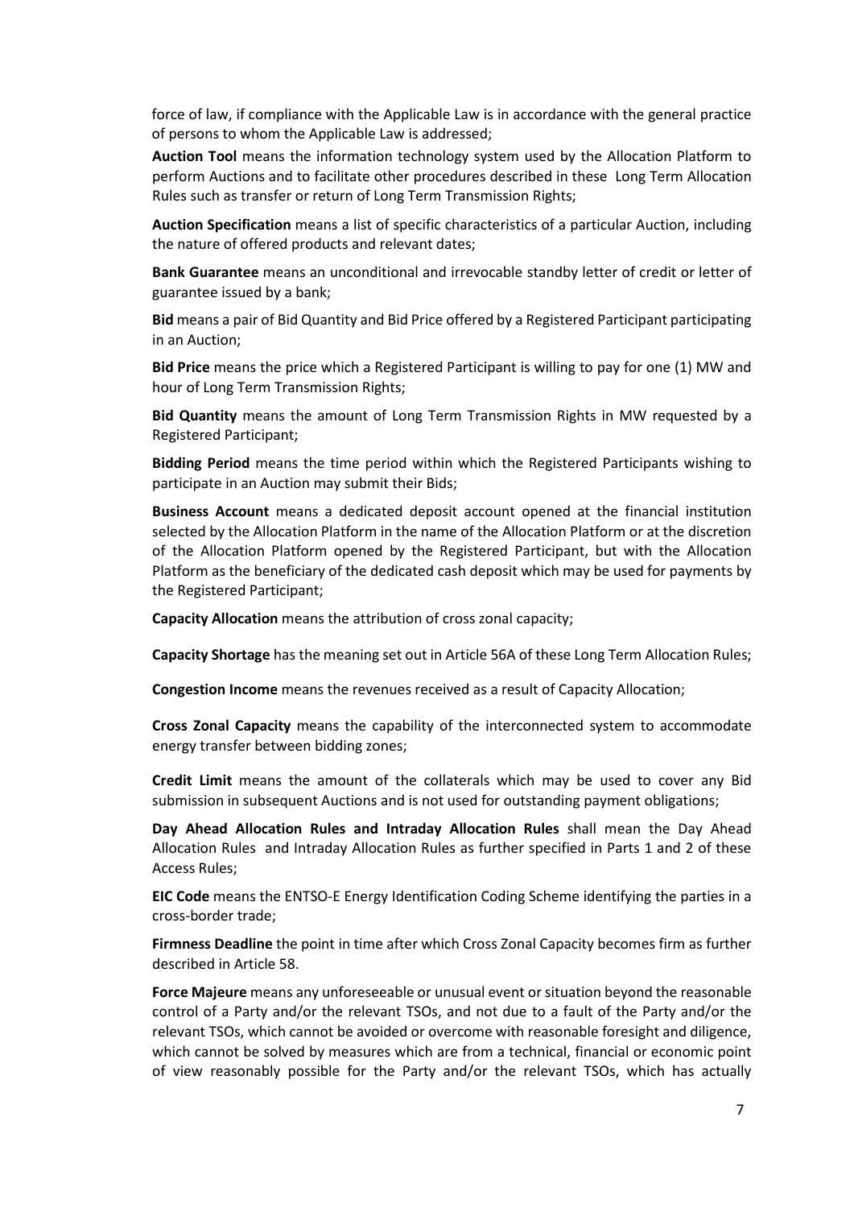force of law, if compliance with the Applicable Law is in accordance with the general practice of persons to whom the Applicable Law is addressed;

**Auction Tool** means the information technology system used by the Allocation Platform to perform Auctions and to facilitate other procedures described in these Long Term Allocation Rules such as transfer or return of Long Term Transmission Rights;

**Auction Specification** means a list of specific characteristics of a particular Auction, including the nature of offered products and relevant dates;

**Bank Guarantee** means an unconditional and irrevocable standby letter of credit or letter of guarantee issued by a bank;

**Bid** means a pair of Bid Quantity and Bid Price offered by a Registered Participant participating in an Auction;

**Bid Price** means the price which a Registered Participant is willing to pay for one (1) MW and hour of Long Term Transmission Rights;

**Bid Quantity** means the amount of Long Term Transmission Rights in MW requested by a Registered Participant;

**Bidding Period** means the time period within which the Registered Participants wishing to participate in an Auction may submit their Bids;

**Business Account** means a dedicated deposit account opened at the financial institution selected by the Allocation Platform in the name of the Allocation Platform or at the discretion of the Allocation Platform opened by the Registered Participant, but with the Allocation Platform as the beneficiary of the dedicated cash deposit which may be used for payments by the Registered Participant;

**Capacity Allocation** means the attribution of cross zonal capacity;

**Capacity Shortage** has the meaning set out in Article 56A of these Long Term Allocation Rules;

**Congestion Income** means the revenues received as a result of Capacity Allocation;

**Cross Zonal Capacity** means the capability of the interconnected system to accommodate energy transfer between bidding zones;

**Credit Limit** means the amount of the collaterals which may be used to cover any Bid submission in subsequent Auctions and is not used for outstanding payment obligations;

**Day Ahead Allocation Rules and Intraday Allocation Rules** shall mean the Day Ahead Allocation Rules and Intraday Allocation Rules as further specified in Parts 1 and 2 of these Access Rules;

**EIC Code** means the ENTSO-E Energy Identification Coding Scheme identifying the parties in a cross-border trade;

**Firmness Deadline** the point in time after which Cross Zonal Capacity becomes firm as further described in Article 58.

**Force Majeure** means any unforeseeable or unusual event or situation beyond the reasonable control of a Party and/or the relevant TSOs, and not due to a fault of the Party and/or the relevant TSOs, which cannot be avoided or overcome with reasonable foresight and diligence, which cannot be solved by measures which are from a technical, financial or economic point of view reasonably possible for the Party and/or the relevant TSOs, which has actually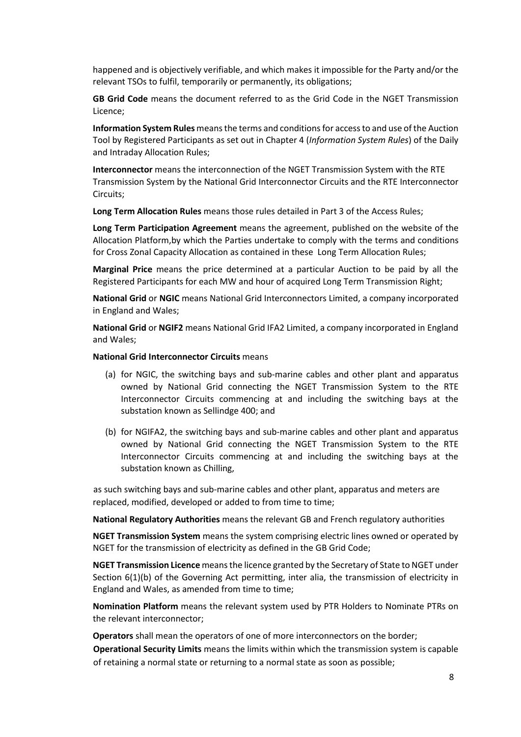happened and is objectively verifiable, and which makes it impossible for the Party and/or the relevant TSOs to fulfil, temporarily or permanently, its obligations;

**GB Grid Code** means the document referred to as the Grid Code in the NGET Transmission Licence;

**Information System Rules** means the terms and conditions for access to and use of the Auction Tool by Registered Participants as set out in Chapter 4 (*Information System Rules*) of the Daily and Intraday Allocation Rules;

**Interconnector** means the interconnection of the NGET Transmission System with the RTE Transmission System by the National Grid Interconnector Circuits and the RTE Interconnector Circuits;

**Long Term Allocation Rules** means those rules detailed in Part 3 of the Access Rules;

**Long Term Participation Agreement** means the agreement, published on the website of the Allocation Platform,by which the Parties undertake to comply with the terms and conditions for Cross Zonal Capacity Allocation as contained in these Long Term Allocation Rules;

**Marginal Price** means the price determined at a particular Auction to be paid by all the Registered Participants for each MW and hour of acquired Long Term Transmission Right;

**National Grid** or **NGIC** means National Grid Interconnectors Limited, a company incorporated in England and Wales;

**National Grid** or **NGIF2** means National Grid IFA2 Limited, a company incorporated in England and Wales;

**National Grid Interconnector Circuits** means

(a) for NGIC, the switching bays and sub-marine cables and other plant and apparatus owned by National Grid connecting the NGET Transmission System to the RTE Interconnector Circuits commencing at and including the switching bays at the substation known as Sellindge 400; and

(b) for NGIFA2, the switching bays and sub-marine cables and other plant and apparatus owned by National Grid connecting the NGET Transmission System to the RTE Interconnector Circuits commencing at and including the switching bays at the substation known as Chilling,

as such switching bays and sub-marine cables and other plant, apparatus and meters are replaced, modified, developed or added to from time to time;

**National Regulatory Authorities** means the relevant GB and French regulatory authorities

**NGET Transmission System** means the system comprising electric lines owned or operated by NGET for the transmission of electricity as defined in the GB Grid Code;

**NGET Transmission Licence** means the licence granted by the Secretary of State to NGET under Section 6(1)(b) of the Governing Act permitting, inter alia, the transmission of electricity in England and Wales, as amended from time to time;

**Nomination Platform** means the relevant system used by PTR Holders to Nominate PTRs on the relevant interconnector;

**Operators** shall mean the operators of one of more interconnectors on the border;

**Operational Security Limits** means the limits within which the transmission system is capable of retaining a normal state or returning to a normal state as soon as possible;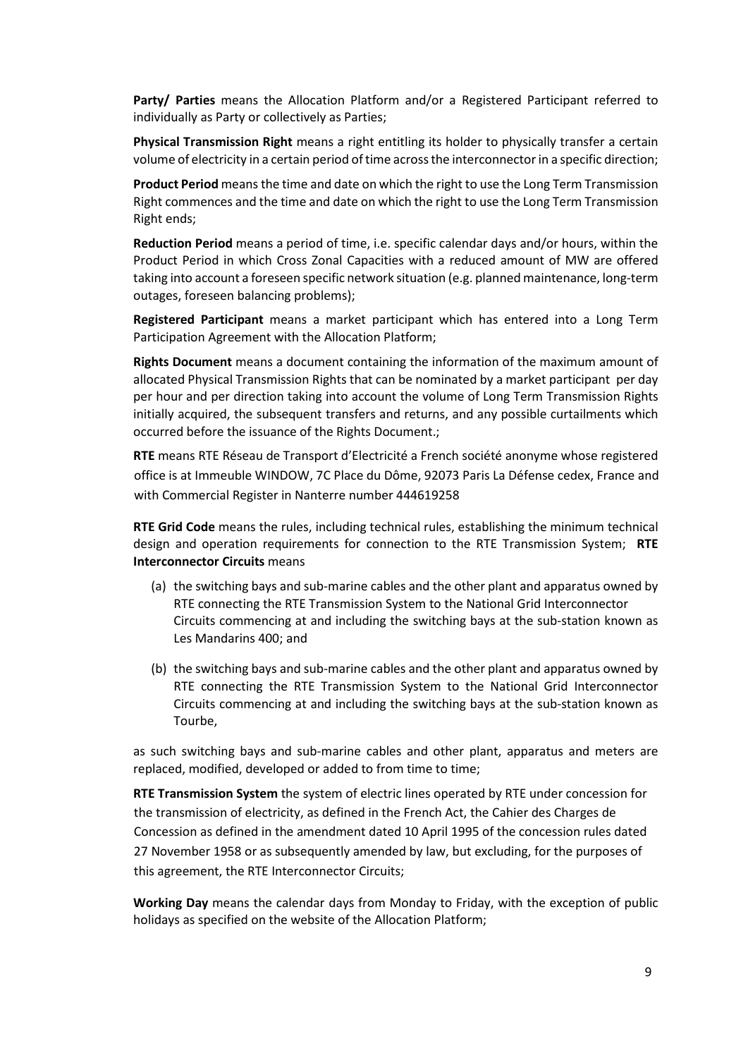**Party/ Parties** means the Allocation Platform and/or a Registered Participant referred to individually as Party or collectively as Parties;

**Physical Transmission Right** means a right entitling its holder to physically transfer a certain volume of electricity in a certain period of time across the interconnector in a specific direction;

**Product Period** means the time and date on which the right to use the Long Term Transmission Right commences and the time and date on which the right to use the Long Term Transmission Right ends;

**Reduction Period** means a period of time, i.e. specific calendar days and/or hours, within the Product Period in which Cross Zonal Capacities with a reduced amount of MW are offered taking into account a foreseen specific network situation (e.g. planned maintenance, long-term outages, foreseen balancing problems);

**Registered Participant** means a market participant which has entered into a Long Term Participation Agreement with the Allocation Platform;

**Rights Document** means a document containing the information of the maximum amount of allocated Physical Transmission Rights that can be nominated by a market participant per day per hour and per direction taking into account the volume of Long Term Transmission Rights initially acquired, the subsequent transfers and returns, and any possible curtailments which occurred before the issuance of the Rights Document.;

**RTE** means RTE Réseau de Transport d'Electricité a French société anonyme whose registered office is at Immeuble WINDOW, 7C Place du Dôme, 92073 Paris La Défense cedex, France and with Commercial Register in Nanterre number 444619258

**RTE Grid Code** means the rules, including technical rules, establishing the minimum technical design and operation requirements for connection to the RTE Transmission System; **RTE Interconnector Circuits** means

(a) the switching bays and sub-marine cables and the other plant and apparatus owned by RTE connecting the RTE Transmission System to the National Grid Interconnector Circuits commencing at and including the switching bays at the sub-station known as Les Mandarins 400; and

(b) the switching bays and sub-marine cables and the other plant and apparatus owned by RTE connecting the RTE Transmission System to the National Grid Interconnector Circuits commencing at and including the switching bays at the sub-station known as Tourbe,

as such switching bays and sub-marine cables and other plant, apparatus and meters are replaced, modified, developed or added to from time to time;

**RTE Transmission System** the system of electric lines operated by RTE under concession for the transmission of electricity, as defined in the French Act, the Cahier des Charges de Concession as defined in the amendment dated 10 April 1995 of the concession rules dated 27 November 1958 or as subsequently amended by law, but excluding, for the purposes of this agreement, the RTE Interconnector Circuits;

**Working Day** means the calendar days from Monday to Friday, with the exception of public holidays as specified on the website of the Allocation Platform;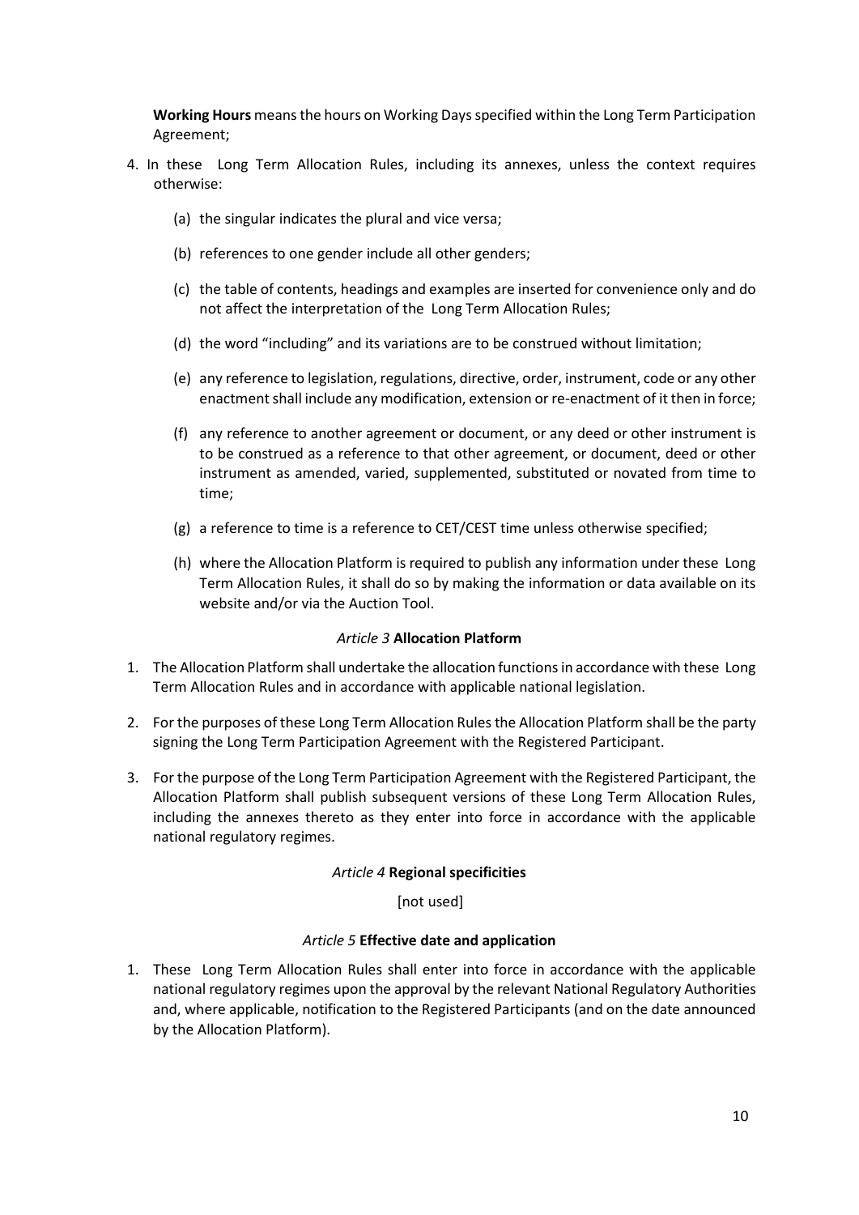**Working Hours** means the hours on Working Days specified within the Long Term Participation Agreement;

4. In these Long Term Allocation Rules, including its annexes, unless the context requires otherwise:

   (a) the singular indicates the plural and vice versa;

   (b) references to one gender include all other genders;

   (c) the table of contents, headings and examples are inserted for convenience only and do not affect the interpretation of the Long Term Allocation Rules;

   (d) the word "including" and its variations are to be construed without limitation;

   (e) any reference to legislation, regulations, directive, order, instrument, code or any other enactment shall include any modification, extension or re-enactment of it then in force;

   (f) any reference to another agreement or document, or any deed or other instrument is to be construed as a reference to that other agreement, or document, deed or other instrument as amended, varied, supplemented, substituted or novated from time to time;

   (g) a reference to time is a reference to CET/CEST time unless otherwise specified;

   (h) where the Allocation Platform is required to publish any information under these Long Term Allocation Rules, it shall do so by making the information or data available on its website and/or via the Auction Tool.

### *Article 3* **Allocation Platform**

1. The Allocation Platform shall undertake the allocation functions in accordance with these Long Term Allocation Rules and in accordance with applicable national legislation.
2. For the purposes of these Long Term Allocation Rules the Allocation Platform shall be the party signing the Long Term Participation Agreement with the Registered Participant.
3. For the purpose of the Long Term Participation Agreement with the Registered Participant, the Allocation Platform shall publish subsequent versions of these Long Term Allocation Rules, including the annexes thereto as they enter into force in accordance with the applicable national regulatory regimes.

### *Article 4* **Regional specificities**

[not used]

### *Article 5* **Effective date and application**

1. These Long Term Allocation Rules shall enter into force in accordance with the applicable national regulatory regimes upon the approval by the relevant National Regulatory Authorities and, where applicable, notification to the Registered Participants (and on the date announced by the Allocation Platform).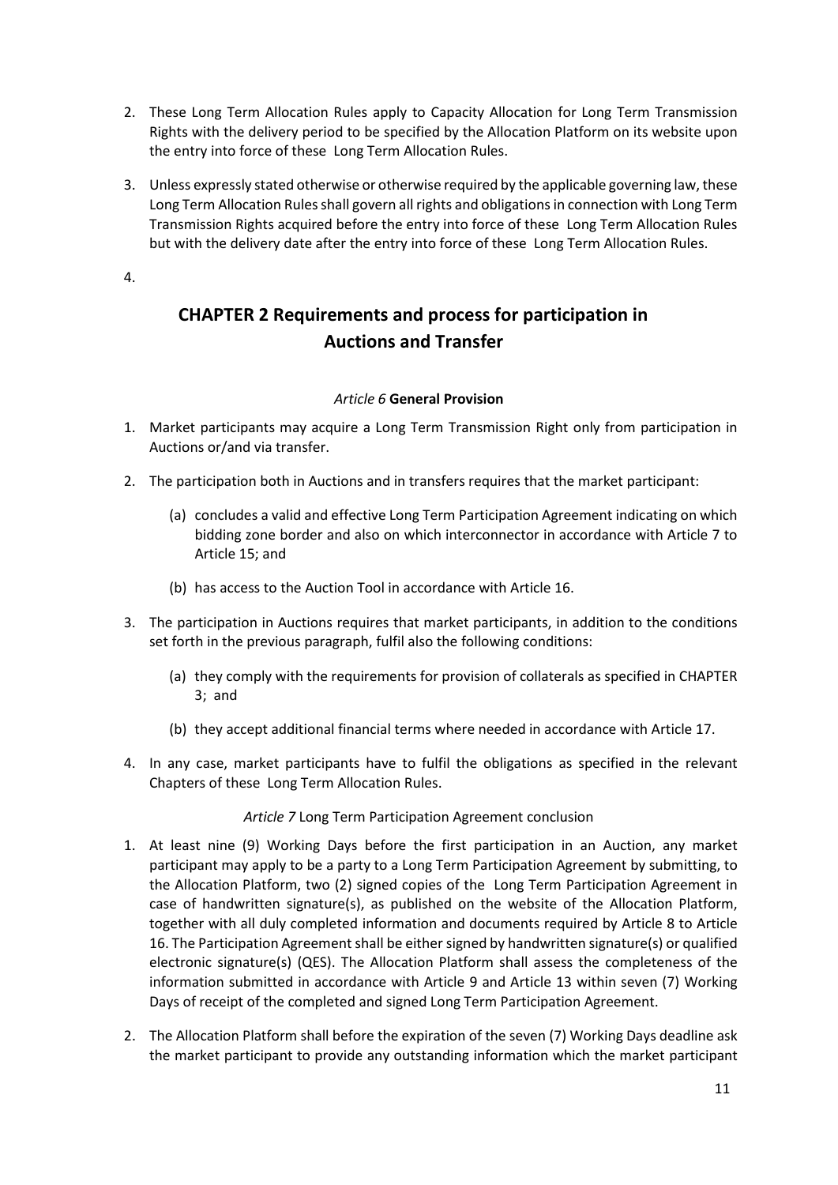2. These Long Term Allocation Rules apply to Capacity Allocation for Long Term Transmission Rights with the delivery period to be specified by the Allocation Platform on its website upon the entry into force of these Long Term Allocation Rules.

3. Unless expressly stated otherwise or otherwise required by the applicable governing law, these Long Term Allocation Rules shall govern all rights and obligations in connection with Long Term Transmission Rights acquired before the entry into force of these Long Term Allocation Rules but with the delivery date after the entry into force of these Long Term Allocation Rules.

4.

# CHAPTER 2 Requirements and process for participation in Auctions and Transfer

### *Article 6* **General Provision**

1. Market participants may acquire a Long Term Transmission Right only from participation in Auctions or/and via transfer.

2. The participation both in Auctions and in transfers requires that the market participant:

   (a) concludes a valid and effective Long Term Participation Agreement indicating on which bidding zone border and also on which interconnector in accordance with Article 7 to Article 15; and

   (b) has access to the Auction Tool in accordance with Article 16.

3. The participation in Auctions requires that market participants, in addition to the conditions set forth in the previous paragraph, fulfil also the following conditions:

   (a) they comply with the requirements for provision of collaterals as specified in CHAPTER 3; and

   (b) they accept additional financial terms where needed in accordance with Article 17.

4. In any case, market participants have to fulfil the obligations as specified in the relevant Chapters of these Long Term Allocation Rules.

### *Article 7* Long Term Participation Agreement conclusion

1. At least nine (9) Working Days before the first participation in an Auction, any market participant may apply to be a party to a Long Term Participation Agreement by submitting, to the Allocation Platform, two (2) signed copies of the Long Term Participation Agreement in case of handwritten signature(s), as published on the website of the Allocation Platform, together with all duly completed information and documents required by Article 8 to Article 16. The Participation Agreement shall be either signed by handwritten signature(s) or qualified electronic signature(s) (QES). The Allocation Platform shall assess the completeness of the information submitted in accordance with Article 9 and Article 13 within seven (7) Working Days of receipt of the completed and signed Long Term Participation Agreement.

2. The Allocation Platform shall before the expiration of the seven (7) Working Days deadline ask the market participant to provide any outstanding information which the market participant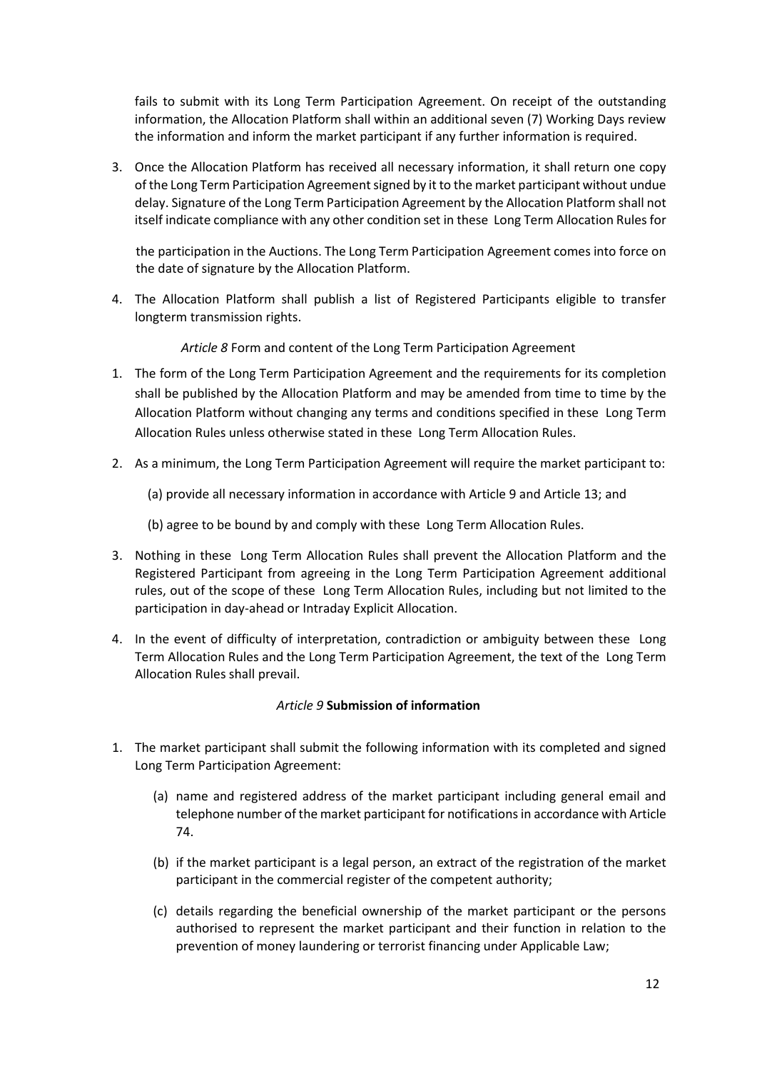fails to submit with its Long Term Participation Agreement. On receipt of the outstanding information, the Allocation Platform shall within an additional seven (7) Working Days review the information and inform the market participant if any further information is required.

3. Once the Allocation Platform has received all necessary information, it shall return one copy of the Long Term Participation Agreement signed by it to the market participant without undue delay. Signature of the Long Term Participation Agreement by the Allocation Platform shall not itself indicate compliance with any other condition set in these Long Term Allocation Rules for the participation in the Auctions. The Long Term Participation Agreement comes into force on the date of signature by the Allocation Platform.

4. The Allocation Platform shall publish a list of Registered Participants eligible to transfer longterm transmission rights.

*Article 8* Form and content of the Long Term Participation Agreement

1. The form of the Long Term Participation Agreement and the requirements for its completion shall be published by the Allocation Platform and may be amended from time to time by the Allocation Platform without changing any terms and conditions specified in these Long Term Allocation Rules unless otherwise stated in these Long Term Allocation Rules.

2. As a minimum, the Long Term Participation Agreement will require the market participant to:

   (a) provide all necessary information in accordance with Article 9 and Article 13; and

   (b) agree to be bound by and comply with these Long Term Allocation Rules.

3. Nothing in these Long Term Allocation Rules shall prevent the Allocation Platform and the Registered Participant from agreeing in the Long Term Participation Agreement additional rules, out of the scope of these Long Term Allocation Rules, including but not limited to the participation in day-ahead or Intraday Explicit Allocation.

4. In the event of difficulty of interpretation, contradiction or ambiguity between these Long Term Allocation Rules and the Long Term Participation Agreement, the text of the Long Term Allocation Rules shall prevail.

*Article 9* **Submission of information**

1. The market participant shall submit the following information with its completed and signed Long Term Participation Agreement:

   (a) name and registered address of the market participant including general email and telephone number of the market participant for notifications in accordance with Article 74.

   (b) if the market participant is a legal person, an extract of the registration of the market participant in the commercial register of the competent authority;

   (c) details regarding the beneficial ownership of the market participant or the persons authorised to represent the market participant and their function in relation to the prevention of money laundering or terrorist financing under Applicable Law;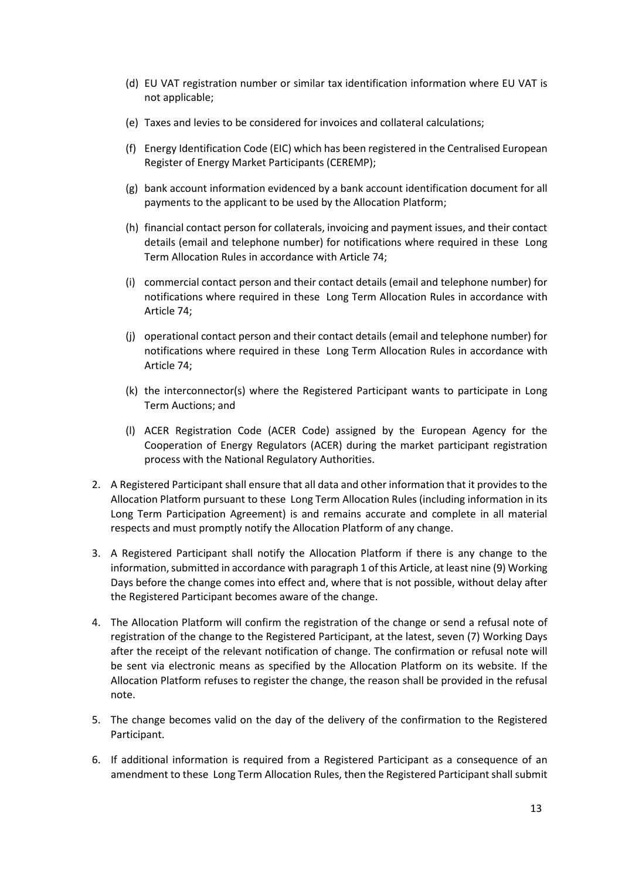(d) EU VAT registration number or similar tax identification information where EU VAT is not applicable;

(e) Taxes and levies to be considered for invoices and collateral calculations;

(f) Energy Identification Code (EIC) which has been registered in the Centralised European Register of Energy Market Participants (CEREMP);

(g) bank account information evidenced by a bank account identification document for all payments to the applicant to be used by the Allocation Platform;

(h) financial contact person for collaterals, invoicing and payment issues, and their contact details (email and telephone number) for notifications where required in these Long Term Allocation Rules in accordance with Article 74;

(i) commercial contact person and their contact details (email and telephone number) for notifications where required in these Long Term Allocation Rules in accordance with Article 74;

(j) operational contact person and their contact details (email and telephone number) for notifications where required in these Long Term Allocation Rules in accordance with Article 74;

(k) the interconnector(s) where the Registered Participant wants to participate in Long Term Auctions; and

(l) ACER Registration Code (ACER Code) assigned by the European Agency for the Cooperation of Energy Regulators (ACER) during the market participant registration process with the National Regulatory Authorities.

2. A Registered Participant shall ensure that all data and other information that it provides to the Allocation Platform pursuant to these Long Term Allocation Rules (including information in its Long Term Participation Agreement) is and remains accurate and complete in all material respects and must promptly notify the Allocation Platform of any change.

3. A Registered Participant shall notify the Allocation Platform if there is any change to the information, submitted in accordance with paragraph 1 of this Article, at least nine (9) Working Days before the change comes into effect and, where that is not possible, without delay after the Registered Participant becomes aware of the change.

4. The Allocation Platform will confirm the registration of the change or send a refusal note of registration of the change to the Registered Participant, at the latest, seven (7) Working Days after the receipt of the relevant notification of change. The confirmation or refusal note will be sent via electronic means as specified by the Allocation Platform on its website. If the Allocation Platform refuses to register the change, the reason shall be provided in the refusal note.

5. The change becomes valid on the day of the delivery of the confirmation to the Registered Participant.

6. If additional information is required from a Registered Participant as a consequence of an amendment to these Long Term Allocation Rules, then the Registered Participant shall submit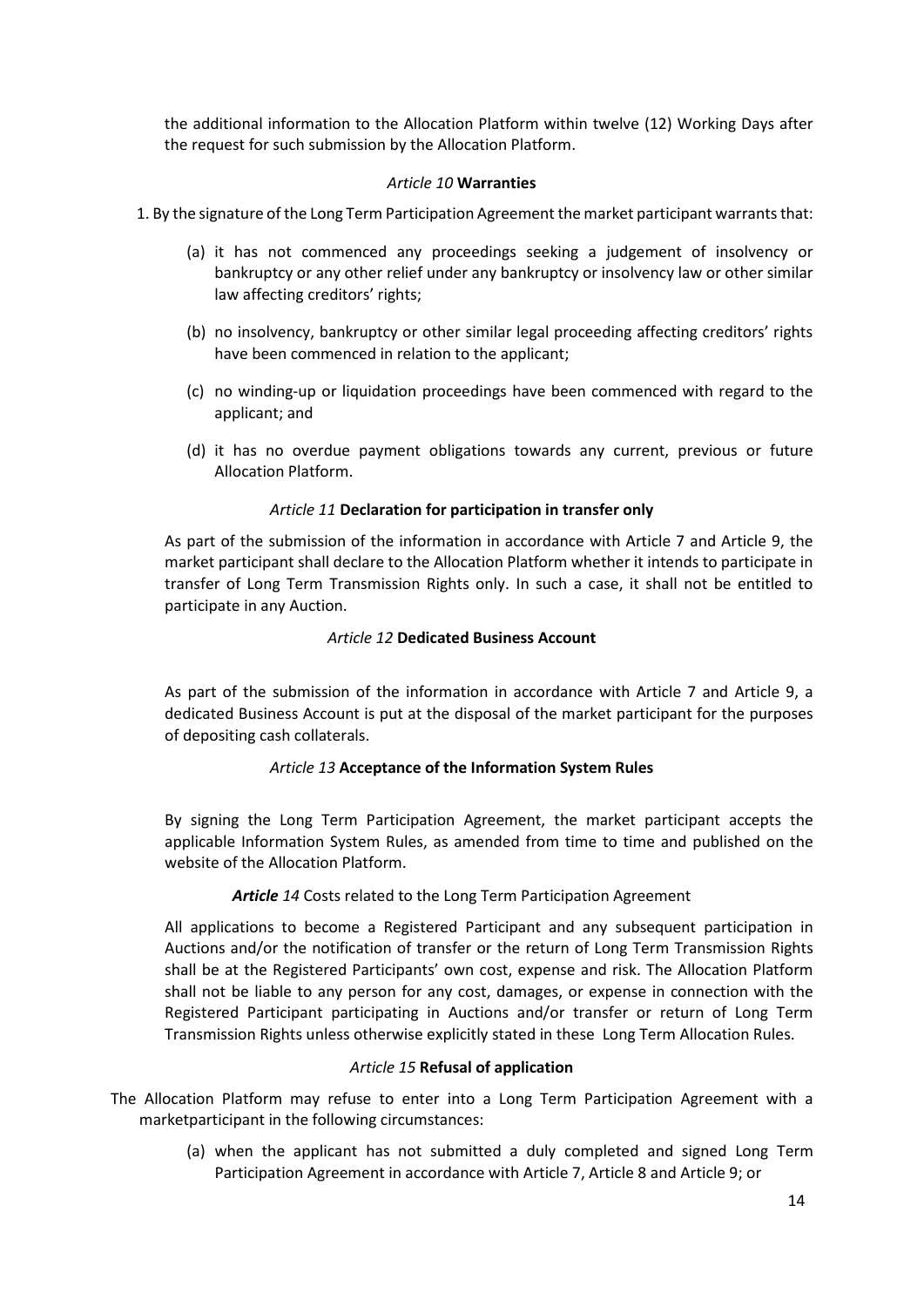the additional information to the Allocation Platform within twelve (12) Working Days after the request for such submission by the Allocation Platform.

### *Article 10* **Warranties**

1. By the signature of the Long Term Participation Agreement the market participant warrants that:

   (a) it has not commenced any proceedings seeking a judgement of insolvency or bankruptcy or any other relief under any bankruptcy or insolvency law or other similar law affecting creditors' rights;

   (b) no insolvency, bankruptcy or other similar legal proceeding affecting creditors' rights have been commenced in relation to the applicant;

   (c) no winding-up or liquidation proceedings have been commenced with regard to the applicant; and

   (d) it has no overdue payment obligations towards any current, previous or future Allocation Platform.

### *Article 11* **Declaration for participation in transfer only**

As part of the submission of the information in accordance with Article 7 and Article 9, the market participant shall declare to the Allocation Platform whether it intends to participate in transfer of Long Term Transmission Rights only. In such a case, it shall not be entitled to participate in any Auction.

### *Article 12* **Dedicated Business Account**

As part of the submission of the information in accordance with Article 7 and Article 9, a dedicated Business Account is put at the disposal of the market participant for the purposes of depositing cash collaterals.

### *Article 13* **Acceptance of the Information System Rules**

By signing the Long Term Participation Agreement, the market participant accepts the applicable Information System Rules, as amended from time to time and published on the website of the Allocation Platform.

### ***Article** 14* Costs related to the Long Term Participation Agreement

All applications to become a Registered Participant and any subsequent participation in Auctions and/or the notification of transfer or the return of Long Term Transmission Rights shall be at the Registered Participants' own cost, expense and risk. The Allocation Platform shall not be liable to any person for any cost, damages, or expense in connection with the Registered Participant participating in Auctions and/or transfer or return of Long Term Transmission Rights unless otherwise explicitly stated in these Long Term Allocation Rules.

### *Article 15* **Refusal of application**

The Allocation Platform may refuse to enter into a Long Term Participation Agreement with a marketparticipant in the following circumstances:

(a) when the applicant has not submitted a duly completed and signed Long Term Participation Agreement in accordance with Article 7, Article 8 and Article 9; or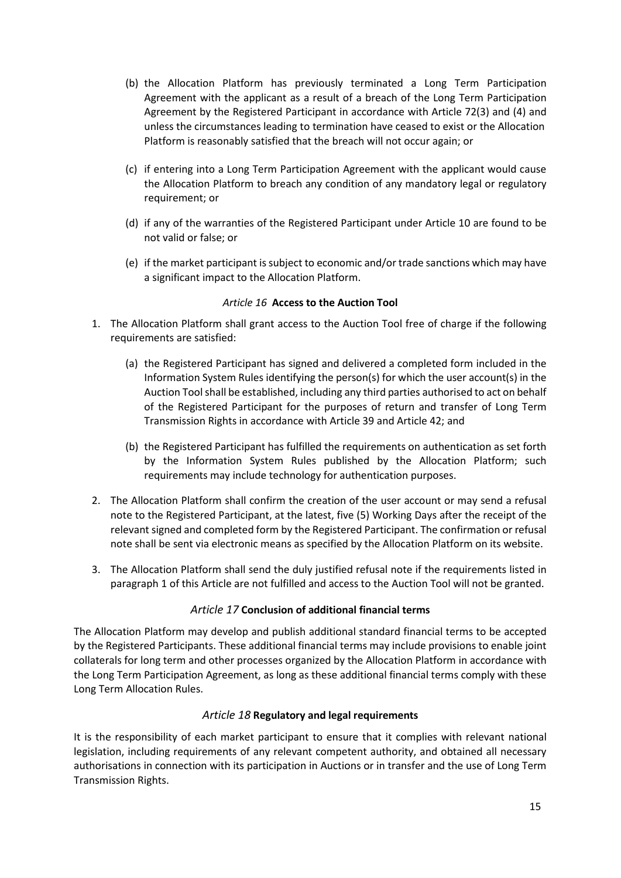(b) the Allocation Platform has previously terminated a Long Term Participation Agreement with the applicant as a result of a breach of the Long Term Participation Agreement by the Registered Participant in accordance with Article 72(3) and (4) and unless the circumstances leading to termination have ceased to exist or the Allocation Platform is reasonably satisfied that the breach will not occur again; or

(c) if entering into a Long Term Participation Agreement with the applicant would cause the Allocation Platform to breach any condition of any mandatory legal or regulatory requirement; or

(d) if any of the warranties of the Registered Participant under Article 10 are found to be not valid or false; or

(e) if the market participant is subject to economic and/or trade sanctions which may have a significant impact to the Allocation Platform.

### *Article 16* **Access to the Auction Tool**

1. The Allocation Platform shall grant access to the Auction Tool free of charge if the following requirements are satisfied:

   (a) the Registered Participant has signed and delivered a completed form included in the Information System Rules identifying the person(s) for which the user account(s) in the Auction Tool shall be established, including any third parties authorised to act on behalf of the Registered Participant for the purposes of return and transfer of Long Term Transmission Rights in accordance with Article 39 and Article 42; and

   (b) the Registered Participant has fulfilled the requirements on authentication as set forth by the Information System Rules published by the Allocation Platform; such requirements may include technology for authentication purposes.

2. The Allocation Platform shall confirm the creation of the user account or may send a refusal note to the Registered Participant, at the latest, five (5) Working Days after the receipt of the relevant signed and completed form by the Registered Participant. The confirmation or refusal note shall be sent via electronic means as specified by the Allocation Platform on its website.

3. The Allocation Platform shall send the duly justified refusal note if the requirements listed in paragraph 1 of this Article are not fulfilled and access to the Auction Tool will not be granted.

### *Article 17* **Conclusion of additional financial terms**

The Allocation Platform may develop and publish additional standard financial terms to be accepted by the Registered Participants. These additional financial terms may include provisions to enable joint collaterals for long term and other processes organized by the Allocation Platform in accordance with the Long Term Participation Agreement, as long as these additional financial terms comply with these Long Term Allocation Rules.

### *Article 18* **Regulatory and legal requirements**

It is the responsibility of each market participant to ensure that it complies with relevant national legislation, including requirements of any relevant competent authority, and obtained all necessary authorisations in connection with its participation in Auctions or in transfer and the use of Long Term Transmission Rights.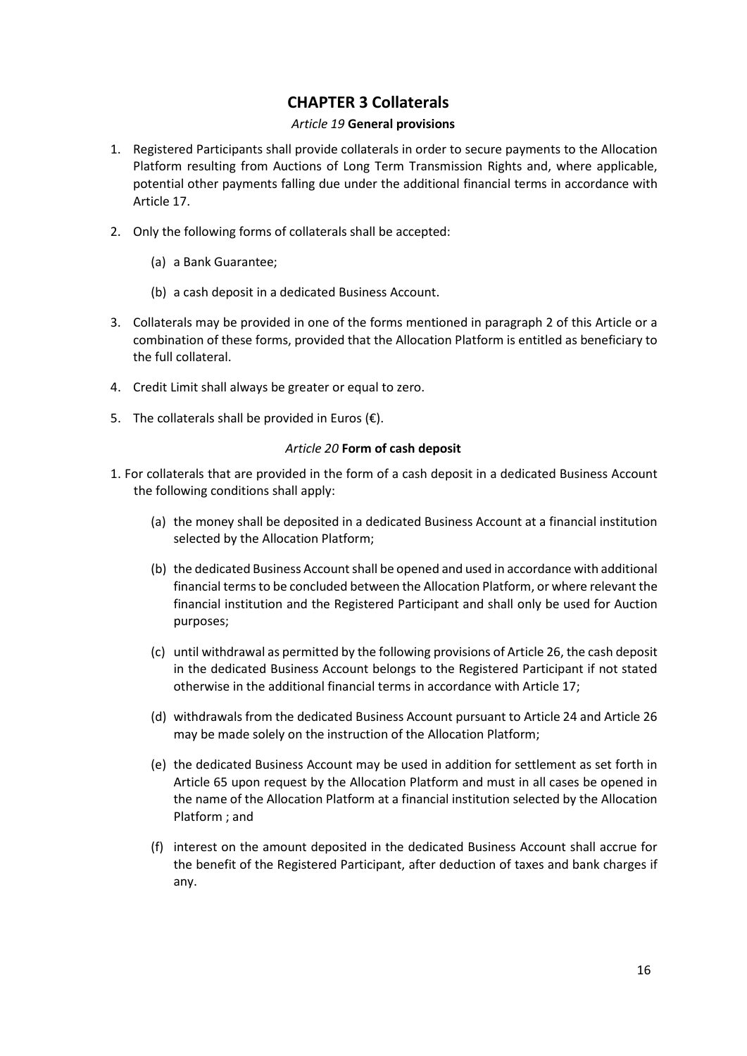# CHAPTER 3 Collaterals

### *Article 19* **General provisions**

1. Registered Participants shall provide collaterals in order to secure payments to the Allocation Platform resulting from Auctions of Long Term Transmission Rights and, where applicable, potential other payments falling due under the additional financial terms in accordance with Article 17.

2. Only the following forms of collaterals shall be accepted:

   (a) a Bank Guarantee;

   (b) a cash deposit in a dedicated Business Account.

3. Collaterals may be provided in one of the forms mentioned in paragraph 2 of this Article or a combination of these forms, provided that the Allocation Platform is entitled as beneficiary to the full collateral.

4. Credit Limit shall always be greater or equal to zero.

5. The collaterals shall be provided in Euros (€).

### *Article 20* **Form of cash deposit**

1. For collaterals that are provided in the form of a cash deposit in a dedicated Business Account the following conditions shall apply:

   (a) the money shall be deposited in a dedicated Business Account at a financial institution selected by the Allocation Platform;

   (b) the dedicated Business Account shall be opened and used in accordance with additional financial terms to be concluded between the Allocation Platform, or where relevant the financial institution and the Registered Participant and shall only be used for Auction purposes;

   (c) until withdrawal as permitted by the following provisions of Article 26, the cash deposit in the dedicated Business Account belongs to the Registered Participant if not stated otherwise in the additional financial terms in accordance with Article 17;

   (d) withdrawals from the dedicated Business Account pursuant to Article 24 and Article 26 may be made solely on the instruction of the Allocation Platform;

   (e) the dedicated Business Account may be used in addition for settlement as set forth in Article 65 upon request by the Allocation Platform and must in all cases be opened in the name of the Allocation Platform at a financial institution selected by the Allocation Platform ; and

   (f) interest on the amount deposited in the dedicated Business Account shall accrue for the benefit of the Registered Participant, after deduction of taxes and bank charges if any.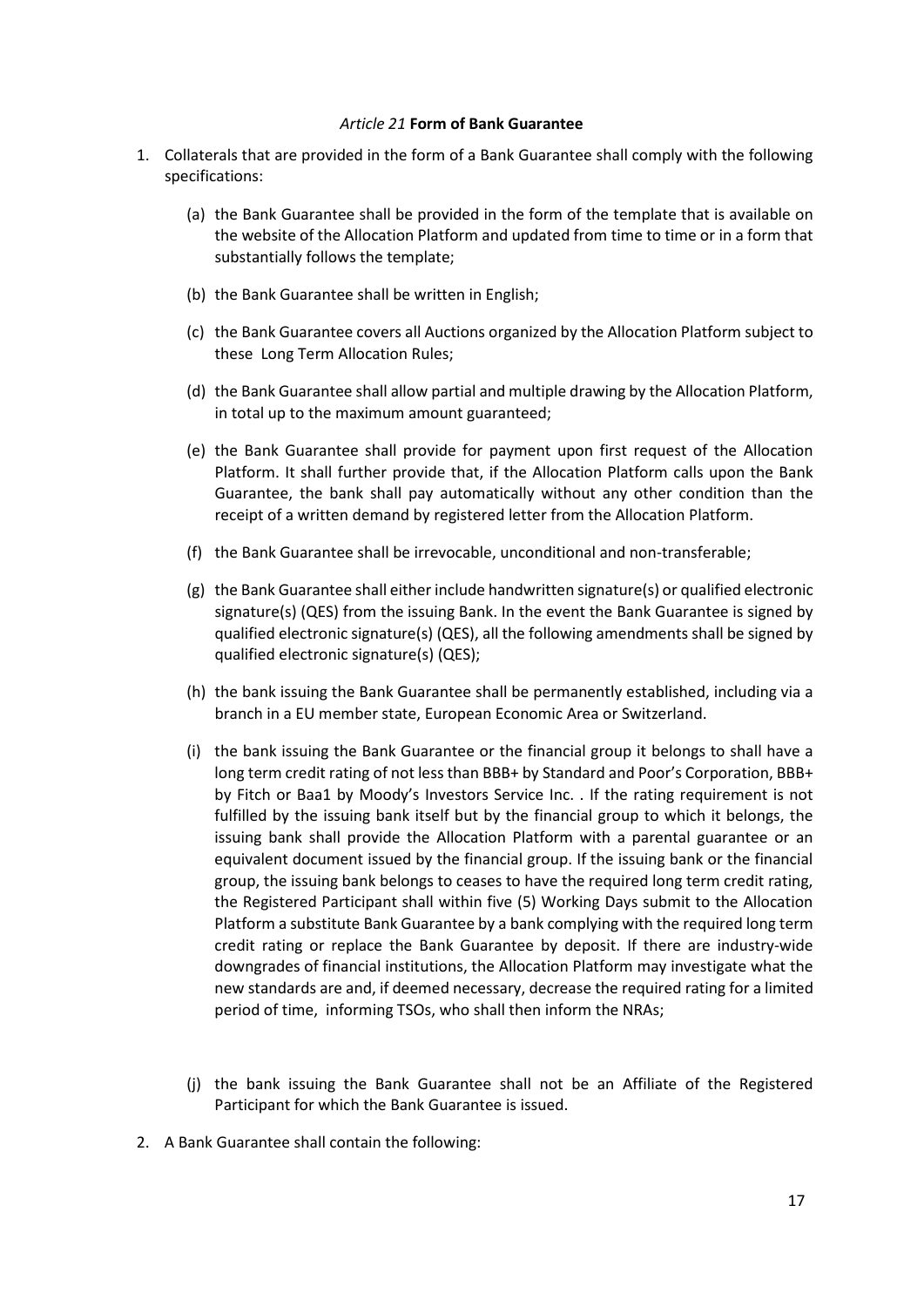### *Article 21* **Form of Bank Guarantee**

1. Collaterals that are provided in the form of a Bank Guarantee shall comply with the following specifications:

   (a) the Bank Guarantee shall be provided in the form of the template that is available on the website of the Allocation Platform and updated from time to time or in a form that substantially follows the template;

   (b) the Bank Guarantee shall be written in English;

   (c) the Bank Guarantee covers all Auctions organized by the Allocation Platform subject to these Long Term Allocation Rules;

   (d) the Bank Guarantee shall allow partial and multiple drawing by the Allocation Platform, in total up to the maximum amount guaranteed;

   (e) the Bank Guarantee shall provide for payment upon first request of the Allocation Platform. It shall further provide that, if the Allocation Platform calls upon the Bank Guarantee, the bank shall pay automatically without any other condition than the receipt of a written demand by registered letter from the Allocation Platform.

   (f) the Bank Guarantee shall be irrevocable, unconditional and non-transferable;

   (g) the Bank Guarantee shall either include handwritten signature(s) or qualified electronic signature(s) (QES) from the issuing Bank. In the event the Bank Guarantee is signed by qualified electronic signature(s) (QES), all the following amendments shall be signed by qualified electronic signature(s) (QES);

   (h) the bank issuing the Bank Guarantee shall be permanently established, including via a branch in a EU member state, European Economic Area or Switzerland.

   (i) the bank issuing the Bank Guarantee or the financial group it belongs to shall have a long term credit rating of not less than BBB+ by Standard and Poor's Corporation, BBB+ by Fitch or Baa1 by Moody's Investors Service Inc. . If the rating requirement is not fulfilled by the issuing bank itself but by the financial group to which it belongs, the issuing bank shall provide the Allocation Platform with a parental guarantee or an equivalent document issued by the financial group. If the issuing bank or the financial group, the issuing bank belongs to ceases to have the required long term credit rating, the Registered Participant shall within five (5) Working Days submit to the Allocation Platform a substitute Bank Guarantee by a bank complying with the required long term credit rating or replace the Bank Guarantee by deposit. If there are industry-wide downgrades of financial institutions, the Allocation Platform may investigate what the new standards are and, if deemed necessary, decrease the required rating for a limited period of time, informing TSOs, who shall then inform the NRAs;

   (j) the bank issuing the Bank Guarantee shall not be an Affiliate of the Registered Participant for which the Bank Guarantee is issued.

2. A Bank Guarantee shall contain the following: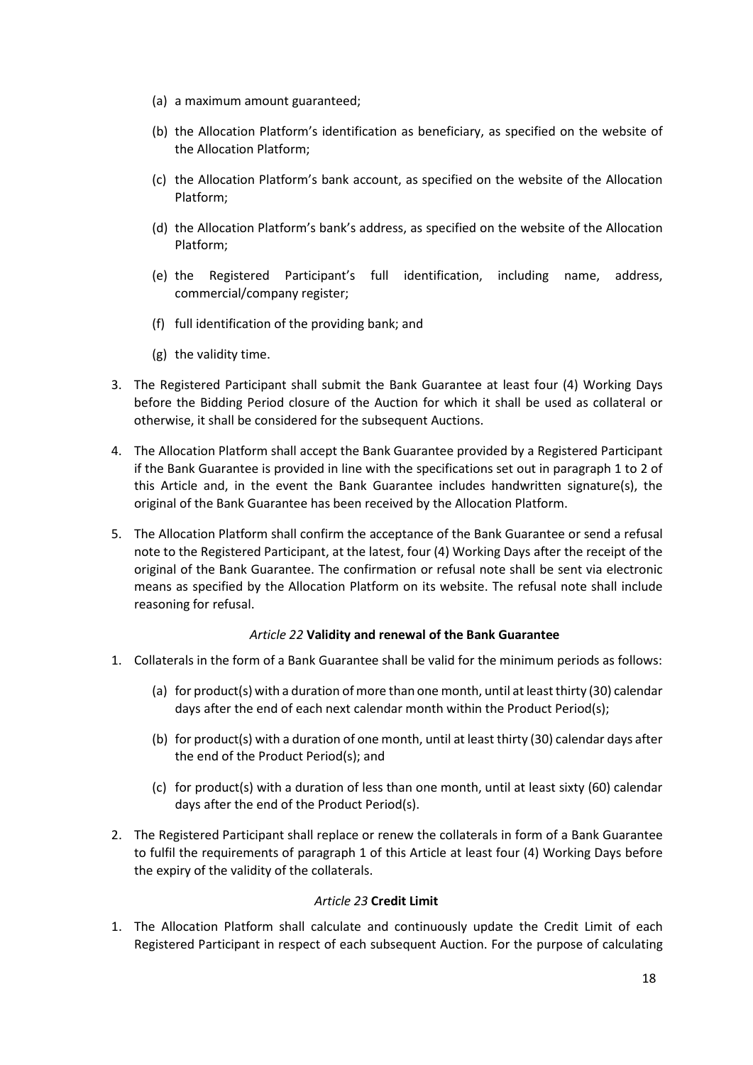(a) a maximum amount guaranteed;

(b) the Allocation Platform's identification as beneficiary, as specified on the website of the Allocation Platform;

(c) the Allocation Platform's bank account, as specified on the website of the Allocation Platform;

(d) the Allocation Platform's bank's address, as specified on the website of the Allocation Platform;

(e) the Registered Participant's full identification, including name, address, commercial/company register;

(f) full identification of the providing bank; and

(g) the validity time.

3. The Registered Participant shall submit the Bank Guarantee at least four (4) Working Days before the Bidding Period closure of the Auction for which it shall be used as collateral or otherwise, it shall be considered for the subsequent Auctions.

4. The Allocation Platform shall accept the Bank Guarantee provided by a Registered Participant if the Bank Guarantee is provided in line with the specifications set out in paragraph 1 to 2 of this Article and, in the event the Bank Guarantee includes handwritten signature(s), the original of the Bank Guarantee has been received by the Allocation Platform.

5. The Allocation Platform shall confirm the acceptance of the Bank Guarantee or send a refusal note to the Registered Participant, at the latest, four (4) Working Days after the receipt of the original of the Bank Guarantee. The confirmation or refusal note shall be sent via electronic means as specified by the Allocation Platform on its website. The refusal note shall include reasoning for refusal.

### *Article 22* **Validity and renewal of the Bank Guarantee**

1. Collaterals in the form of a Bank Guarantee shall be valid for the minimum periods as follows:

   (a) for product(s) with a duration of more than one month, until at least thirty (30) calendar days after the end of each next calendar month within the Product Period(s);

   (b) for product(s) with a duration of one month, until at least thirty (30) calendar days after the end of the Product Period(s); and

   (c) for product(s) with a duration of less than one month, until at least sixty (60) calendar days after the end of the Product Period(s).

2. The Registered Participant shall replace or renew the collaterals in form of a Bank Guarantee to fulfil the requirements of paragraph 1 of this Article at least four (4) Working Days before the expiry of the validity of the collaterals.

### *Article 23* **Credit Limit**

1. The Allocation Platform shall calculate and continuously update the Credit Limit of each Registered Participant in respect of each subsequent Auction. For the purpose of calculating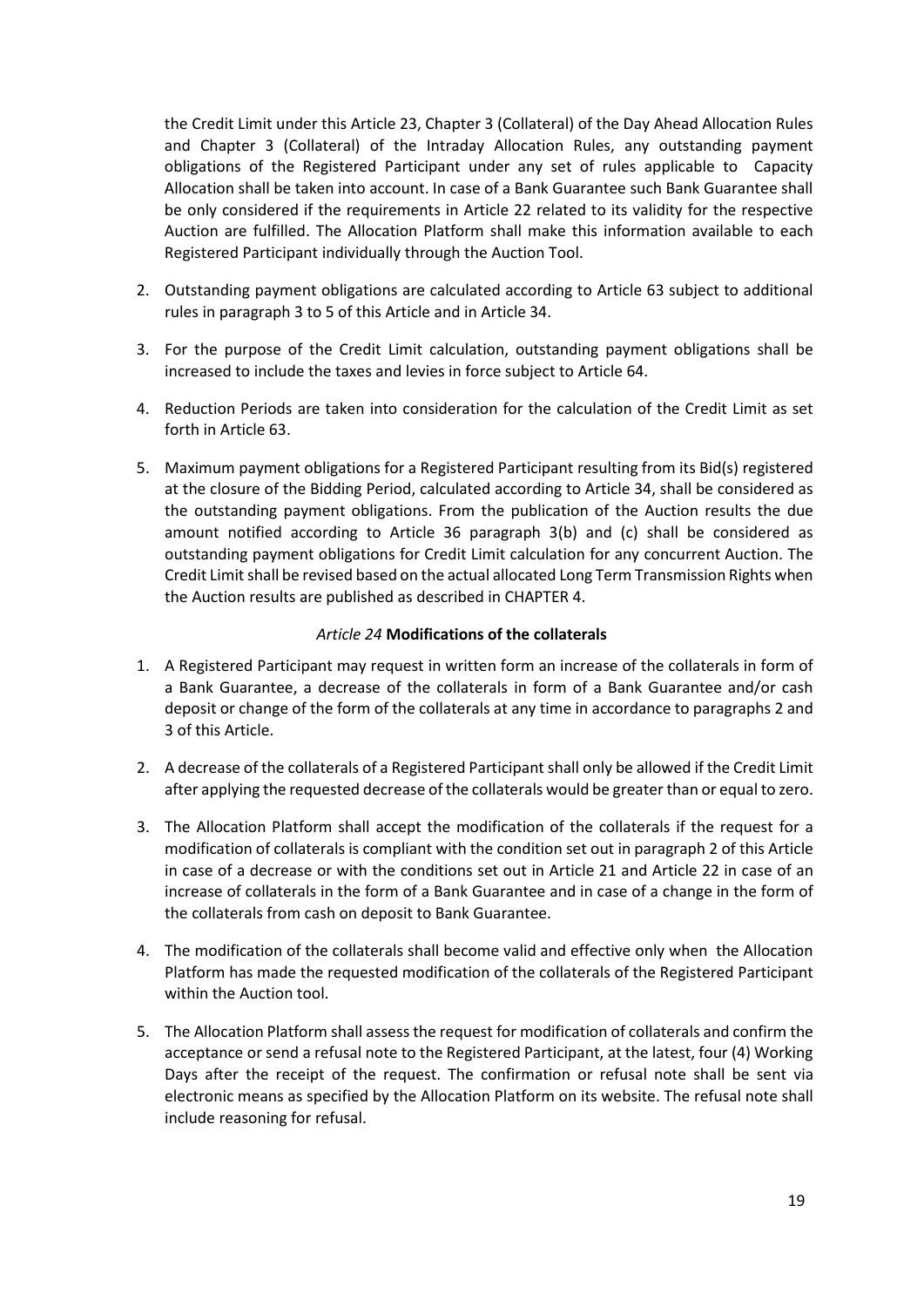the Credit Limit under this Article 23, Chapter 3 (Collateral) of the Day Ahead Allocation Rules and Chapter 3 (Collateral) of the Intraday Allocation Rules, any outstanding payment obligations of the Registered Participant under any set of rules applicable to Capacity Allocation shall be taken into account. In case of a Bank Guarantee such Bank Guarantee shall be only considered if the requirements in Article 22 related to its validity for the respective Auction are fulfilled. The Allocation Platform shall make this information available to each Registered Participant individually through the Auction Tool.

2. Outstanding payment obligations are calculated according to Article 63 subject to additional rules in paragraph 3 to 5 of this Article and in Article 34.

3. For the purpose of the Credit Limit calculation, outstanding payment obligations shall be increased to include the taxes and levies in force subject to Article 64.

4. Reduction Periods are taken into consideration for the calculation of the Credit Limit as set forth in Article 63.

5. Maximum payment obligations for a Registered Participant resulting from its Bid(s) registered at the closure of the Bidding Period, calculated according to Article 34, shall be considered as the outstanding payment obligations. From the publication of the Auction results the due amount notified according to Article 36 paragraph 3(b) and (c) shall be considered as outstanding payment obligations for Credit Limit calculation for any concurrent Auction. The Credit Limit shall be revised based on the actual allocated Long Term Transmission Rights when the Auction results are published as described in CHAPTER 4.

### *Article 24* **Modifications of the collaterals**

1. A Registered Participant may request in written form an increase of the collaterals in form of a Bank Guarantee, a decrease of the collaterals in form of a Bank Guarantee and/or cash deposit or change of the form of the collaterals at any time in accordance to paragraphs 2 and 3 of this Article.

2. A decrease of the collaterals of a Registered Participant shall only be allowed if the Credit Limit after applying the requested decrease of the collaterals would be greater than or equal to zero.

3. The Allocation Platform shall accept the modification of the collaterals if the request for a modification of collaterals is compliant with the condition set out in paragraph 2 of this Article in case of a decrease or with the conditions set out in Article 21 and Article 22 in case of an increase of collaterals in the form of a Bank Guarantee and in case of a change in the form of the collaterals from cash on deposit to Bank Guarantee.

4. The modification of the collaterals shall become valid and effective only when the Allocation Platform has made the requested modification of the collaterals of the Registered Participant within the Auction tool.

5. The Allocation Platform shall assess the request for modification of collaterals and confirm the acceptance or send a refusal note to the Registered Participant, at the latest, four (4) Working Days after the receipt of the request. The confirmation or refusal note shall be sent via electronic means as specified by the Allocation Platform on its website. The refusal note shall include reasoning for refusal.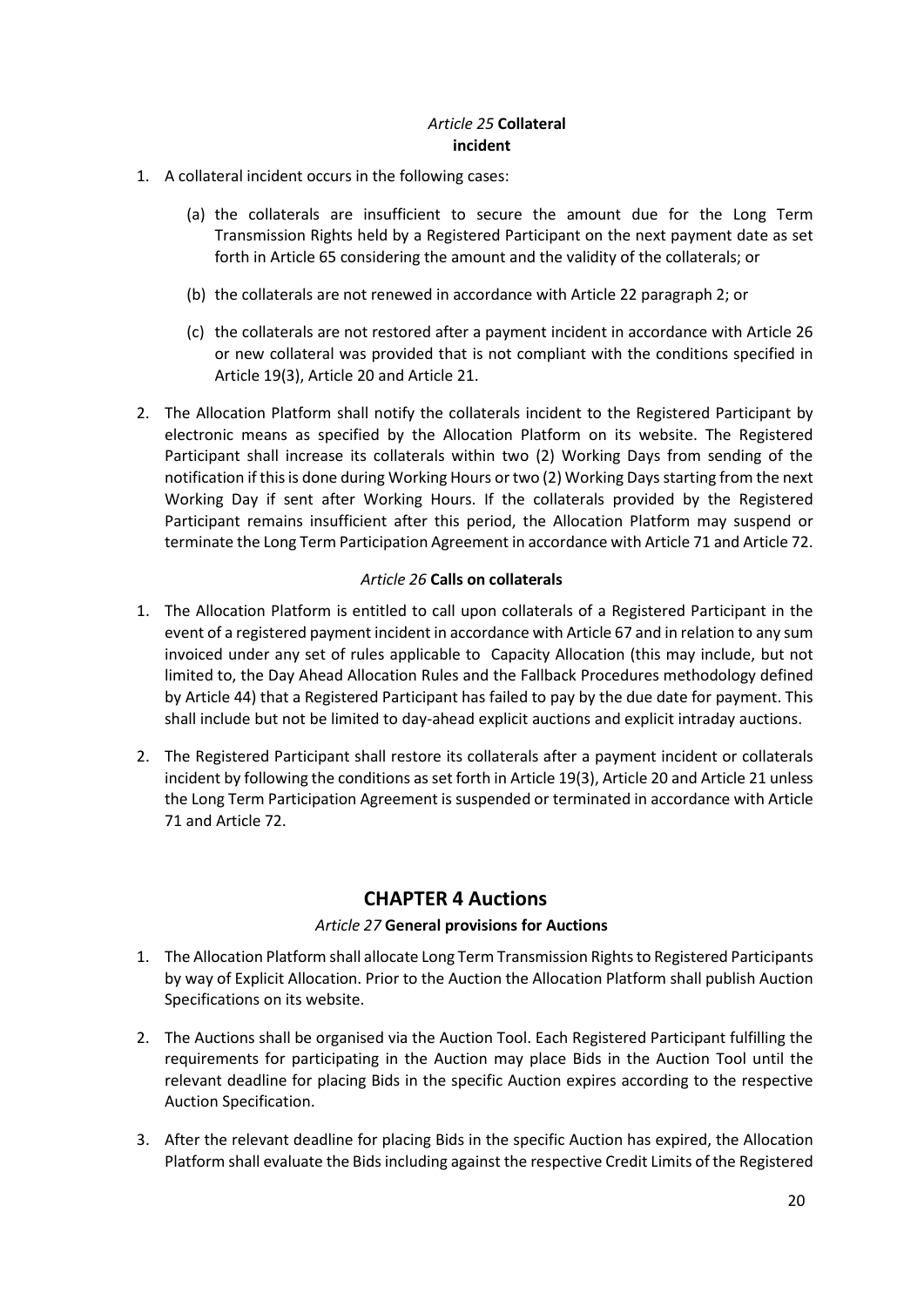### *Article 25* **Collateral incident**

1. A collateral incident occurs in the following cases:

   (a) the collaterals are insufficient to secure the amount due for the Long Term Transmission Rights held by a Registered Participant on the next payment date as set forth in Article 65 considering the amount and the validity of the collaterals; or

   (b) the collaterals are not renewed in accordance with Article 22 paragraph 2; or

   (c) the collaterals are not restored after a payment incident in accordance with Article 26 or new collateral was provided that is not compliant with the conditions specified in Article 19(3), Article 20 and Article 21.

2. The Allocation Platform shall notify the collaterals incident to the Registered Participant by electronic means as specified by the Allocation Platform on its website. The Registered Participant shall increase its collaterals within two (2) Working Days from sending of the notification if this is done during Working Hours or two (2) Working Days starting from the next Working Day if sent after Working Hours. If the collaterals provided by the Registered Participant remains insufficient after this period, the Allocation Platform may suspend or terminate the Long Term Participation Agreement in accordance with Article 71 and Article 72.

### *Article 26* **Calls on collaterals**

1. The Allocation Platform is entitled to call upon collaterals of a Registered Participant in the event of a registered payment incident in accordance with Article 67 and in relation to any sum invoiced under any set of rules applicable to Capacity Allocation (this may include, but not limited to, the Day Ahead Allocation Rules and the Fallback Procedures methodology defined by Article 44) that a Registered Participant has failed to pay by the due date for payment. This shall include but not be limited to day-ahead explicit auctions and explicit intraday auctions.

2. The Registered Participant shall restore its collaterals after a payment incident or collaterals incident by following the conditions as set forth in Article 19(3), Article 20 and Article 21 unless the Long Term Participation Agreement is suspended or terminated in accordance with Article 71 and Article 72.

## CHAPTER 4 Auctions

### *Article 27* **General provisions for Auctions**

1. The Allocation Platform shall allocate Long Term Transmission Rights to Registered Participants by way of Explicit Allocation. Prior to the Auction the Allocation Platform shall publish Auction Specifications on its website.

2. The Auctions shall be organised via the Auction Tool. Each Registered Participant fulfilling the requirements for participating in the Auction may place Bids in the Auction Tool until the relevant deadline for placing Bids in the specific Auction expires according to the respective Auction Specification.

3. After the relevant deadline for placing Bids in the specific Auction has expired, the Allocation Platform shall evaluate the Bids including against the respective Credit Limits of the Registered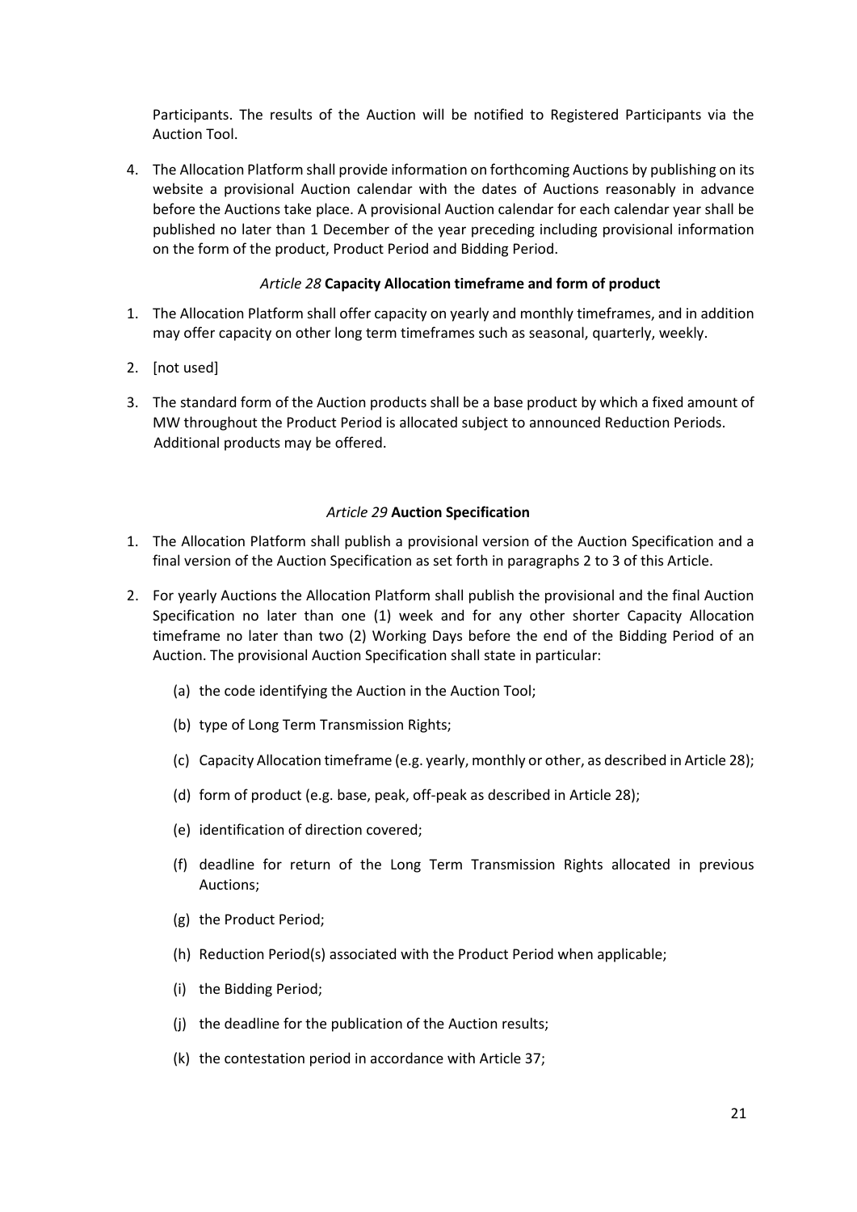Participants. The results of the Auction will be notified to Registered Participants via the Auction Tool.

4. The Allocation Platform shall provide information on forthcoming Auctions by publishing on its website a provisional Auction calendar with the dates of Auctions reasonably in advance before the Auctions take place. A provisional Auction calendar for each calendar year shall be published no later than 1 December of the year preceding including provisional information on the form of the product, Product Period and Bidding Period.

### *Article 28* **Capacity Allocation timeframe and form of product**

1. The Allocation Platform shall offer capacity on yearly and monthly timeframes, and in addition may offer capacity on other long term timeframes such as seasonal, quarterly, weekly.
2. [not used]
3. The standard form of the Auction products shall be a base product by which a fixed amount of MW throughout the Product Period is allocated subject to announced Reduction Periods. Additional products may be offered.

### *Article 29* **Auction Specification**

1. The Allocation Platform shall publish a provisional version of the Auction Specification and a final version of the Auction Specification as set forth in paragraphs 2 to 3 of this Article.
2. For yearly Auctions the Allocation Platform shall publish the provisional and the final Auction Specification no later than one (1) week and for any other shorter Capacity Allocation timeframe no later than two (2) Working Days before the end of the Bidding Period of an Auction. The provisional Auction Specification shall state in particular:
   (a) the code identifying the Auction in the Auction Tool;
   (b) type of Long Term Transmission Rights;
   (c) Capacity Allocation timeframe (e.g. yearly, monthly or other, as described in Article 28);
   (d) form of product (e.g. base, peak, off-peak as described in Article 28);
   (e) identification of direction covered;
   (f) deadline for return of the Long Term Transmission Rights allocated in previous Auctions;
   (g) the Product Period;
   (h) Reduction Period(s) associated with the Product Period when applicable;
   (i) the Bidding Period;
   (j) the deadline for the publication of the Auction results;
   (k) the contestation period in accordance with Article 37;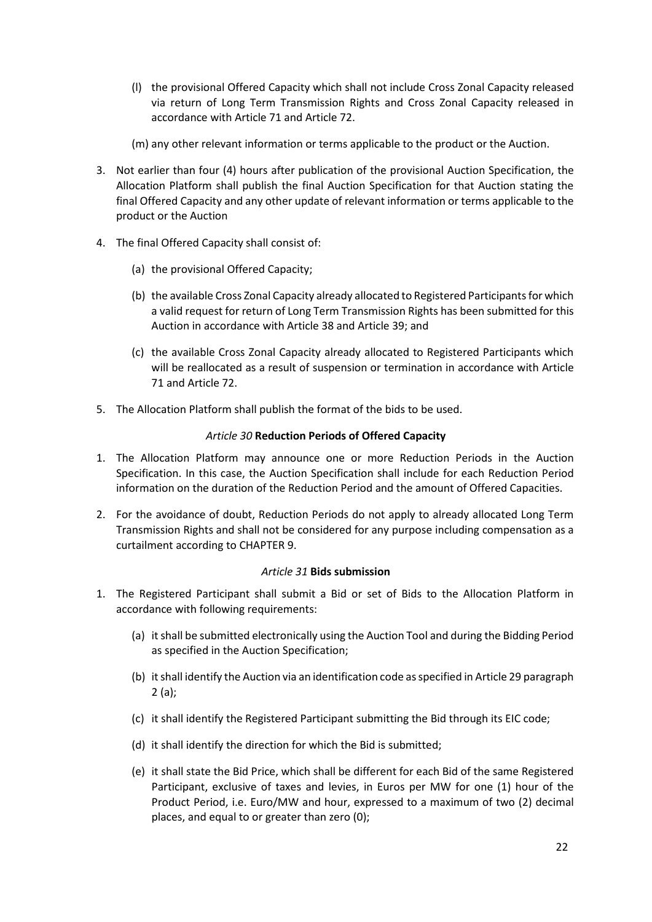(l) the provisional Offered Capacity which shall not include Cross Zonal Capacity released via return of Long Term Transmission Rights and Cross Zonal Capacity released in accordance with Article 71 and Article 72.

(m) any other relevant information or terms applicable to the product or the Auction.

3. Not earlier than four (4) hours after publication of the provisional Auction Specification, the Allocation Platform shall publish the final Auction Specification for that Auction stating the final Offered Capacity and any other update of relevant information or terms applicable to the product or the Auction

4. The final Offered Capacity shall consist of:

   (a) the provisional Offered Capacity;

   (b) the available Cross Zonal Capacity already allocated to Registered Participants for which a valid request for return of Long Term Transmission Rights has been submitted for this Auction in accordance with Article 38 and Article 39; and

   (c) the available Cross Zonal Capacity already allocated to Registered Participants which will be reallocated as a result of suspension or termination in accordance with Article 71 and Article 72.

5. The Allocation Platform shall publish the format of the bids to be used.

### *Article 30* **Reduction Periods of Offered Capacity**

1. The Allocation Platform may announce one or more Reduction Periods in the Auction Specification. In this case, the Auction Specification shall include for each Reduction Period information on the duration of the Reduction Period and the amount of Offered Capacities.

2. For the avoidance of doubt, Reduction Periods do not apply to already allocated Long Term Transmission Rights and shall not be considered for any purpose including compensation as a curtailment according to CHAPTER 9.

### *Article 31* **Bids submission**

1. The Registered Participant shall submit a Bid or set of Bids to the Allocation Platform in accordance with following requirements:

   (a) it shall be submitted electronically using the Auction Tool and during the Bidding Period as specified in the Auction Specification;

   (b) it shall identify the Auction via an identification code as specified in Article 29 paragraph 2 (a);

   (c) it shall identify the Registered Participant submitting the Bid through its EIC code;

   (d) it shall identify the direction for which the Bid is submitted;

   (e) it shall state the Bid Price, which shall be different for each Bid of the same Registered Participant, exclusive of taxes and levies, in Euros per MW for one (1) hour of the Product Period, i.e. Euro/MW and hour, expressed to a maximum of two (2) decimal places, and equal to or greater than zero (0);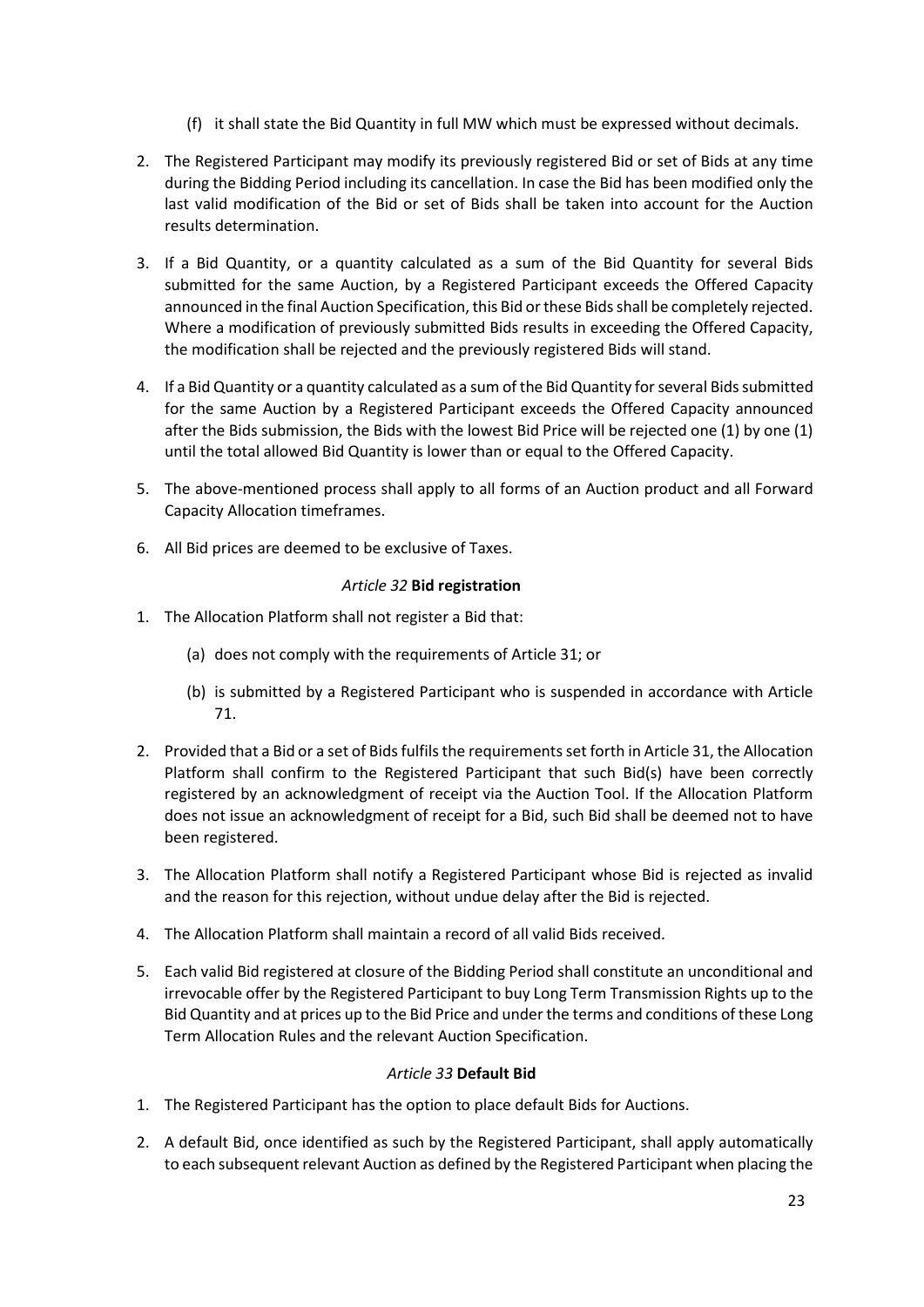(f) it shall state the Bid Quantity in full MW which must be expressed without decimals.

2. The Registered Participant may modify its previously registered Bid or set of Bids at any time during the Bidding Period including its cancellation. In case the Bid has been modified only the last valid modification of the Bid or set of Bids shall be taken into account for the Auction results determination.
3. If a Bid Quantity, or a quantity calculated as a sum of the Bid Quantity for several Bids submitted for the same Auction, by a Registered Participant exceeds the Offered Capacity announced in the final Auction Specification, this Bid or these Bids shall be completely rejected. Where a modification of previously submitted Bids results in exceeding the Offered Capacity, the modification shall be rejected and the previously registered Bids will stand.
4. If a Bid Quantity or a quantity calculated as a sum of the Bid Quantity for several Bids submitted for the same Auction by a Registered Participant exceeds the Offered Capacity announced after the Bids submission, the Bids with the lowest Bid Price will be rejected one (1) by one (1) until the total allowed Bid Quantity is lower than or equal to the Offered Capacity.
5. The above-mentioned process shall apply to all forms of an Auction product and all Forward Capacity Allocation timeframes.
6. All Bid prices are deemed to be exclusive of Taxes.

### *Article 32* **Bid registration**

1. The Allocation Platform shall not register a Bid that:
   (a) does not comply with the requirements of Article 31; or
   (b) is submitted by a Registered Participant who is suspended in accordance with Article 71.
2. Provided that a Bid or a set of Bids fulfils the requirements set forth in Article 31, the Allocation Platform shall confirm to the Registered Participant that such Bid(s) have been correctly registered by an acknowledgment of receipt via the Auction Tool. If the Allocation Platform does not issue an acknowledgment of receipt for a Bid, such Bid shall be deemed not to have been registered.
3. The Allocation Platform shall notify a Registered Participant whose Bid is rejected as invalid and the reason for this rejection, without undue delay after the Bid is rejected.
4. The Allocation Platform shall maintain a record of all valid Bids received.
5. Each valid Bid registered at closure of the Bidding Period shall constitute an unconditional and irrevocable offer by the Registered Participant to buy Long Term Transmission Rights up to the Bid Quantity and at prices up to the Bid Price and under the terms and conditions of these Long Term Allocation Rules and the relevant Auction Specification.

### *Article 33* **Default Bid**

1. The Registered Participant has the option to place default Bids for Auctions.
2. A default Bid, once identified as such by the Registered Participant, shall apply automatically to each subsequent relevant Auction as defined by the Registered Participant when placing the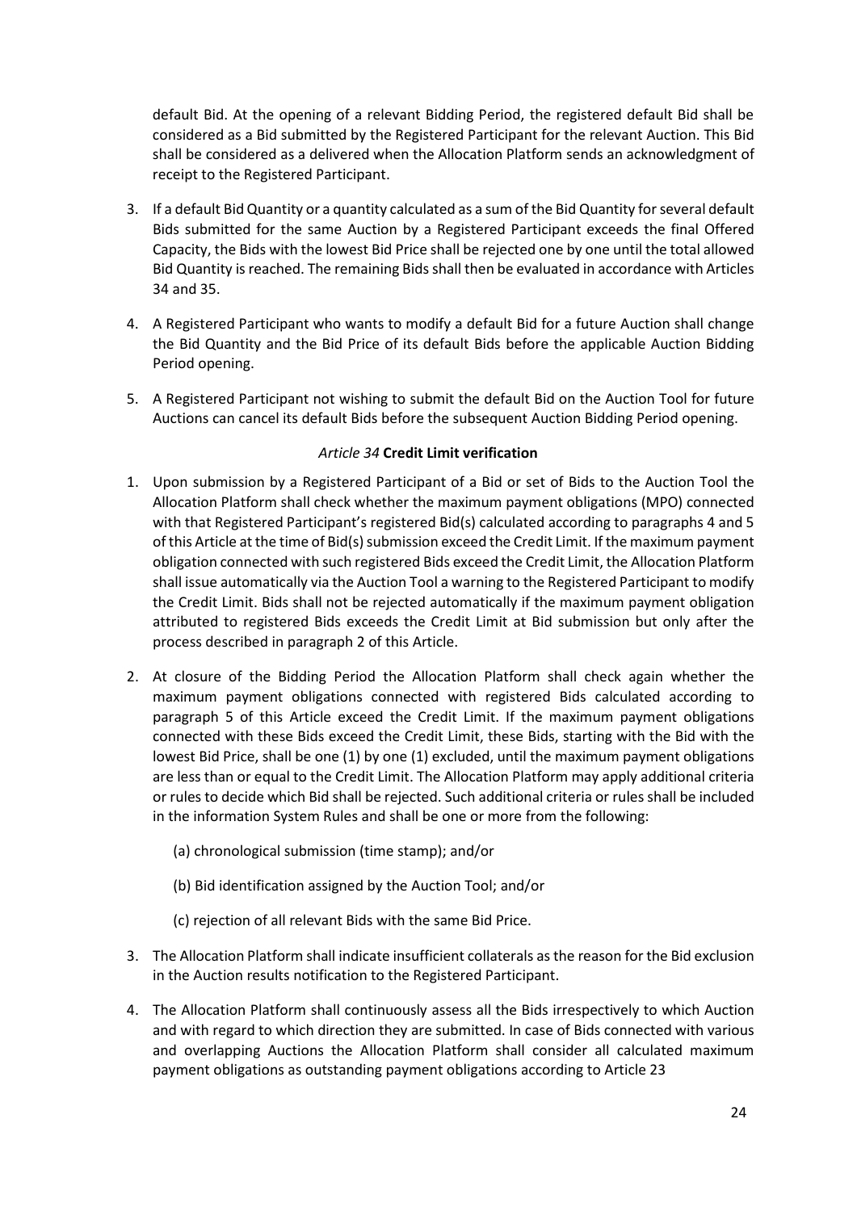default Bid. At the opening of a relevant Bidding Period, the registered default Bid shall be considered as a Bid submitted by the Registered Participant for the relevant Auction. This Bid shall be considered as a delivered when the Allocation Platform sends an acknowledgment of receipt to the Registered Participant.

3. If a default Bid Quantity or a quantity calculated as a sum of the Bid Quantity for several default Bids submitted for the same Auction by a Registered Participant exceeds the final Offered Capacity, the Bids with the lowest Bid Price shall be rejected one by one until the total allowed Bid Quantity is reached. The remaining Bids shall then be evaluated in accordance with Articles 34 and 35.

4. A Registered Participant who wants to modify a default Bid for a future Auction shall change the Bid Quantity and the Bid Price of its default Bids before the applicable Auction Bidding Period opening.

5. A Registered Participant not wishing to submit the default Bid on the Auction Tool for future Auctions can cancel its default Bids before the subsequent Auction Bidding Period opening.

### *Article 34* **Credit Limit verification**

1. Upon submission by a Registered Participant of a Bid or set of Bids to the Auction Tool the Allocation Platform shall check whether the maximum payment obligations (MPO) connected with that Registered Participant's registered Bid(s) calculated according to paragraphs 4 and 5 of this Article at the time of Bid(s) submission exceed the Credit Limit. If the maximum payment obligation connected with such registered Bids exceed the Credit Limit, the Allocation Platform shall issue automatically via the Auction Tool a warning to the Registered Participant to modify the Credit Limit. Bids shall not be rejected automatically if the maximum payment obligation attributed to registered Bids exceeds the Credit Limit at Bid submission but only after the process described in paragraph 2 of this Article.

2. At closure of the Bidding Period the Allocation Platform shall check again whether the maximum payment obligations connected with registered Bids calculated according to paragraph 5 of this Article exceed the Credit Limit. If the maximum payment obligations connected with these Bids exceed the Credit Limit, these Bids, starting with the Bid with the lowest Bid Price, shall be one (1) by one (1) excluded, until the maximum payment obligations are less than or equal to the Credit Limit. The Allocation Platform may apply additional criteria or rules to decide which Bid shall be rejected. Such additional criteria or rules shall be included in the information System Rules and shall be one or more from the following:

   (a) chronological submission (time stamp); and/or

   (b) Bid identification assigned by the Auction Tool; and/or

   (c) rejection of all relevant Bids with the same Bid Price.

3. The Allocation Platform shall indicate insufficient collaterals as the reason for the Bid exclusion in the Auction results notification to the Registered Participant.

4. The Allocation Platform shall continuously assess all the Bids irrespectively to which Auction and with regard to which direction they are submitted. In case of Bids connected with various and overlapping Auctions the Allocation Platform shall consider all calculated maximum payment obligations as outstanding payment obligations according to Article 23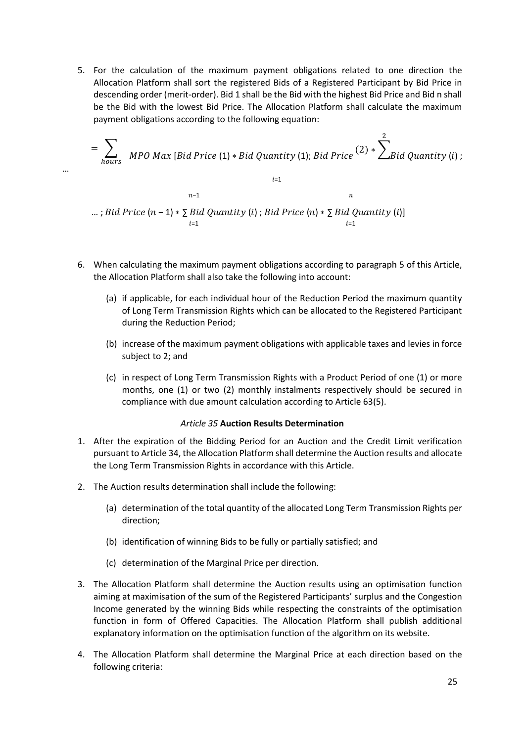5. For the calculation of the maximum payment obligations related to one direction the Allocation Platform shall sort the registered Bids of a Registered Participant by Bid Price in descending order (merit-order). Bid 1 shall be the Bid with the highest Bid Price and Bid n shall be the Bid with the lowest Bid Price. The Allocation Platform shall calculate the maximum payment obligations according to the following equation:

$$= \sum_{hours} MPO\ Max\ [Bid\ Price\ (1) * Bid\ Quantity\ (1);\ Bid\ Price\ (2) * \sum_{i=1}^{2} Bid\ Quantity\ (i);\ \ldots$$

$$\ldots;\ Bid\ Price\ (n-1) * \sum_{i=1}^{n-1} Bid\ Quantity\ (i);\ Bid\ Price\ (n) * \sum_{i=1}^{n} Bid\ Quantity\ (i)]$$

6. When calculating the maximum payment obligations according to paragraph 5 of this Article, the Allocation Platform shall also take the following into account:

   (a) if applicable, for each individual hour of the Reduction Period the maximum quantity of Long Term Transmission Rights which can be allocated to the Registered Participant during the Reduction Period;

   (b) increase of the maximum payment obligations with applicable taxes and levies in force subject to 2; and

   (c) in respect of Long Term Transmission Rights with a Product Period of one (1) or more months, one (1) or two (2) monthly instalments respectively should be secured in compliance with due amount calculation according to Article 63(5).

### *Article 35* Auction Results Determination

1. After the expiration of the Bidding Period for an Auction and the Credit Limit verification pursuant to Article 34, the Allocation Platform shall determine the Auction results and allocate the Long Term Transmission Rights in accordance with this Article.

2. The Auction results determination shall include the following:

   (a) determination of the total quantity of the allocated Long Term Transmission Rights per direction;

   (b) identification of winning Bids to be fully or partially satisfied; and

   (c) determination of the Marginal Price per direction.

3. The Allocation Platform shall determine the Auction results using an optimisation function aiming at maximisation of the sum of the Registered Participants' surplus and the Congestion Income generated by the winning Bids while respecting the constraints of the optimisation function in form of Offered Capacities. The Allocation Platform shall publish additional explanatory information on the optimisation function of the algorithm on its website.

4. The Allocation Platform shall determine the Marginal Price at each direction based on the following criteria: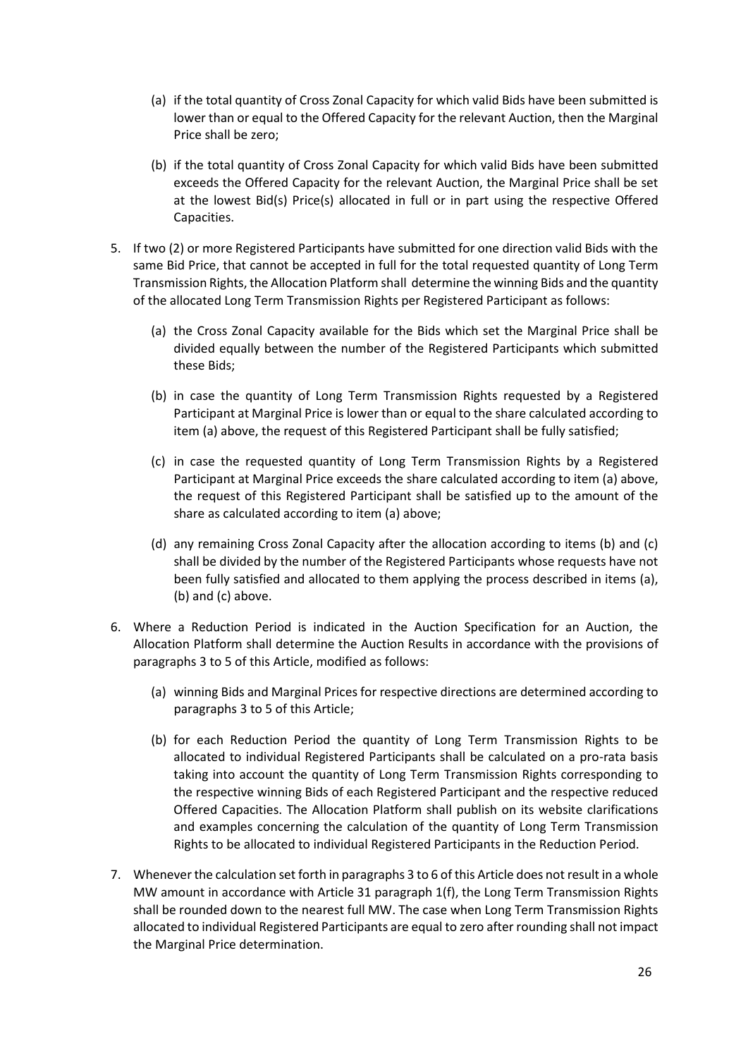(a) if the total quantity of Cross Zonal Capacity for which valid Bids have been submitted is lower than or equal to the Offered Capacity for the relevant Auction, then the Marginal Price shall be zero;

(b) if the total quantity of Cross Zonal Capacity for which valid Bids have been submitted exceeds the Offered Capacity for the relevant Auction, the Marginal Price shall be set at the lowest Bid(s) Price(s) allocated in full or in part using the respective Offered Capacities.

5. If two (2) or more Registered Participants have submitted for one direction valid Bids with the same Bid Price, that cannot be accepted in full for the total requested quantity of Long Term Transmission Rights, the Allocation Platform shall determine the winning Bids and the quantity of the allocated Long Term Transmission Rights per Registered Participant as follows:

   (a) the Cross Zonal Capacity available for the Bids which set the Marginal Price shall be divided equally between the number of the Registered Participants which submitted these Bids;

   (b) in case the quantity of Long Term Transmission Rights requested by a Registered Participant at Marginal Price is lower than or equal to the share calculated according to item (a) above, the request of this Registered Participant shall be fully satisfied;

   (c) in case the requested quantity of Long Term Transmission Rights by a Registered Participant at Marginal Price exceeds the share calculated according to item (a) above, the request of this Registered Participant shall be satisfied up to the amount of the share as calculated according to item (a) above;

   (d) any remaining Cross Zonal Capacity after the allocation according to items (b) and (c) shall be divided by the number of the Registered Participants whose requests have not been fully satisfied and allocated to them applying the process described in items (a), (b) and (c) above.

6. Where a Reduction Period is indicated in the Auction Specification for an Auction, the Allocation Platform shall determine the Auction Results in accordance with the provisions of paragraphs 3 to 5 of this Article, modified as follows:

   (a) winning Bids and Marginal Prices for respective directions are determined according to paragraphs 3 to 5 of this Article;

   (b) for each Reduction Period the quantity of Long Term Transmission Rights to be allocated to individual Registered Participants shall be calculated on a pro-rata basis taking into account the quantity of Long Term Transmission Rights corresponding to the respective winning Bids of each Registered Participant and the respective reduced Offered Capacities. The Allocation Platform shall publish on its website clarifications and examples concerning the calculation of the quantity of Long Term Transmission Rights to be allocated to individual Registered Participants in the Reduction Period.

7. Whenever the calculation set forth in paragraphs 3 to 6 of this Article does not result in a whole MW amount in accordance with Article 31 paragraph 1(f), the Long Term Transmission Rights shall be rounded down to the nearest full MW. The case when Long Term Transmission Rights allocated to individual Registered Participants are equal to zero after rounding shall not impact the Marginal Price determination.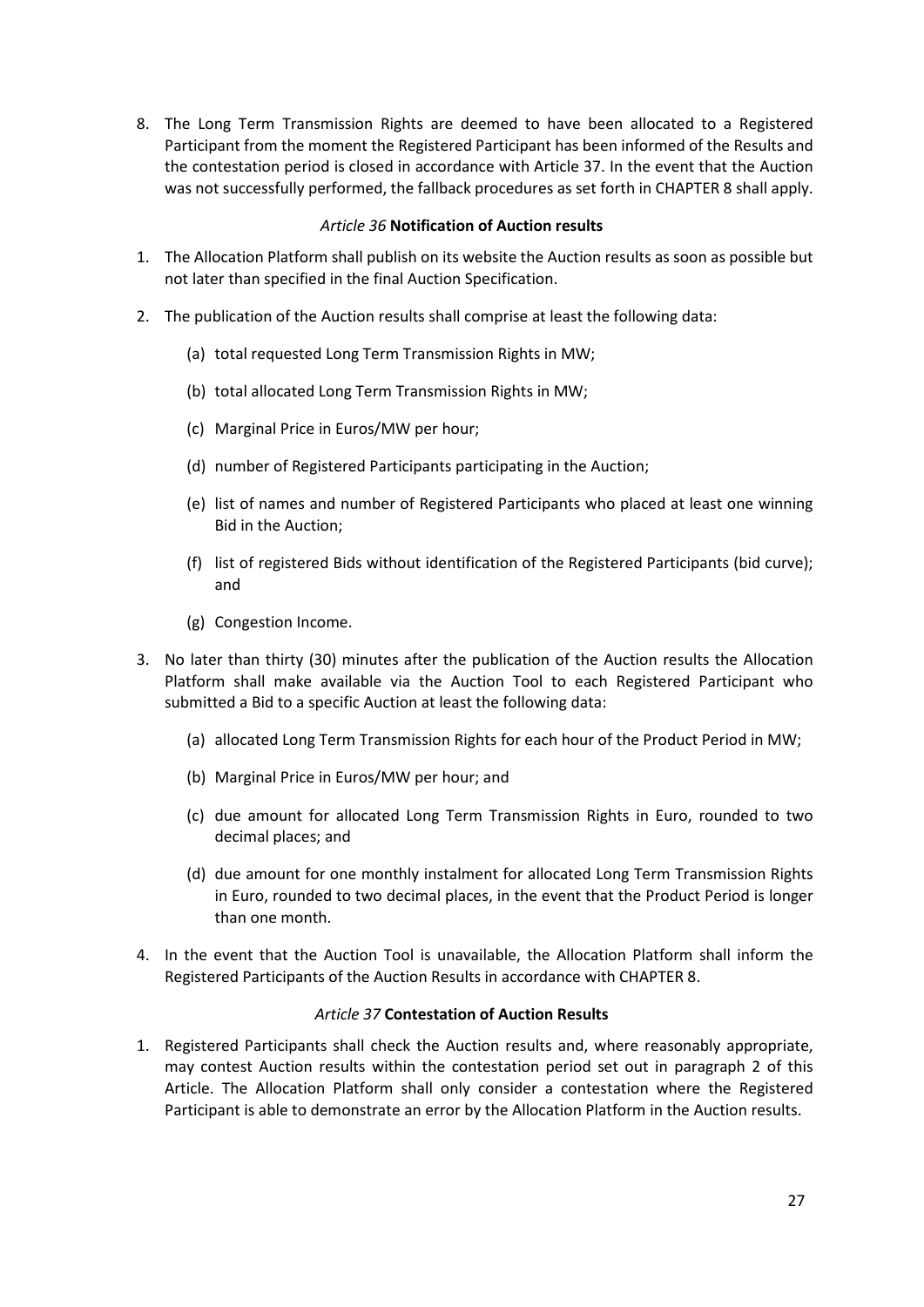8. The Long Term Transmission Rights are deemed to have been allocated to a Registered Participant from the moment the Registered Participant has been informed of the Results and the contestation period is closed in accordance with Article 37. In the event that the Auction was not successfully performed, the fallback procedures as set forth in CHAPTER 8 shall apply.

### *Article 36* **Notification of Auction results**

1. The Allocation Platform shall publish on its website the Auction results as soon as possible but not later than specified in the final Auction Specification.

2. The publication of the Auction results shall comprise at least the following data:

   (a) total requested Long Term Transmission Rights in MW;

   (b) total allocated Long Term Transmission Rights in MW;

   (c) Marginal Price in Euros/MW per hour;

   (d) number of Registered Participants participating in the Auction;

   (e) list of names and number of Registered Participants who placed at least one winning Bid in the Auction;

   (f) list of registered Bids without identification of the Registered Participants (bid curve); and

   (g) Congestion Income.

3. No later than thirty (30) minutes after the publication of the Auction results the Allocation Platform shall make available via the Auction Tool to each Registered Participant who submitted a Bid to a specific Auction at least the following data:

   (a) allocated Long Term Transmission Rights for each hour of the Product Period in MW;

   (b) Marginal Price in Euros/MW per hour; and

   (c) due amount for allocated Long Term Transmission Rights in Euro, rounded to two decimal places; and

   (d) due amount for one monthly instalment for allocated Long Term Transmission Rights in Euro, rounded to two decimal places, in the event that the Product Period is longer than one month.

4. In the event that the Auction Tool is unavailable, the Allocation Platform shall inform the Registered Participants of the Auction Results in accordance with CHAPTER 8.

### *Article 37* **Contestation of Auction Results**

1. Registered Participants shall check the Auction results and, where reasonably appropriate, may contest Auction results within the contestation period set out in paragraph 2 of this Article. The Allocation Platform shall only consider a contestation where the Registered Participant is able to demonstrate an error by the Allocation Platform in the Auction results.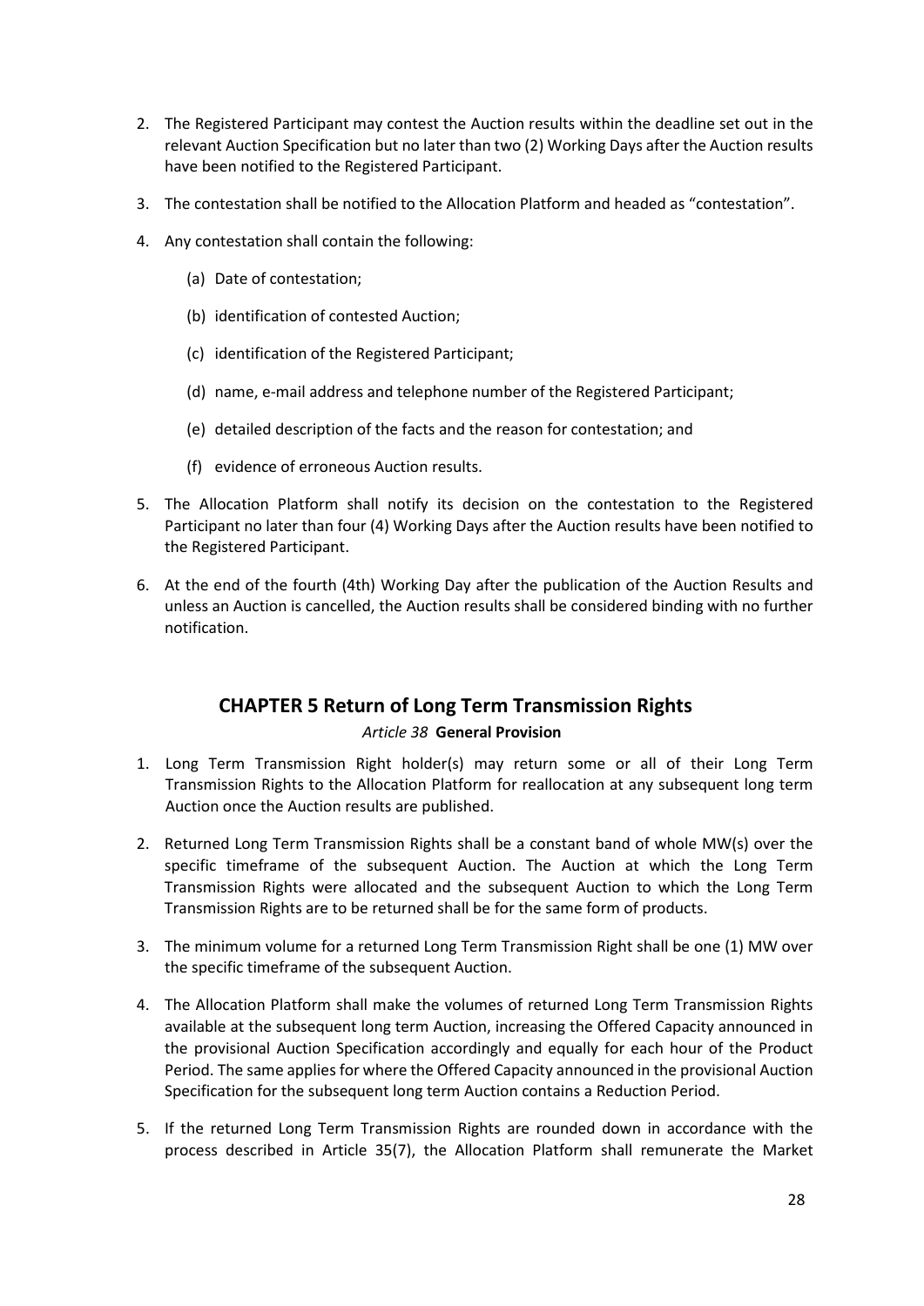2. The Registered Participant may contest the Auction results within the deadline set out in the relevant Auction Specification but no later than two (2) Working Days after the Auction results have been notified to the Registered Participant.

3. The contestation shall be notified to the Allocation Platform and headed as "contestation".

4. Any contestation shall contain the following:

   (a) Date of contestation;

   (b) identification of contested Auction;

   (c) identification of the Registered Participant;

   (d) name, e-mail address and telephone number of the Registered Participant;

   (e) detailed description of the facts and the reason for contestation; and

   (f) evidence of erroneous Auction results.

5. The Allocation Platform shall notify its decision on the contestation to the Registered Participant no later than four (4) Working Days after the Auction results have been notified to the Registered Participant.

6. At the end of the fourth (4th) Working Day after the publication of the Auction Results and unless an Auction is cancelled, the Auction results shall be considered binding with no further notification.

## CHAPTER 5 Return of Long Term Transmission Rights

*Article 38* **General Provision**

1. Long Term Transmission Right holder(s) may return some or all of their Long Term Transmission Rights to the Allocation Platform for reallocation at any subsequent long term Auction once the Auction results are published.

2. Returned Long Term Transmission Rights shall be a constant band of whole MW(s) over the specific timeframe of the subsequent Auction. The Auction at which the Long Term Transmission Rights were allocated and the subsequent Auction to which the Long Term Transmission Rights are to be returned shall be for the same form of products.

3. The minimum volume for a returned Long Term Transmission Right shall be one (1) MW over the specific timeframe of the subsequent Auction.

4. The Allocation Platform shall make the volumes of returned Long Term Transmission Rights available at the subsequent long term Auction, increasing the Offered Capacity announced in the provisional Auction Specification accordingly and equally for each hour of the Product Period. The same applies for where the Offered Capacity announced in the provisional Auction Specification for the subsequent long term Auction contains a Reduction Period.

5. If the returned Long Term Transmission Rights are rounded down in accordance with the process described in Article 35(7), the Allocation Platform shall remunerate the Market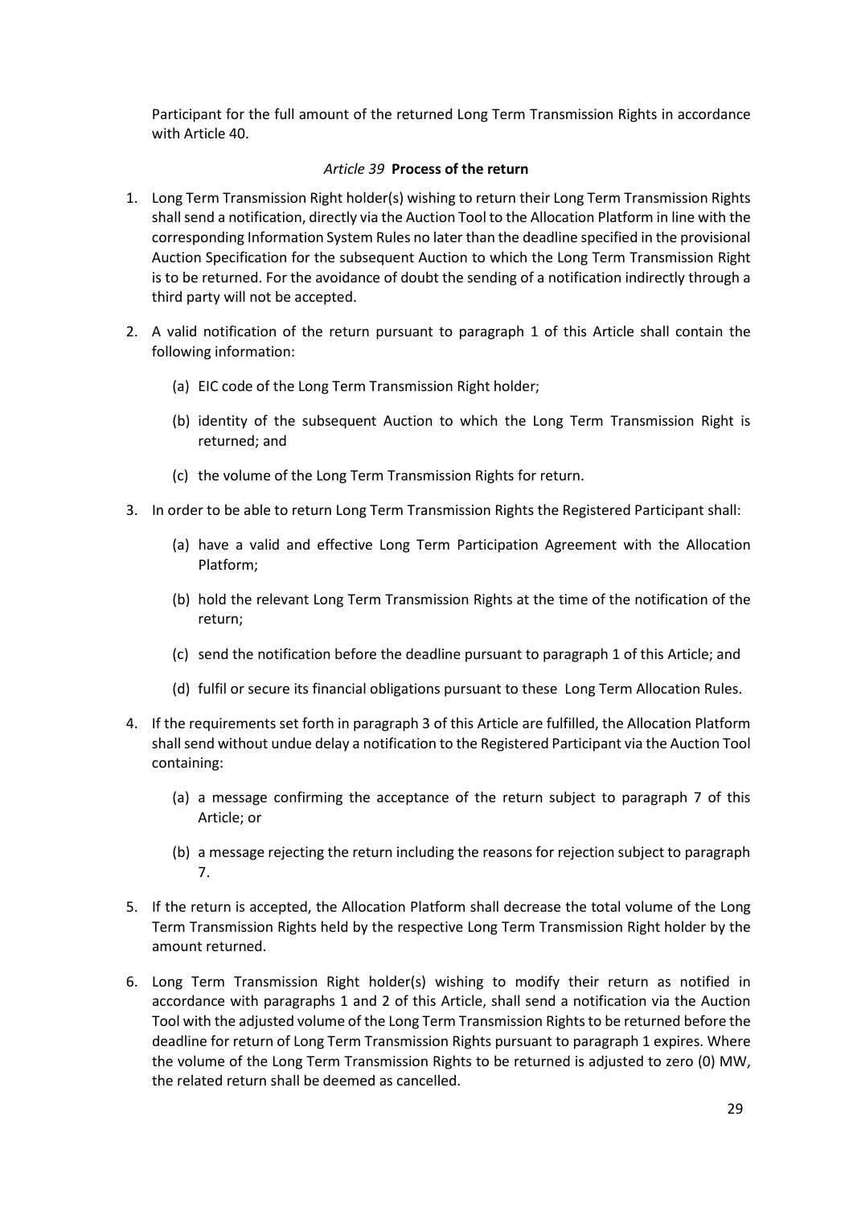Participant for the full amount of the returned Long Term Transmission Rights in accordance with Article 40.

### *Article 39* **Process of the return**

1. Long Term Transmission Right holder(s) wishing to return their Long Term Transmission Rights shall send a notification, directly via the Auction Tool to the Allocation Platform in line with the corresponding Information System Rules no later than the deadline specified in the provisional Auction Specification for the subsequent Auction to which the Long Term Transmission Right is to be returned. For the avoidance of doubt the sending of a notification indirectly through a third party will not be accepted.

2. A valid notification of the return pursuant to paragraph 1 of this Article shall contain the following information:

   (a) EIC code of the Long Term Transmission Right holder;

   (b) identity of the subsequent Auction to which the Long Term Transmission Right is returned; and

   (c) the volume of the Long Term Transmission Rights for return.

3. In order to be able to return Long Term Transmission Rights the Registered Participant shall:

   (a) have a valid and effective Long Term Participation Agreement with the Allocation Platform;

   (b) hold the relevant Long Term Transmission Rights at the time of the notification of the return;

   (c) send the notification before the deadline pursuant to paragraph 1 of this Article; and

   (d) fulfil or secure its financial obligations pursuant to these Long Term Allocation Rules.

4. If the requirements set forth in paragraph 3 of this Article are fulfilled, the Allocation Platform shall send without undue delay a notification to the Registered Participant via the Auction Tool containing:

   (a) a message confirming the acceptance of the return subject to paragraph 7 of this Article; or

   (b) a message rejecting the return including the reasons for rejection subject to paragraph 7.

5. If the return is accepted, the Allocation Platform shall decrease the total volume of the Long Term Transmission Rights held by the respective Long Term Transmission Right holder by the amount returned.

6. Long Term Transmission Right holder(s) wishing to modify their return as notified in accordance with paragraphs 1 and 2 of this Article, shall send a notification via the Auction Tool with the adjusted volume of the Long Term Transmission Rights to be returned before the deadline for return of Long Term Transmission Rights pursuant to paragraph 1 expires. Where the volume of the Long Term Transmission Rights to be returned is adjusted to zero (0) MW, the related return shall be deemed as cancelled.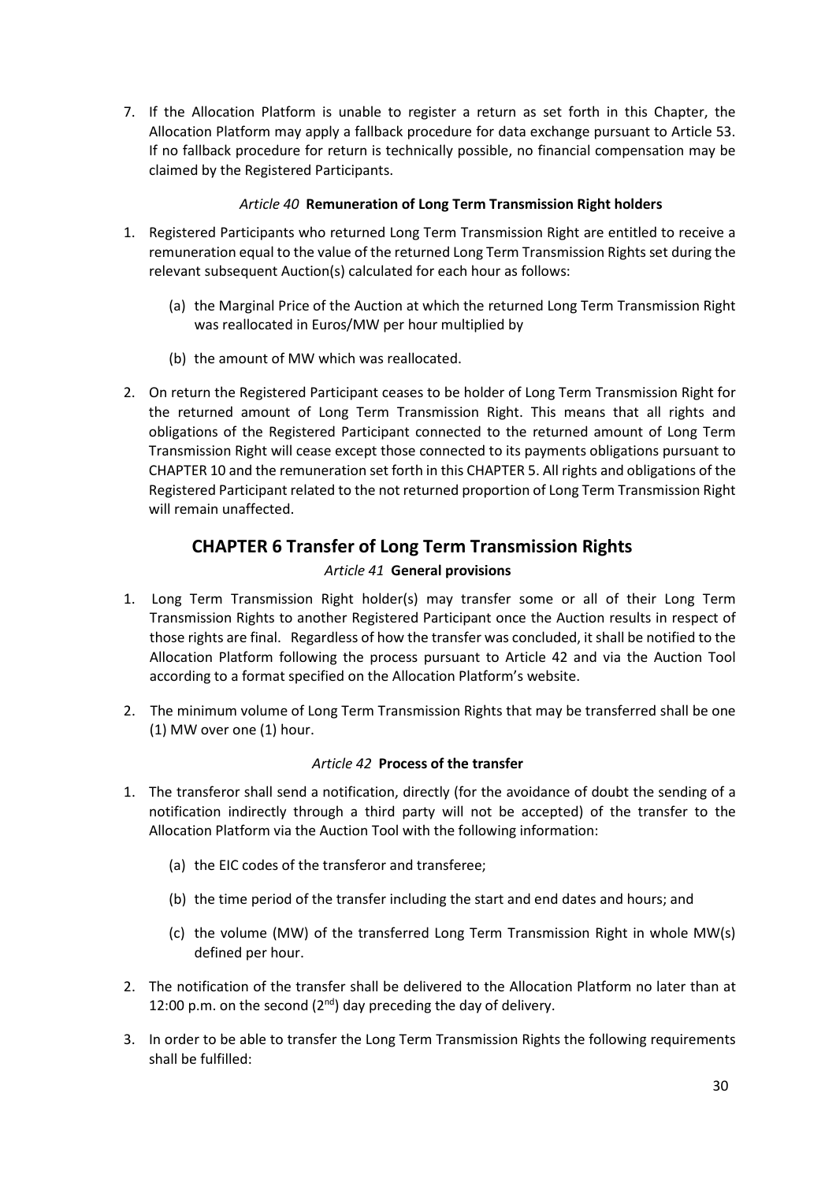7. If the Allocation Platform is unable to register a return as set forth in this Chapter, the Allocation Platform may apply a fallback procedure for data exchange pursuant to Article 53. If no fallback procedure for return is technically possible, no financial compensation may be claimed by the Registered Participants.

### *Article 40* **Remuneration of Long Term Transmission Right holders**

1. Registered Participants who returned Long Term Transmission Right are entitled to receive a remuneration equal to the value of the returned Long Term Transmission Rights set during the relevant subsequent Auction(s) calculated for each hour as follows:

   (a) the Marginal Price of the Auction at which the returned Long Term Transmission Right was reallocated in Euros/MW per hour multiplied by

   (b) the amount of MW which was reallocated.

2. On return the Registered Participant ceases to be holder of Long Term Transmission Right for the returned amount of Long Term Transmission Right. This means that all rights and obligations of the Registered Participant connected to the returned amount of Long Term Transmission Right will cease except those connected to its payments obligations pursuant to CHAPTER 10 and the remuneration set forth in this CHAPTER 5. All rights and obligations of the Registered Participant related to the not returned proportion of Long Term Transmission Right will remain unaffected.

## CHAPTER 6 Transfer of Long Term Transmission Rights

### *Article 41* **General provisions**

1. Long Term Transmission Right holder(s) may transfer some or all of their Long Term Transmission Rights to another Registered Participant once the Auction results in respect of those rights are final. Regardless of how the transfer was concluded, it shall be notified to the Allocation Platform following the process pursuant to Article 42 and via the Auction Tool according to a format specified on the Allocation Platform's website.

2. The minimum volume of Long Term Transmission Rights that may be transferred shall be one (1) MW over one (1) hour.

### *Article 42* **Process of the transfer**

1. The transferor shall send a notification, directly (for the avoidance of doubt the sending of a notification indirectly through a third party will not be accepted) of the transfer to the Allocation Platform via the Auction Tool with the following information:

   (a) the EIC codes of the transferor and transferee;

   (b) the time period of the transfer including the start and end dates and hours; and

   (c) the volume (MW) of the transferred Long Term Transmission Right in whole MW(s) defined per hour.

2. The notification of the transfer shall be delivered to the Allocation Platform no later than at 12:00 p.m. on the second (2nd) day preceding the day of delivery.

3. In order to be able to transfer the Long Term Transmission Rights the following requirements shall be fulfilled: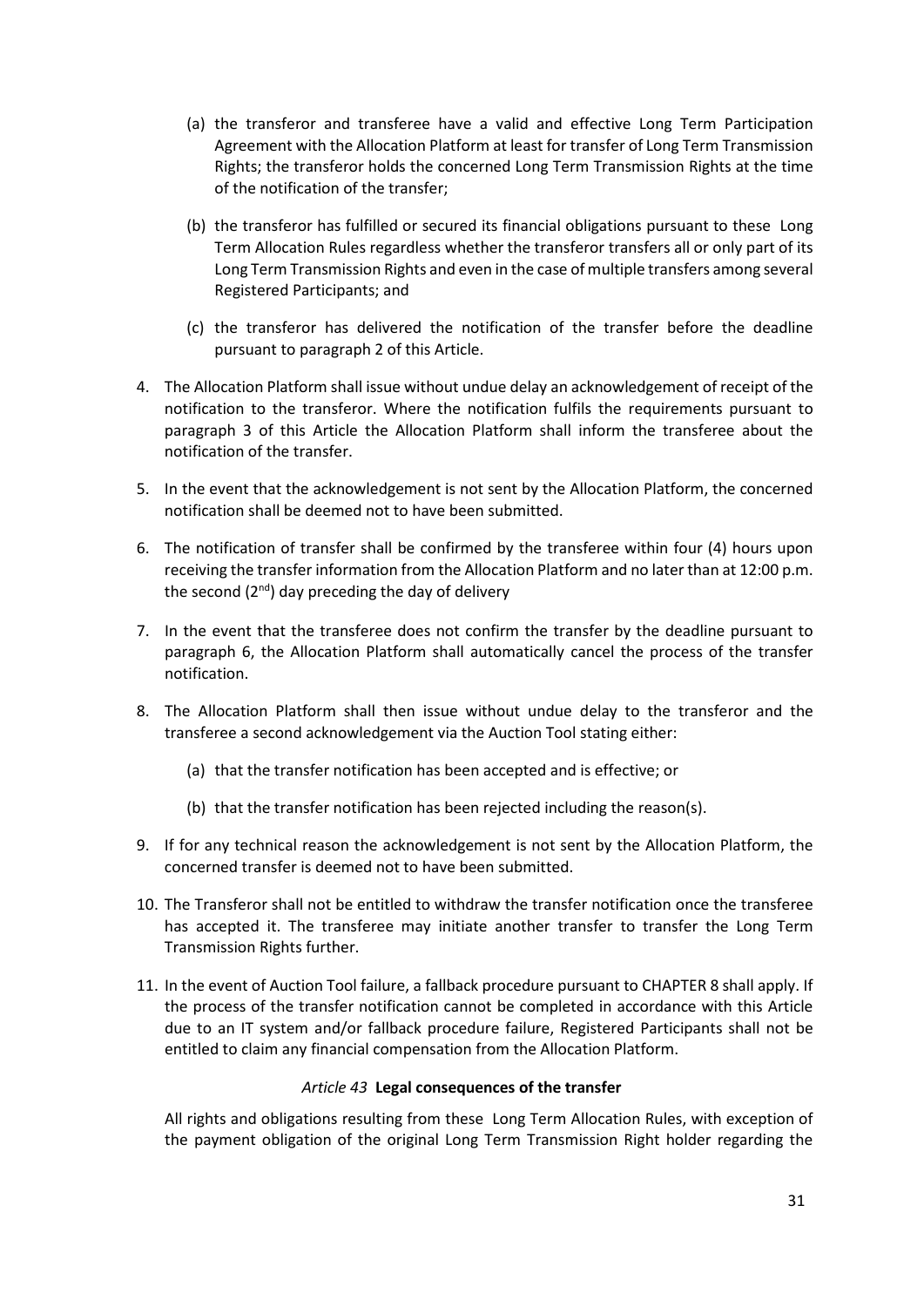(a) the transferor and transferee have a valid and effective Long Term Participation Agreement with the Allocation Platform at least for transfer of Long Term Transmission Rights; the transferor holds the concerned Long Term Transmission Rights at the time of the notification of the transfer;

(b) the transferor has fulfilled or secured its financial obligations pursuant to these Long Term Allocation Rules regardless whether the transferor transfers all or only part of its Long Term Transmission Rights and even in the case of multiple transfers among several Registered Participants; and

(c) the transferor has delivered the notification of the transfer before the deadline pursuant to paragraph 2 of this Article.

4. The Allocation Platform shall issue without undue delay an acknowledgement of receipt of the notification to the transferor. Where the notification fulfils the requirements pursuant to paragraph 3 of this Article the Allocation Platform shall inform the transferee about the notification of the transfer.

5. In the event that the acknowledgement is not sent by the Allocation Platform, the concerned notification shall be deemed not to have been submitted.

6. The notification of transfer shall be confirmed by the transferee within four (4) hours upon receiving the transfer information from the Allocation Platform and no later than at 12:00 p.m. the second (2nd) day preceding the day of delivery

7. In the event that the transferee does not confirm the transfer by the deadline pursuant to paragraph 6, the Allocation Platform shall automatically cancel the process of the transfer notification.

8. The Allocation Platform shall then issue without undue delay to the transferor and the transferee a second acknowledgement via the Auction Tool stating either:

   (a) that the transfer notification has been accepted and is effective; or

   (b) that the transfer notification has been rejected including the reason(s).

9. If for any technical reason the acknowledgement is not sent by the Allocation Platform, the concerned transfer is deemed not to have been submitted.

10. The Transferor shall not be entitled to withdraw the transfer notification once the transferee has accepted it. The transferee may initiate another transfer to transfer the Long Term Transmission Rights further.

11. In the event of Auction Tool failure, a fallback procedure pursuant to CHAPTER 8 shall apply. If the process of the transfer notification cannot be completed in accordance with this Article due to an IT system and/or fallback procedure failure, Registered Participants shall not be entitled to claim any financial compensation from the Allocation Platform.

### *Article 43* **Legal consequences of the transfer**

All rights and obligations resulting from these Long Term Allocation Rules, with exception of the payment obligation of the original Long Term Transmission Right holder regarding the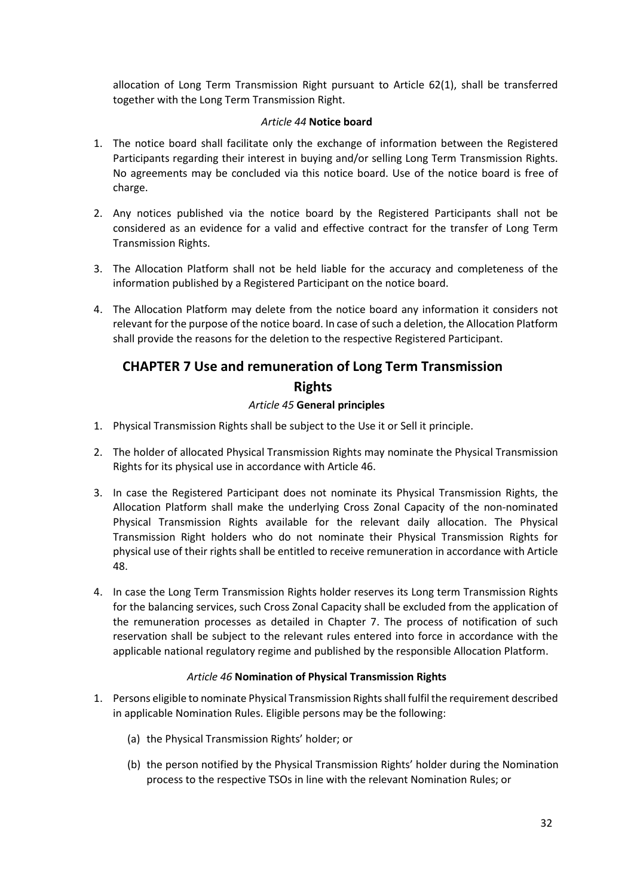allocation of Long Term Transmission Right pursuant to Article 62(1), shall be transferred together with the Long Term Transmission Right.

### *Article 44* **Notice board**

1. The notice board shall facilitate only the exchange of information between the Registered Participants regarding their interest in buying and/or selling Long Term Transmission Rights. No agreements may be concluded via this notice board. Use of the notice board is free of charge.

2. Any notices published via the notice board by the Registered Participants shall not be considered as an evidence for a valid and effective contract for the transfer of Long Term Transmission Rights.

3. The Allocation Platform shall not be held liable for the accuracy and completeness of the information published by a Registered Participant on the notice board.

4. The Allocation Platform may delete from the notice board any information it considers not relevant for the purpose of the notice board. In case of such a deletion, the Allocation Platform shall provide the reasons for the deletion to the respective Registered Participant.

## CHAPTER 7 Use and remuneration of Long Term Transmission Rights

### *Article 45* **General principles**

1. Physical Transmission Rights shall be subject to the Use it or Sell it principle.

2. The holder of allocated Physical Transmission Rights may nominate the Physical Transmission Rights for its physical use in accordance with Article 46.

3. In case the Registered Participant does not nominate its Physical Transmission Rights, the Allocation Platform shall make the underlying Cross Zonal Capacity of the non-nominated Physical Transmission Rights available for the relevant daily allocation. The Physical Transmission Right holders who do not nominate their Physical Transmission Rights for physical use of their rights shall be entitled to receive remuneration in accordance with Article 48.

4. In case the Long Term Transmission Rights holder reserves its Long term Transmission Rights for the balancing services, such Cross Zonal Capacity shall be excluded from the application of the remuneration processes as detailed in Chapter 7. The process of notification of such reservation shall be subject to the relevant rules entered into force in accordance with the applicable national regulatory regime and published by the responsible Allocation Platform.

### *Article 46* **Nomination of Physical Transmission Rights**

1. Persons eligible to nominate Physical Transmission Rights shall fulfil the requirement described in applicable Nomination Rules. Eligible persons may be the following:

   (a) the Physical Transmission Rights' holder; or

   (b) the person notified by the Physical Transmission Rights' holder during the Nomination process to the respective TSOs in line with the relevant Nomination Rules; or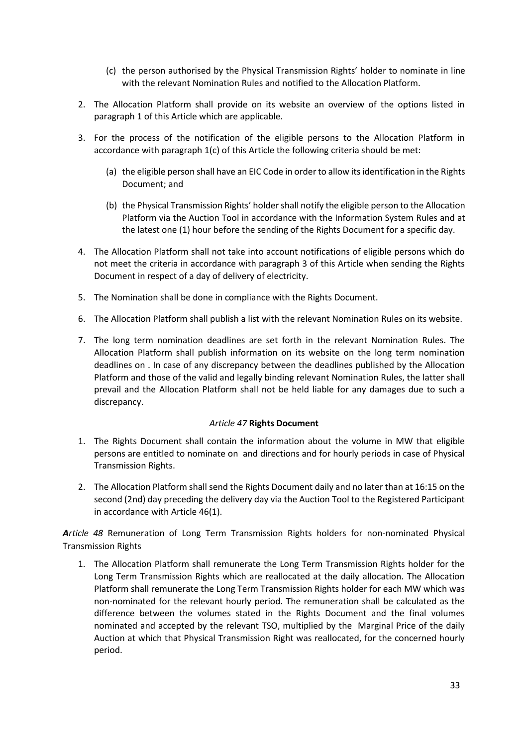(c) the person authorised by the Physical Transmission Rights' holder to nominate in line with the relevant Nomination Rules and notified to the Allocation Platform.

2. The Allocation Platform shall provide on its website an overview of the options listed in paragraph 1 of this Article which are applicable.

3. For the process of the notification of the eligible persons to the Allocation Platform in accordance with paragraph 1(c) of this Article the following criteria should be met:

   (a) the eligible person shall have an EIC Code in order to allow its identification in the Rights Document; and

   (b) the Physical Transmission Rights' holder shall notify the eligible person to the Allocation Platform via the Auction Tool in accordance with the Information System Rules and at the latest one (1) hour before the sending of the Rights Document for a specific day.

4. The Allocation Platform shall not take into account notifications of eligible persons which do not meet the criteria in accordance with paragraph 3 of this Article when sending the Rights Document in respect of a day of delivery of electricity.

5. The Nomination shall be done in compliance with the Rights Document.

6. The Allocation Platform shall publish a list with the relevant Nomination Rules on its website.

7. The long term nomination deadlines are set forth in the relevant Nomination Rules. The Allocation Platform shall publish information on its website on the long term nomination deadlines on . In case of any discrepancy between the deadlines published by the Allocation Platform and those of the valid and legally binding relevant Nomination Rules, the latter shall prevail and the Allocation Platform shall not be held liable for any damages due to such a discrepancy.

### *Article 47* Rights Document

1. The Rights Document shall contain the information about the volume in MW that eligible persons are entitled to nominate on and directions and for hourly periods in case of Physical Transmission Rights.

2. The Allocation Platform shall send the Rights Document daily and no later than at 16:15 on the second (2nd) day preceding the delivery day via the Auction Tool to the Registered Participant in accordance with Article 46(1).

***A****rticle 48* Remuneration of Long Term Transmission Rights holders for non-nominated Physical Transmission Rights

1. The Allocation Platform shall remunerate the Long Term Transmission Rights holder for the Long Term Transmission Rights which are reallocated at the daily allocation. The Allocation Platform shall remunerate the Long Term Transmission Rights holder for each MW which was non-nominated for the relevant hourly period. The remuneration shall be calculated as the difference between the volumes stated in the Rights Document and the final volumes nominated and accepted by the relevant TSO, multiplied by the Marginal Price of the daily Auction at which that Physical Transmission Right was reallocated, for the concerned hourly period.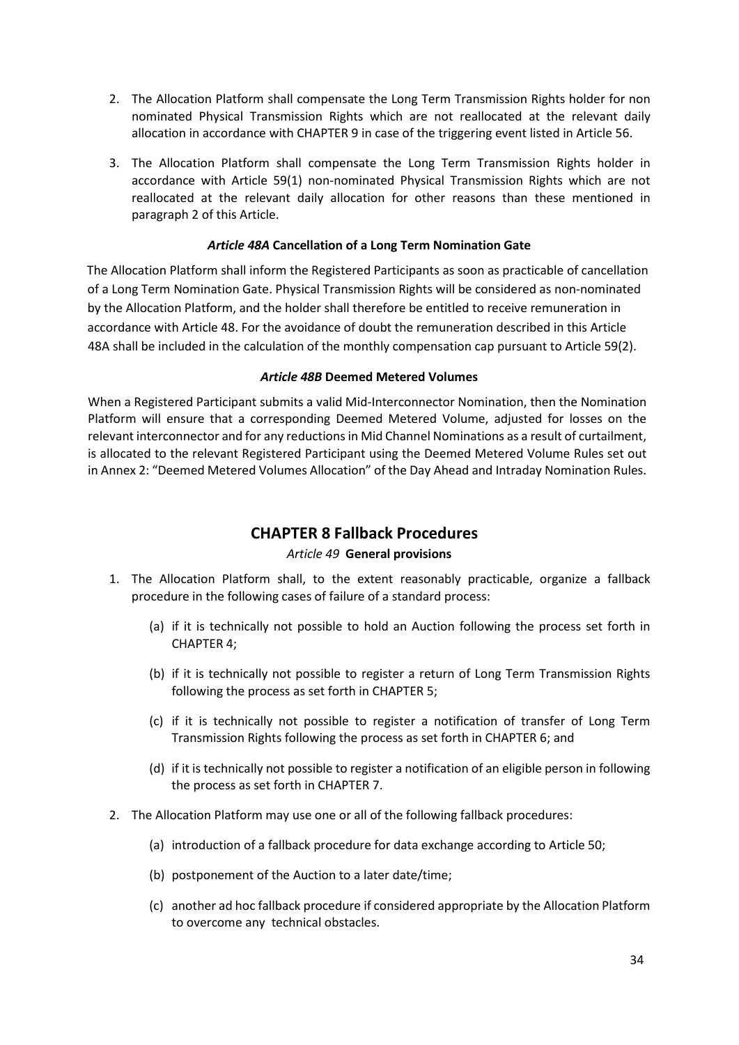2. The Allocation Platform shall compensate the Long Term Transmission Rights holder for non nominated Physical Transmission Rights which are not reallocated at the relevant daily allocation in accordance with CHAPTER 9 in case of the triggering event listed in Article 56.

3. The Allocation Platform shall compensate the Long Term Transmission Rights holder in accordance with Article 59(1) non-nominated Physical Transmission Rights which are not reallocated at the relevant daily allocation for other reasons than these mentioned in paragraph 2 of this Article.

#### *Article 48A* **Cancellation of a Long Term Nomination Gate**

The Allocation Platform shall inform the Registered Participants as soon as practicable of cancellation of a Long Term Nomination Gate. Physical Transmission Rights will be considered as non-nominated by the Allocation Platform, and the holder shall therefore be entitled to receive remuneration in accordance with Article 48. For the avoidance of doubt the remuneration described in this Article 48A shall be included in the calculation of the monthly compensation cap pursuant to Article 59(2).

#### *Article 48B* **Deemed Metered Volumes**

When a Registered Participant submits a valid Mid-Interconnector Nomination, then the Nomination Platform will ensure that a corresponding Deemed Metered Volume, adjusted for losses on the relevant interconnector and for any reductions in Mid Channel Nominations as a result of curtailment, is allocated to the relevant Registered Participant using the Deemed Metered Volume Rules set out in Annex 2: "Deemed Metered Volumes Allocation" of the Day Ahead and Intraday Nomination Rules.

## CHAPTER 8 Fallback Procedures

#### *Article 49* **General provisions**

1. The Allocation Platform shall, to the extent reasonably practicable, organize a fallback procedure in the following cases of failure of a standard process:

   (a) if it is technically not possible to hold an Auction following the process set forth in CHAPTER 4;

   (b) if it is technically not possible to register a return of Long Term Transmission Rights following the process as set forth in CHAPTER 5;

   (c) if it is technically not possible to register a notification of transfer of Long Term Transmission Rights following the process as set forth in CHAPTER 6; and

   (d) if it is technically not possible to register a notification of an eligible person in following the process as set forth in CHAPTER 7.

2. The Allocation Platform may use one or all of the following fallback procedures:

   (a) introduction of a fallback procedure for data exchange according to Article 50;

   (b) postponement of the Auction to a later date/time;

   (c) another ad hoc fallback procedure if considered appropriate by the Allocation Platform to overcome any technical obstacles.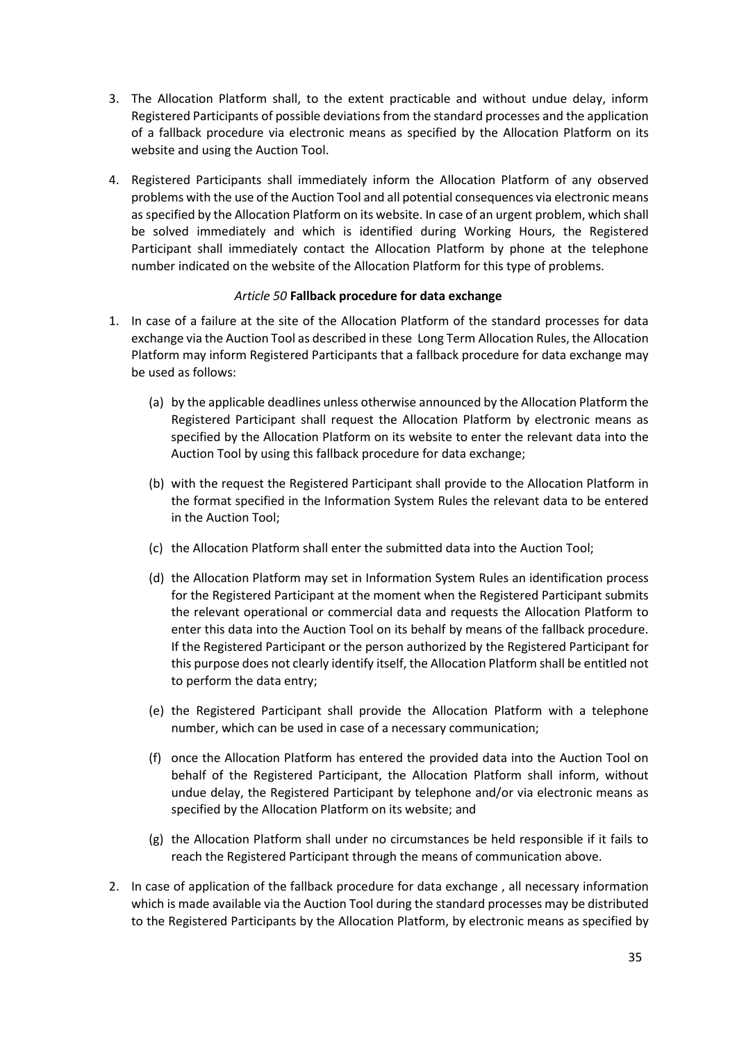3. The Allocation Platform shall, to the extent practicable and without undue delay, inform Registered Participants of possible deviations from the standard processes and the application of a fallback procedure via electronic means as specified by the Allocation Platform on its website and using the Auction Tool.

4. Registered Participants shall immediately inform the Allocation Platform of any observed problems with the use of the Auction Tool and all potential consequences via electronic means as specified by the Allocation Platform on its website. In case of an urgent problem, which shall be solved immediately and which is identified during Working Hours, the Registered Participant shall immediately contact the Allocation Platform by phone at the telephone number indicated on the website of the Allocation Platform for this type of problems.

### *Article 50* **Fallback procedure for data exchange**

1. In case of a failure at the site of the Allocation Platform of the standard processes for data exchange via the Auction Tool as described in these Long Term Allocation Rules, the Allocation Platform may inform Registered Participants that a fallback procedure for data exchange may be used as follows:

   (a) by the applicable deadlines unless otherwise announced by the Allocation Platform the Registered Participant shall request the Allocation Platform by electronic means as specified by the Allocation Platform on its website to enter the relevant data into the Auction Tool by using this fallback procedure for data exchange;

   (b) with the request the Registered Participant shall provide to the Allocation Platform in the format specified in the Information System Rules the relevant data to be entered in the Auction Tool;

   (c) the Allocation Platform shall enter the submitted data into the Auction Tool;

   (d) the Allocation Platform may set in Information System Rules an identification process for the Registered Participant at the moment when the Registered Participant submits the relevant operational or commercial data and requests the Allocation Platform to enter this data into the Auction Tool on its behalf by means of the fallback procedure. If the Registered Participant or the person authorized by the Registered Participant for this purpose does not clearly identify itself, the Allocation Platform shall be entitled not to perform the data entry;

   (e) the Registered Participant shall provide the Allocation Platform with a telephone number, which can be used in case of a necessary communication;

   (f) once the Allocation Platform has entered the provided data into the Auction Tool on behalf of the Registered Participant, the Allocation Platform shall inform, without undue delay, the Registered Participant by telephone and/or via electronic means as specified by the Allocation Platform on its website; and

   (g) the Allocation Platform shall under no circumstances be held responsible if it fails to reach the Registered Participant through the means of communication above.

2. In case of application of the fallback procedure for data exchange , all necessary information which is made available via the Auction Tool during the standard processes may be distributed to the Registered Participants by the Allocation Platform, by electronic means as specified by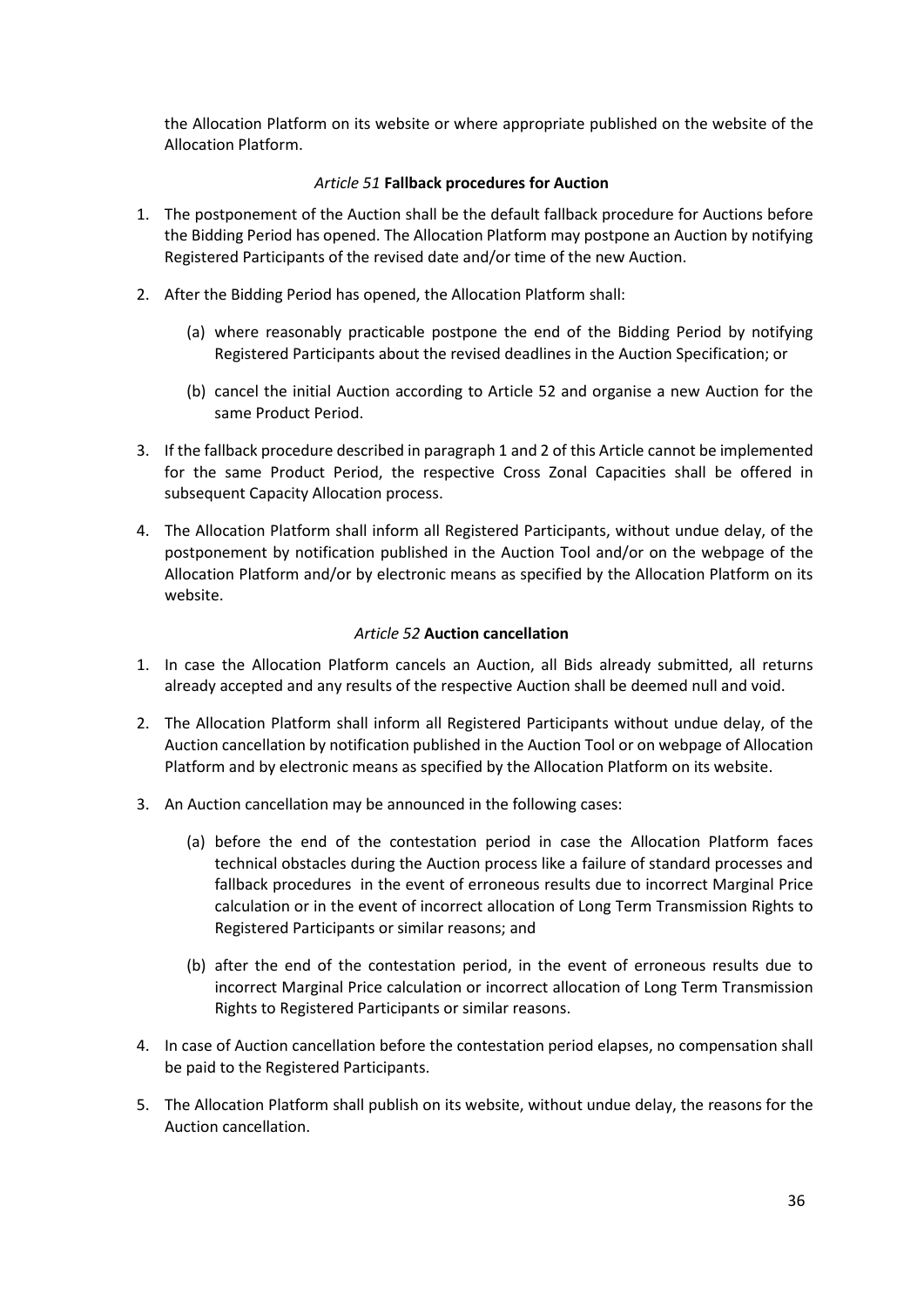the Allocation Platform on its website or where appropriate published on the website of the Allocation Platform.

### *Article 51* **Fallback procedures for Auction**

1. The postponement of the Auction shall be the default fallback procedure for Auctions before the Bidding Period has opened. The Allocation Platform may postpone an Auction by notifying Registered Participants of the revised date and/or time of the new Auction.
2. After the Bidding Period has opened, the Allocation Platform shall:
   - (a) where reasonably practicable postpone the end of the Bidding Period by notifying Registered Participants about the revised deadlines in the Auction Specification; or
   - (b) cancel the initial Auction according to Article 52 and organise a new Auction for the same Product Period.
3. If the fallback procedure described in paragraph 1 and 2 of this Article cannot be implemented for the same Product Period, the respective Cross Zonal Capacities shall be offered in subsequent Capacity Allocation process.
4. The Allocation Platform shall inform all Registered Participants, without undue delay, of the postponement by notification published in the Auction Tool and/or on the webpage of the Allocation Platform and/or by electronic means as specified by the Allocation Platform on its website.

### *Article 52* **Auction cancellation**

1. In case the Allocation Platform cancels an Auction, all Bids already submitted, all returns already accepted and any results of the respective Auction shall be deemed null and void.
2. The Allocation Platform shall inform all Registered Participants without undue delay, of the Auction cancellation by notification published in the Auction Tool or on webpage of Allocation Platform and by electronic means as specified by the Allocation Platform on its website.
3. An Auction cancellation may be announced in the following cases:
   - (a) before the end of the contestation period in case the Allocation Platform faces technical obstacles during the Auction process like a failure of standard processes and fallback procedures in the event of erroneous results due to incorrect Marginal Price calculation or in the event of incorrect allocation of Long Term Transmission Rights to Registered Participants or similar reasons; and
   - (b) after the end of the contestation period, in the event of erroneous results due to incorrect Marginal Price calculation or incorrect allocation of Long Term Transmission Rights to Registered Participants or similar reasons.
4. In case of Auction cancellation before the contestation period elapses, no compensation shall be paid to the Registered Participants.
5. The Allocation Platform shall publish on its website, without undue delay, the reasons for the Auction cancellation.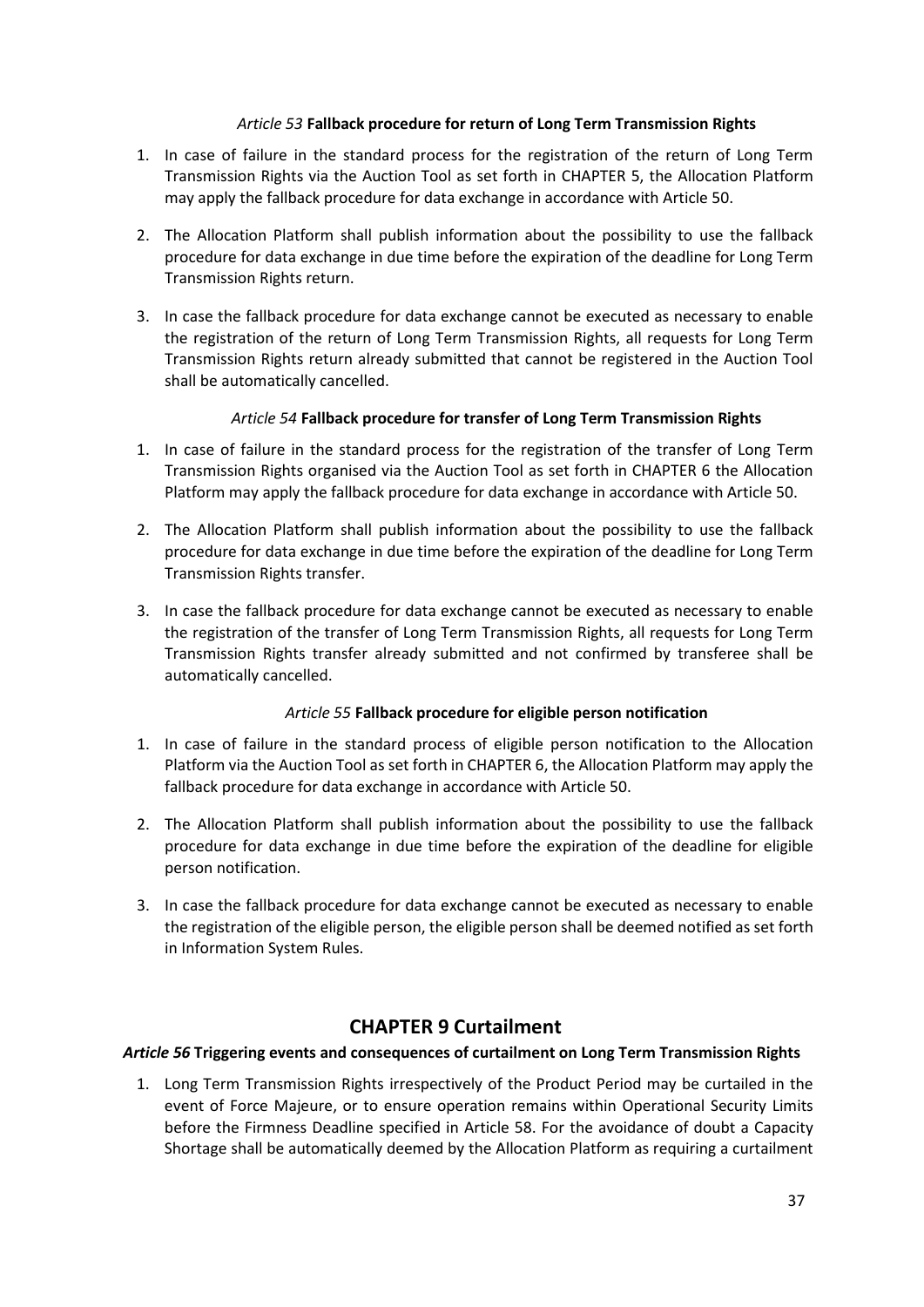### *Article 53* **Fallback procedure for return of Long Term Transmission Rights**

1. In case of failure in the standard process for the registration of the return of Long Term Transmission Rights via the Auction Tool as set forth in CHAPTER 5, the Allocation Platform may apply the fallback procedure for data exchange in accordance with Article 50.
2. The Allocation Platform shall publish information about the possibility to use the fallback procedure for data exchange in due time before the expiration of the deadline for Long Term Transmission Rights return.
3. In case the fallback procedure for data exchange cannot be executed as necessary to enable the registration of the return of Long Term Transmission Rights, all requests for Long Term Transmission Rights return already submitted that cannot be registered in the Auction Tool shall be automatically cancelled.

### *Article 54* **Fallback procedure for transfer of Long Term Transmission Rights**

1. In case of failure in the standard process for the registration of the transfer of Long Term Transmission Rights organised via the Auction Tool as set forth in CHAPTER 6 the Allocation Platform may apply the fallback procedure for data exchange in accordance with Article 50.
2. The Allocation Platform shall publish information about the possibility to use the fallback procedure for data exchange in due time before the expiration of the deadline for Long Term Transmission Rights transfer.
3. In case the fallback procedure for data exchange cannot be executed as necessary to enable the registration of the transfer of Long Term Transmission Rights, all requests for Long Term Transmission Rights transfer already submitted and not confirmed by transferee shall be automatically cancelled.

### *Article 55* **Fallback procedure for eligible person notification**

1. In case of failure in the standard process of eligible person notification to the Allocation Platform via the Auction Tool as set forth in CHAPTER 6, the Allocation Platform may apply the fallback procedure for data exchange in accordance with Article 50.
2. The Allocation Platform shall publish information about the possibility to use the fallback procedure for data exchange in due time before the expiration of the deadline for eligible person notification.
3. In case the fallback procedure for data exchange cannot be executed as necessary to enable the registration of the eligible person, the eligible person shall be deemed notified as set forth in Information System Rules.

## CHAPTER 9 Curtailment

### *Article 56* **Triggering events and consequences of curtailment on Long Term Transmission Rights**

1. Long Term Transmission Rights irrespectively of the Product Period may be curtailed in the event of Force Majeure, or to ensure operation remains within Operational Security Limits before the Firmness Deadline specified in Article 58. For the avoidance of doubt a Capacity Shortage shall be automatically deemed by the Allocation Platform as requiring a curtailment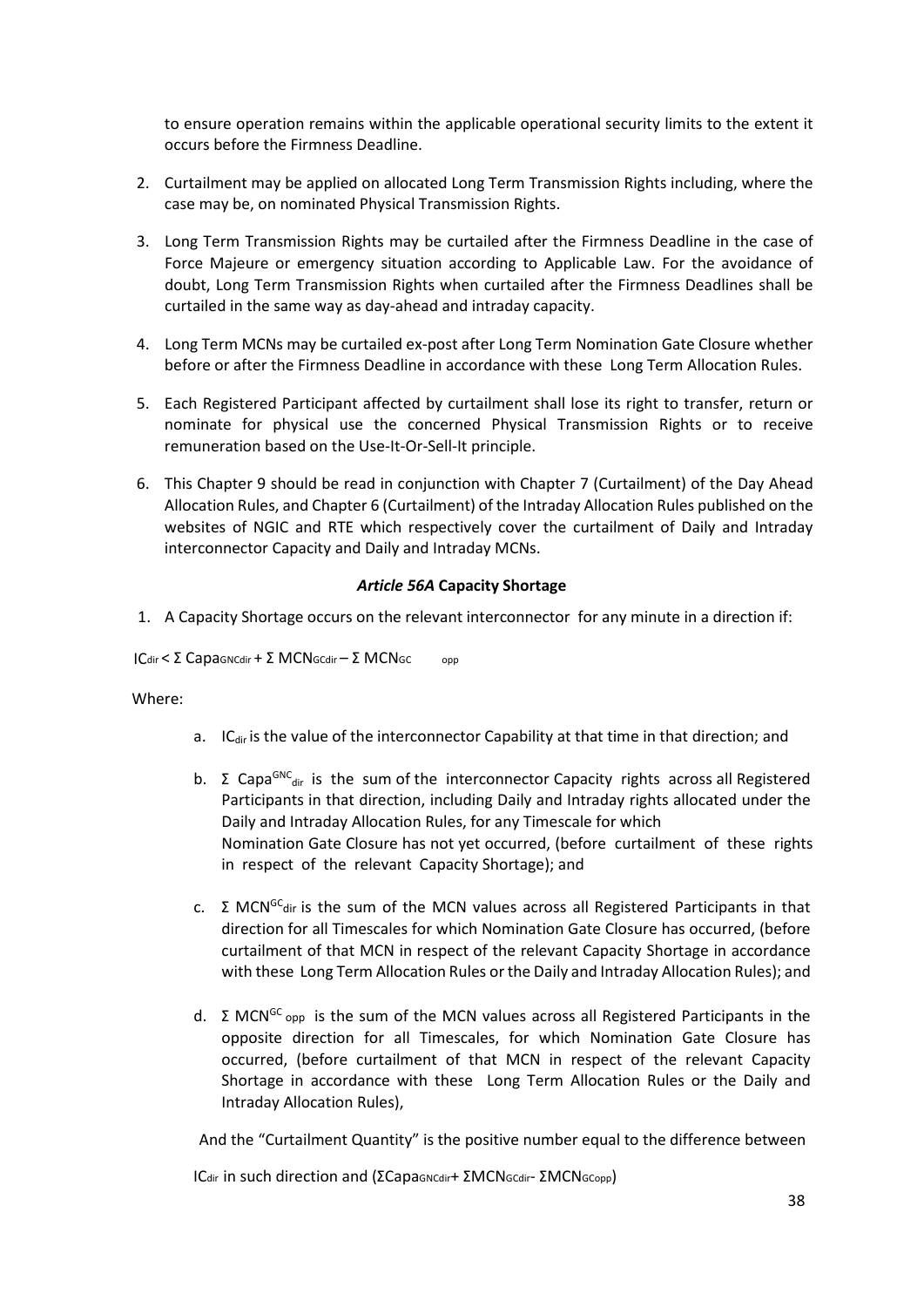to ensure operation remains within the applicable operational security limits to the extent it occurs before the Firmness Deadline.

2. Curtailment may be applied on allocated Long Term Transmission Rights including, where the case may be, on nominated Physical Transmission Rights.
3. Long Term Transmission Rights may be curtailed after the Firmness Deadline in the case of Force Majeure or emergency situation according to Applicable Law. For the avoidance of doubt, Long Term Transmission Rights when curtailed after the Firmness Deadlines shall be curtailed in the same way as day-ahead and intraday capacity.
4. Long Term MCNs may be curtailed ex-post after Long Term Nomination Gate Closure whether before or after the Firmness Deadline in accordance with these Long Term Allocation Rules.
5. Each Registered Participant affected by curtailment shall lose its right to transfer, return or nominate for physical use the concerned Physical Transmission Rights or to receive remuneration based on the Use-It-Or-Sell-It principle.
6. This Chapter 9 should be read in conjunction with Chapter 7 (Curtailment) of the Day Ahead Allocation Rules, and Chapter 6 (Curtailment) of the Intraday Allocation Rules published on the websites of NGIC and RTE which respectively cover the curtailment of Daily and Intraday interconnector Capacity and Daily and Intraday MCNs.

### *Article 56A* Capacity Shortage

1. A Capacity Shortage occurs on the relevant interconnector for any minute in a direction if:

$IC_{dir} < \Sigma\ Capa_{GNCdir} + \Sigma\ MCN_{GCdir} - \Sigma\ MCN_{GC\ opp}$

Where:

   a. $IC_{dir}$ is the value of the interconnector Capability at that time in that direction; and

   b. $\Sigma\ Capa^{GNC}_{dir}$ is the sum of the interconnector Capacity rights across all Registered Participants in that direction, including Daily and Intraday rights allocated under the Daily and Intraday Allocation Rules, for any Timescale for which Nomination Gate Closure has not yet occurred, (before curtailment of these rights in respect of the relevant Capacity Shortage); and

   c. $\Sigma\ MCN^{GC}_{dir}$ is the sum of the MCN values across all Registered Participants in that direction for all Timescales for which Nomination Gate Closure has occurred, (before curtailment of that MCN in respect of the relevant Capacity Shortage in accordance with these Long Term Allocation Rules or the Daily and Intraday Allocation Rules); and

   d. $\Sigma\ MCN^{GC}_{opp}$ is the sum of the MCN values across all Registered Participants in the opposite direction for all Timescales, for which Nomination Gate Closure has occurred, (before curtailment of that MCN in respect of the relevant Capacity Shortage in accordance with these Long Term Allocation Rules or the Daily and Intraday Allocation Rules),

And the "Curtailment Quantity" is the positive number equal to the difference between

$IC_{dir}$ in such direction and ($\Sigma Capa_{GNCdir} + \Sigma MCN_{GCdir} - \Sigma MCN_{GCopp}$)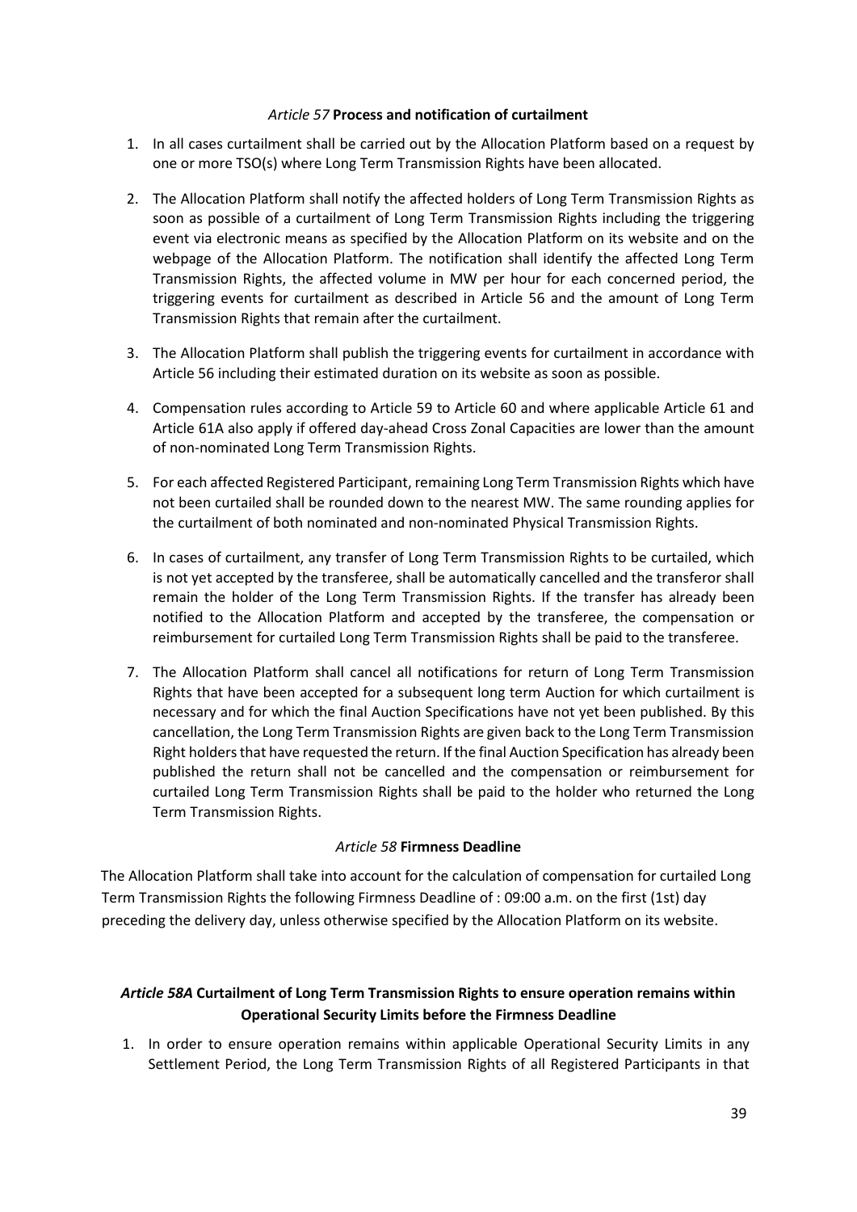### *Article 57* **Process and notification of curtailment**

1. In all cases curtailment shall be carried out by the Allocation Platform based on a request by one or more TSO(s) where Long Term Transmission Rights have been allocated.

2. The Allocation Platform shall notify the affected holders of Long Term Transmission Rights as soon as possible of a curtailment of Long Term Transmission Rights including the triggering event via electronic means as specified by the Allocation Platform on its website and on the webpage of the Allocation Platform. The notification shall identify the affected Long Term Transmission Rights, the affected volume in MW per hour for each concerned period, the triggering events for curtailment as described in Article 56 and the amount of Long Term Transmission Rights that remain after the curtailment.

3. The Allocation Platform shall publish the triggering events for curtailment in accordance with Article 56 including their estimated duration on its website as soon as possible.

4. Compensation rules according to Article 59 to Article 60 and where applicable Article 61 and Article 61A also apply if offered day-ahead Cross Zonal Capacities are lower than the amount of non-nominated Long Term Transmission Rights.

5. For each affected Registered Participant, remaining Long Term Transmission Rights which have not been curtailed shall be rounded down to the nearest MW. The same rounding applies for the curtailment of both nominated and non-nominated Physical Transmission Rights.

6. In cases of curtailment, any transfer of Long Term Transmission Rights to be curtailed, which is not yet accepted by the transferee, shall be automatically cancelled and the transferor shall remain the holder of the Long Term Transmission Rights. If the transfer has already been notified to the Allocation Platform and accepted by the transferee, the compensation or reimbursement for curtailed Long Term Transmission Rights shall be paid to the transferee.

7. The Allocation Platform shall cancel all notifications for return of Long Term Transmission Rights that have been accepted for a subsequent long term Auction for which curtailment is necessary and for which the final Auction Specifications have not yet been published. By this cancellation, the Long Term Transmission Rights are given back to the Long Term Transmission Right holders that have requested the return. If the final Auction Specification has already been published the return shall not be cancelled and the compensation or reimbursement for curtailed Long Term Transmission Rights shall be paid to the holder who returned the Long Term Transmission Rights.

### *Article 58* **Firmness Deadline**

The Allocation Platform shall take into account for the calculation of compensation for curtailed Long Term Transmission Rights the following Firmness Deadline of : 09:00 a.m. on the first (1st) day preceding the delivery day, unless otherwise specified by the Allocation Platform on its website.

### ***Article 58A* Curtailment of Long Term Transmission Rights to ensure operation remains within Operational Security Limits before the Firmness Deadline**

1. In order to ensure operation remains within applicable Operational Security Limits in any Settlement Period, the Long Term Transmission Rights of all Registered Participants in that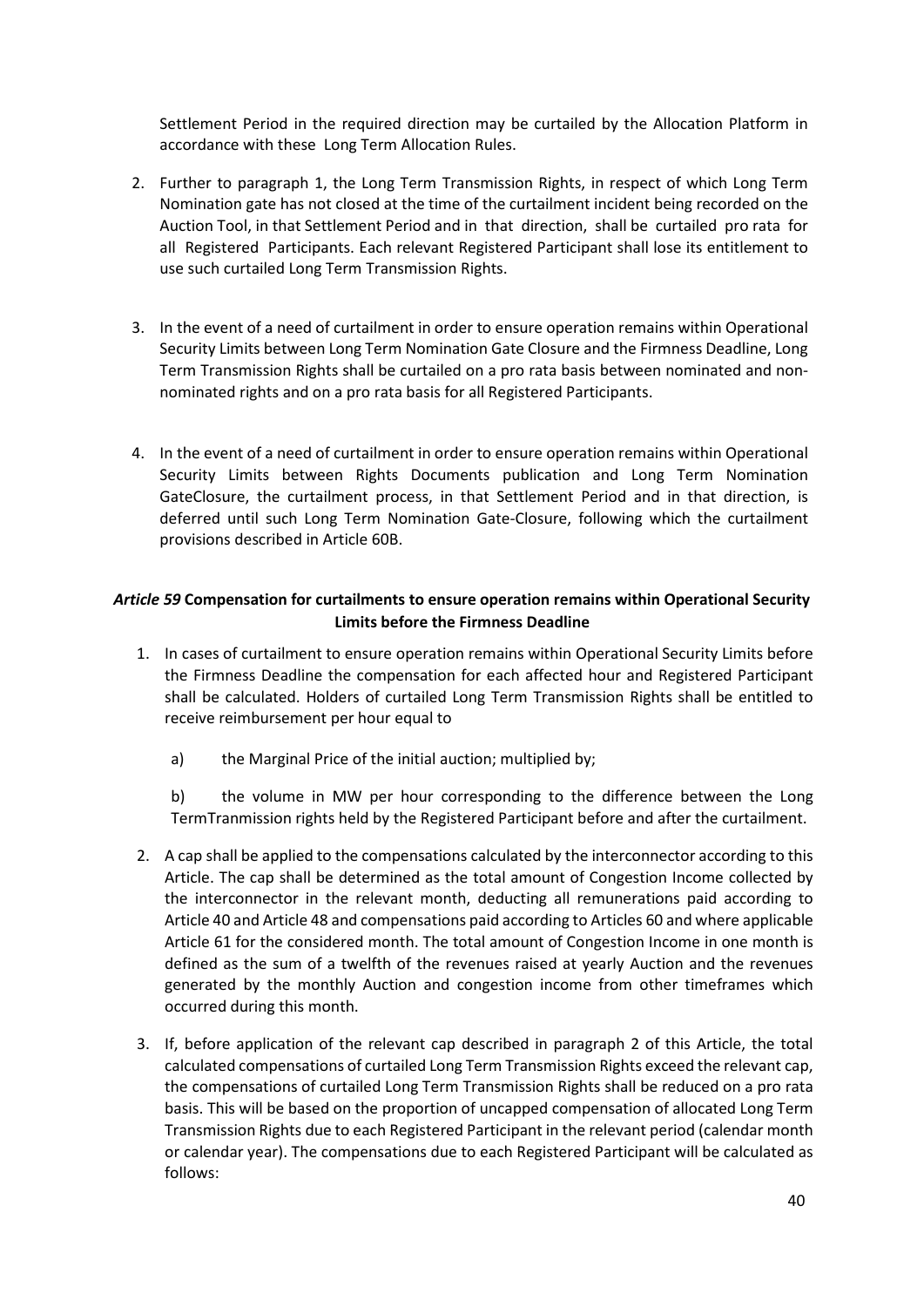Settlement Period in the required direction may be curtailed by the Allocation Platform in accordance with these Long Term Allocation Rules.

2. Further to paragraph 1, the Long Term Transmission Rights, in respect of which Long Term Nomination gate has not closed at the time of the curtailment incident being recorded on the Auction Tool, in that Settlement Period and in that direction, shall be curtailed pro rata for all Registered Participants. Each relevant Registered Participant shall lose its entitlement to use such curtailed Long Term Transmission Rights.

3. In the event of a need of curtailment in order to ensure operation remains within Operational Security Limits between Long Term Nomination Gate Closure and the Firmness Deadline, Long Term Transmission Rights shall be curtailed on a pro rata basis between nominated and non-nominated rights and on a pro rata basis for all Registered Participants.

4. In the event of a need of curtailment in order to ensure operation remains within Operational Security Limits between Rights Documents publication and Long Term Nomination GateClosure, the curtailment process, in that Settlement Period and in that direction, is deferred until such Long Term Nomination Gate-Closure, following which the curtailment provisions described in Article 60B.

### *Article 59* **Compensation for curtailments to ensure operation remains within Operational Security Limits before the Firmness Deadline**

1. In cases of curtailment to ensure operation remains within Operational Security Limits before the Firmness Deadline the compensation for each affected hour and Registered Participant shall be calculated. Holders of curtailed Long Term Transmission Rights shall be entitled to receive reimbursement per hour equal to

   a) the Marginal Price of the initial auction; multiplied by;

   b) the volume in MW per hour corresponding to the difference between the Long TermTranmission rights held by the Registered Participant before and after the curtailment.

2. A cap shall be applied to the compensations calculated by the interconnector according to this Article. The cap shall be determined as the total amount of Congestion Income collected by the interconnector in the relevant month, deducting all remunerations paid according to Article 40 and Article 48 and compensations paid according to Articles 60 and where applicable Article 61 for the considered month. The total amount of Congestion Income in one month is defined as the sum of a twelfth of the revenues raised at yearly Auction and the revenues generated by the monthly Auction and congestion income from other timeframes which occurred during this month.

3. If, before application of the relevant cap described in paragraph 2 of this Article, the total calculated compensations of curtailed Long Term Transmission Rights exceed the relevant cap, the compensations of curtailed Long Term Transmission Rights shall be reduced on a pro rata basis. This will be based on the proportion of uncapped compensation of allocated Long Term Transmission Rights due to each Registered Participant in the relevant period (calendar month or calendar year). The compensations due to each Registered Participant will be calculated as follows: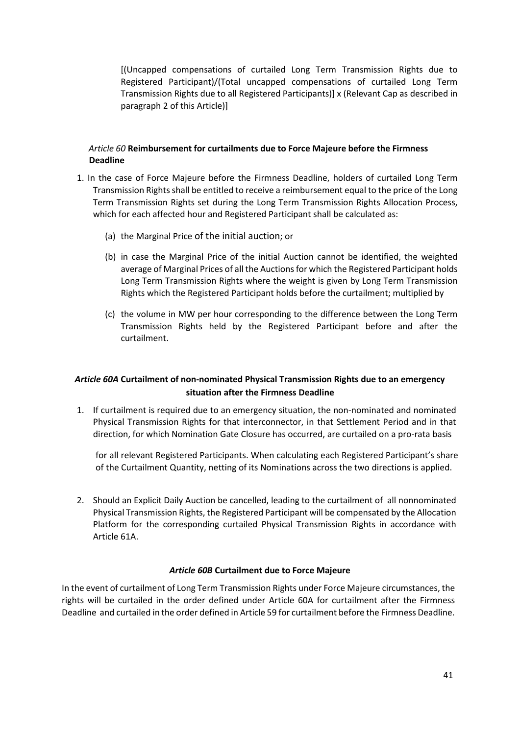[(Uncapped compensations of curtailed Long Term Transmission Rights due to Registered Participant)/(Total uncapped compensations of curtailed Long Term Transmission Rights due to all Registered Participants)] x (Relevant Cap as described in paragraph 2 of this Article)]

### *Article 60* **Reimbursement for curtailments due to Force Majeure before the Firmness Deadline**

1. In the case of Force Majeure before the Firmness Deadline, holders of curtailed Long Term Transmission Rights shall be entitled to receive a reimbursement equal to the price of the Long Term Transmission Rights set during the Long Term Transmission Rights Allocation Process, which for each affected hour and Registered Participant shall be calculated as:

   (a) the Marginal Price of the initial auction; or

   (b) in case the Marginal Price of the initial Auction cannot be identified, the weighted average of Marginal Prices of all the Auctions for which the Registered Participant holds Long Term Transmission Rights where the weight is given by Long Term Transmission Rights which the Registered Participant holds before the curtailment; multiplied by

   (c) the volume in MW per hour corresponding to the difference between the Long Term Transmission Rights held by the Registered Participant before and after the curtailment.

### ***Article 60A*** **Curtailment of non-nominated Physical Transmission Rights due to an emergency situation after the Firmness Deadline**

1. If curtailment is required due to an emergency situation, the non-nominated and nominated Physical Transmission Rights for that interconnector, in that Settlement Period and in that direction, for which Nomination Gate Closure has occurred, are curtailed on a pro-rata basis

   for all relevant Registered Participants. When calculating each Registered Participant's share of the Curtailment Quantity, netting of its Nominations across the two directions is applied.

2. Should an Explicit Daily Auction be cancelled, leading to the curtailment of all nonnominated Physical Transmission Rights, the Registered Participant will be compensated by the Allocation Platform for the corresponding curtailed Physical Transmission Rights in accordance with Article 61A.

### ***Article 60B*** **Curtailment due to Force Majeure**

In the event of curtailment of Long Term Transmission Rights under Force Majeure circumstances, the rights will be curtailed in the order defined under Article 60A for curtailment after the Firmness Deadline and curtailed in the order defined in Article 59 for curtailment before the Firmness Deadline.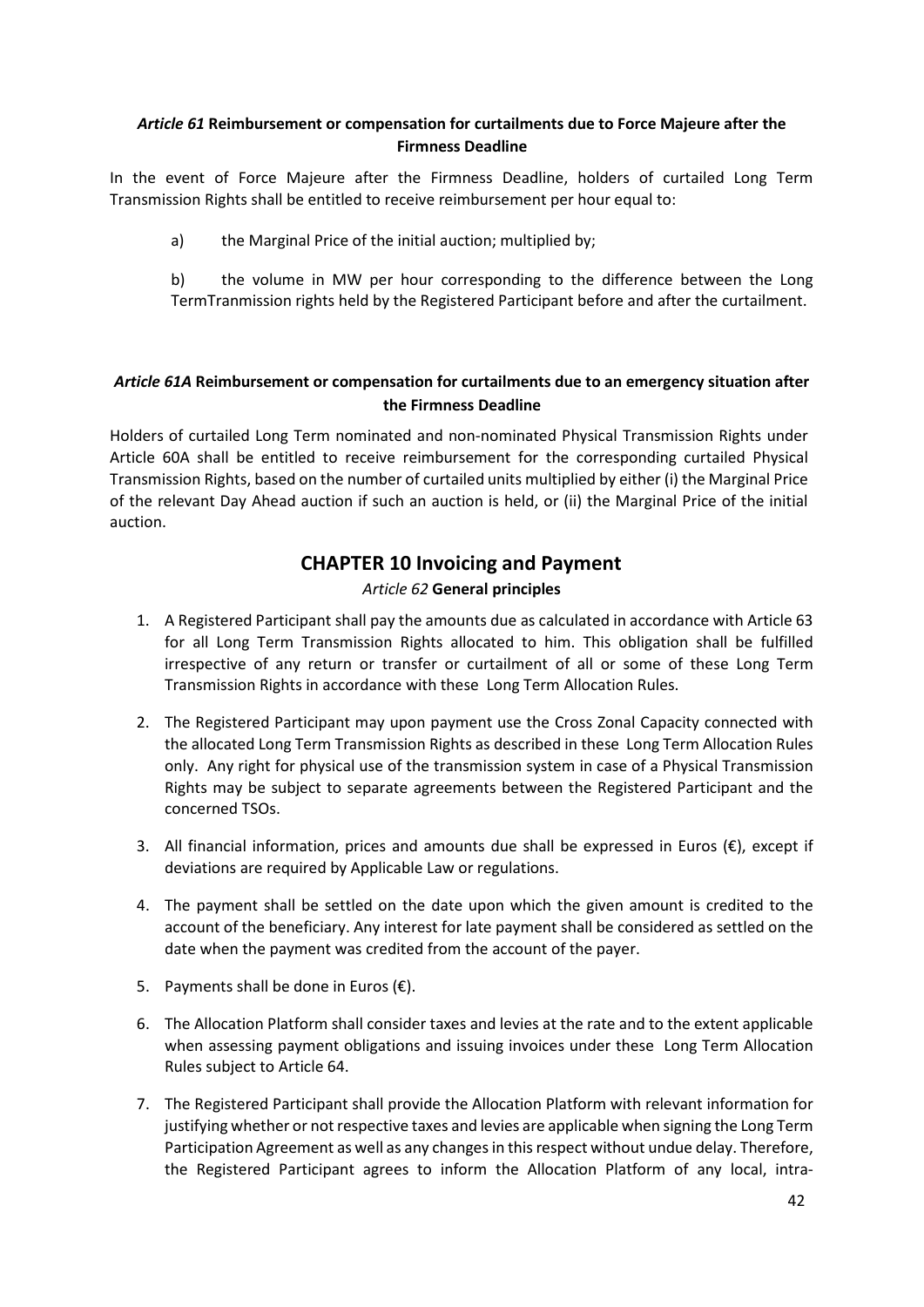### *Article 61* **Reimbursement or compensation for curtailments due to Force Majeure after the Firmness Deadline**

In the event of Force Majeure after the Firmness Deadline, holders of curtailed Long Term Transmission Rights shall be entitled to receive reimbursement per hour equal to:

a) the Marginal Price of the initial auction; multiplied by;

b) the volume in MW per hour corresponding to the difference between the Long TermTranmission rights held by the Registered Participant before and after the curtailment.

### *Article 61A* **Reimbursement or compensation for curtailments due to an emergency situation after the Firmness Deadline**

Holders of curtailed Long Term nominated and non-nominated Physical Transmission Rights under Article 60A shall be entitled to receive reimbursement for the corresponding curtailed Physical Transmission Rights, based on the number of curtailed units multiplied by either (i) the Marginal Price of the relevant Day Ahead auction if such an auction is held, or (ii) the Marginal Price of the initial auction.

## CHAPTER 10 Invoicing and Payment

### *Article 62* **General principles**

1. A Registered Participant shall pay the amounts due as calculated in accordance with Article 63 for all Long Term Transmission Rights allocated to him. This obligation shall be fulfilled irrespective of any return or transfer or curtailment of all or some of these Long Term Transmission Rights in accordance with these Long Term Allocation Rules.
2. The Registered Participant may upon payment use the Cross Zonal Capacity connected with the allocated Long Term Transmission Rights as described in these Long Term Allocation Rules only. Any right for physical use of the transmission system in case of a Physical Transmission Rights may be subject to separate agreements between the Registered Participant and the concerned TSOs.
3. All financial information, prices and amounts due shall be expressed in Euros (€), except if deviations are required by Applicable Law or regulations.
4. The payment shall be settled on the date upon which the given amount is credited to the account of the beneficiary. Any interest for late payment shall be considered as settled on the date when the payment was credited from the account of the payer.
5. Payments shall be done in Euros (€).
6. The Allocation Platform shall consider taxes and levies at the rate and to the extent applicable when assessing payment obligations and issuing invoices under these Long Term Allocation Rules subject to Article 64.
7. The Registered Participant shall provide the Allocation Platform with relevant information for justifying whether or not respective taxes and levies are applicable when signing the Long Term Participation Agreement as well as any changes in this respect without undue delay. Therefore, the Registered Participant agrees to inform the Allocation Platform of any local, intra-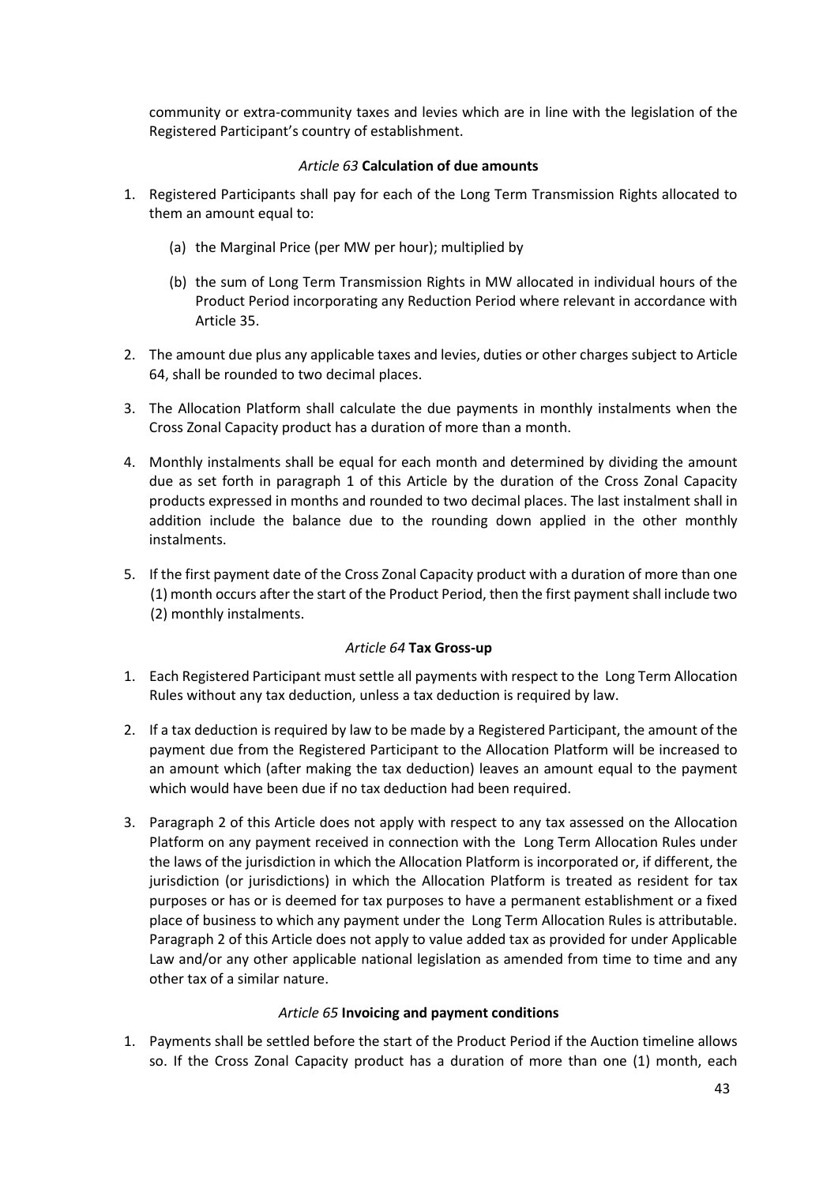community or extra-community taxes and levies which are in line with the legislation of the Registered Participant's country of establishment.

### *Article 63* **Calculation of due amounts**

1. Registered Participants shall pay for each of the Long Term Transmission Rights allocated to them an amount equal to:

   (a) the Marginal Price (per MW per hour); multiplied by

   (b) the sum of Long Term Transmission Rights in MW allocated in individual hours of the Product Period incorporating any Reduction Period where relevant in accordance with Article 35.

2. The amount due plus any applicable taxes and levies, duties or other charges subject to Article 64, shall be rounded to two decimal places.

3. The Allocation Platform shall calculate the due payments in monthly instalments when the Cross Zonal Capacity product has a duration of more than a month.

4. Monthly instalments shall be equal for each month and determined by dividing the amount due as set forth in paragraph 1 of this Article by the duration of the Cross Zonal Capacity products expressed in months and rounded to two decimal places. The last instalment shall in addition include the balance due to the rounding down applied in the other monthly instalments.

5. If the first payment date of the Cross Zonal Capacity product with a duration of more than one (1) month occurs after the start of the Product Period, then the first payment shall include two (2) monthly instalments.

### *Article 64* **Tax Gross-up**

1. Each Registered Participant must settle all payments with respect to the Long Term Allocation Rules without any tax deduction, unless a tax deduction is required by law.

2. If a tax deduction is required by law to be made by a Registered Participant, the amount of the payment due from the Registered Participant to the Allocation Platform will be increased to an amount which (after making the tax deduction) leaves an amount equal to the payment which would have been due if no tax deduction had been required.

3. Paragraph 2 of this Article does not apply with respect to any tax assessed on the Allocation Platform on any payment received in connection with the Long Term Allocation Rules under the laws of the jurisdiction in which the Allocation Platform is incorporated or, if different, the jurisdiction (or jurisdictions) in which the Allocation Platform is treated as resident for tax purposes or has or is deemed for tax purposes to have a permanent establishment or a fixed place of business to which any payment under the Long Term Allocation Rules is attributable. Paragraph 2 of this Article does not apply to value added tax as provided for under Applicable Law and/or any other applicable national legislation as amended from time to time and any other tax of a similar nature.

### *Article 65* **Invoicing and payment conditions**

1. Payments shall be settled before the start of the Product Period if the Auction timeline allows so. If the Cross Zonal Capacity product has a duration of more than one (1) month, each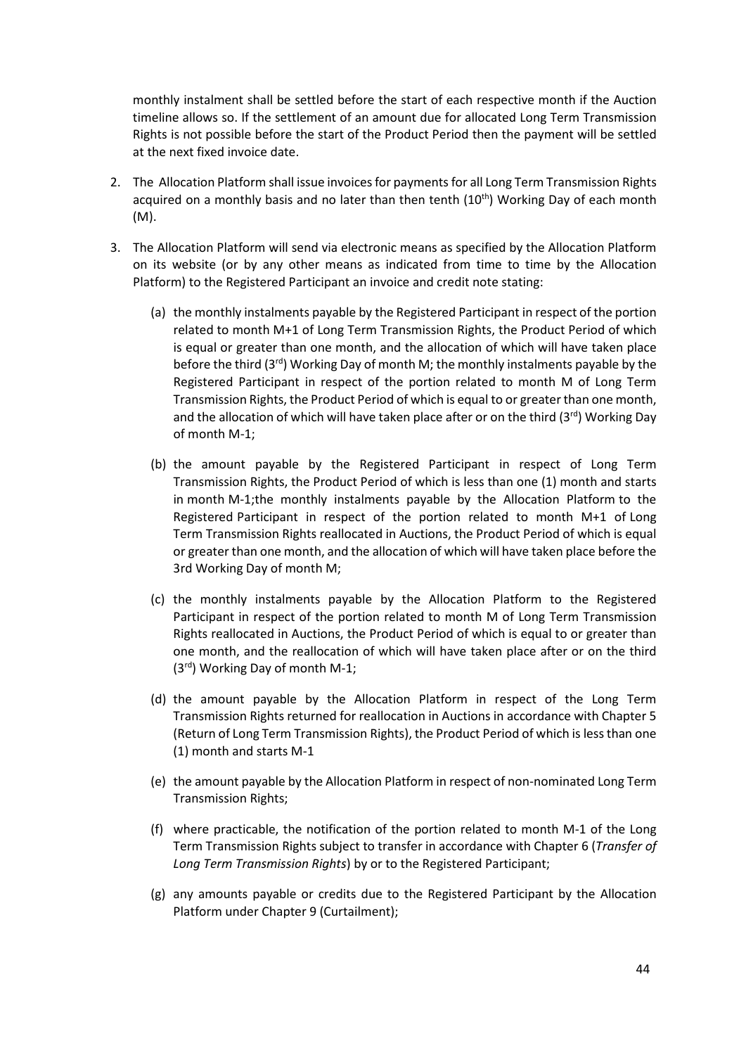monthly instalment shall be settled before the start of each respective month if the Auction timeline allows so. If the settlement of an amount due for allocated Long Term Transmission Rights is not possible before the start of the Product Period then the payment will be settled at the next fixed invoice date.

2. The Allocation Platform shall issue invoices for payments for all Long Term Transmission Rights acquired on a monthly basis and no later than then tenth (10th) Working Day of each month (M).

3. The Allocation Platform will send via electronic means as specified by the Allocation Platform on its website (or by any other means as indicated from time to time by the Allocation Platform) to the Registered Participant an invoice and credit note stating:

   (a) the monthly instalments payable by the Registered Participant in respect of the portion related to month M+1 of Long Term Transmission Rights, the Product Period of which is equal or greater than one month, and the allocation of which will have taken place before the third (3rd) Working Day of month M; the monthly instalments payable by the Registered Participant in respect of the portion related to month M of Long Term Transmission Rights, the Product Period of which is equal to or greater than one month, and the allocation of which will have taken place after or on the third (3rd) Working Day of month M-1;

   (b) the amount payable by the Registered Participant in respect of Long Term Transmission Rights, the Product Period of which is less than one (1) month and starts in month M-1;the monthly instalments payable by the Allocation Platform to the Registered Participant in respect of the portion related to month M+1 of Long Term Transmission Rights reallocated in Auctions, the Product Period of which is equal or greater than one month, and the allocation of which will have taken place before the 3rd Working Day of month M;

   (c) the monthly instalments payable by the Allocation Platform to the Registered Participant in respect of the portion related to month M of Long Term Transmission Rights reallocated in Auctions, the Product Period of which is equal to or greater than one month, and the reallocation of which will have taken place after or on the third (3rd) Working Day of month M-1;

   (d) the amount payable by the Allocation Platform in respect of the Long Term Transmission Rights returned for reallocation in Auctions in accordance with Chapter 5 (Return of Long Term Transmission Rights), the Product Period of which is less than one (1) month and starts M-1

   (e) the amount payable by the Allocation Platform in respect of non-nominated Long Term Transmission Rights;

   (f) where practicable, the notification of the portion related to month M-1 of the Long Term Transmission Rights subject to transfer in accordance with Chapter 6 (*Transfer of Long Term Transmission Rights*) by or to the Registered Participant;

   (g) any amounts payable or credits due to the Registered Participant by the Allocation Platform under Chapter 9 (Curtailment);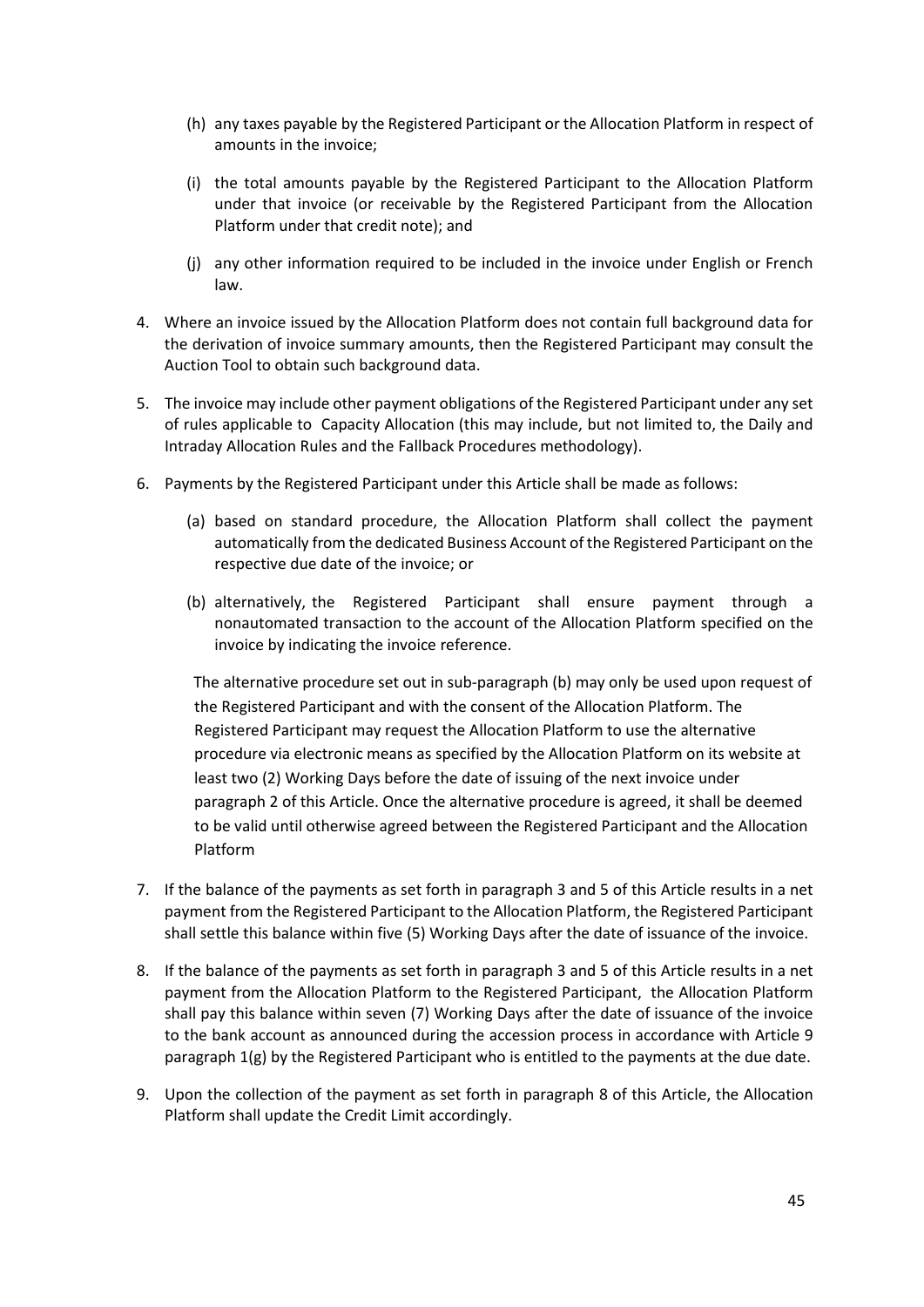(h) any taxes payable by the Registered Participant or the Allocation Platform in respect of amounts in the invoice;

(i) the total amounts payable by the Registered Participant to the Allocation Platform under that invoice (or receivable by the Registered Participant from the Allocation Platform under that credit note); and

(j) any other information required to be included in the invoice under English or French law.

4. Where an invoice issued by the Allocation Platform does not contain full background data for the derivation of invoice summary amounts, then the Registered Participant may consult the Auction Tool to obtain such background data.

5. The invoice may include other payment obligations of the Registered Participant under any set of rules applicable to Capacity Allocation (this may include, but not limited to, the Daily and Intraday Allocation Rules and the Fallback Procedures methodology).

6. Payments by the Registered Participant under this Article shall be made as follows:

   (a) based on standard procedure, the Allocation Platform shall collect the payment automatically from the dedicated Business Account of the Registered Participant on the respective due date of the invoice; or

   (b) alternatively, the Registered Participant shall ensure payment through a nonautomated transaction to the account of the Allocation Platform specified on the invoice by indicating the invoice reference.

   The alternative procedure set out in sub-paragraph (b) may only be used upon request of the Registered Participant and with the consent of the Allocation Platform. The Registered Participant may request the Allocation Platform to use the alternative procedure via electronic means as specified by the Allocation Platform on its website at least two (2) Working Days before the date of issuing of the next invoice under paragraph 2 of this Article. Once the alternative procedure is agreed, it shall be deemed to be valid until otherwise agreed between the Registered Participant and the Allocation Platform

7. If the balance of the payments as set forth in paragraph 3 and 5 of this Article results in a net payment from the Registered Participant to the Allocation Platform, the Registered Participant shall settle this balance within five (5) Working Days after the date of issuance of the invoice.

8. If the balance of the payments as set forth in paragraph 3 and 5 of this Article results in a net payment from the Allocation Platform to the Registered Participant, the Allocation Platform shall pay this balance within seven (7) Working Days after the date of issuance of the invoice to the bank account as announced during the accession process in accordance with Article 9 paragraph 1(g) by the Registered Participant who is entitled to the payments at the due date.

9. Upon the collection of the payment as set forth in paragraph 8 of this Article, the Allocation Platform shall update the Credit Limit accordingly.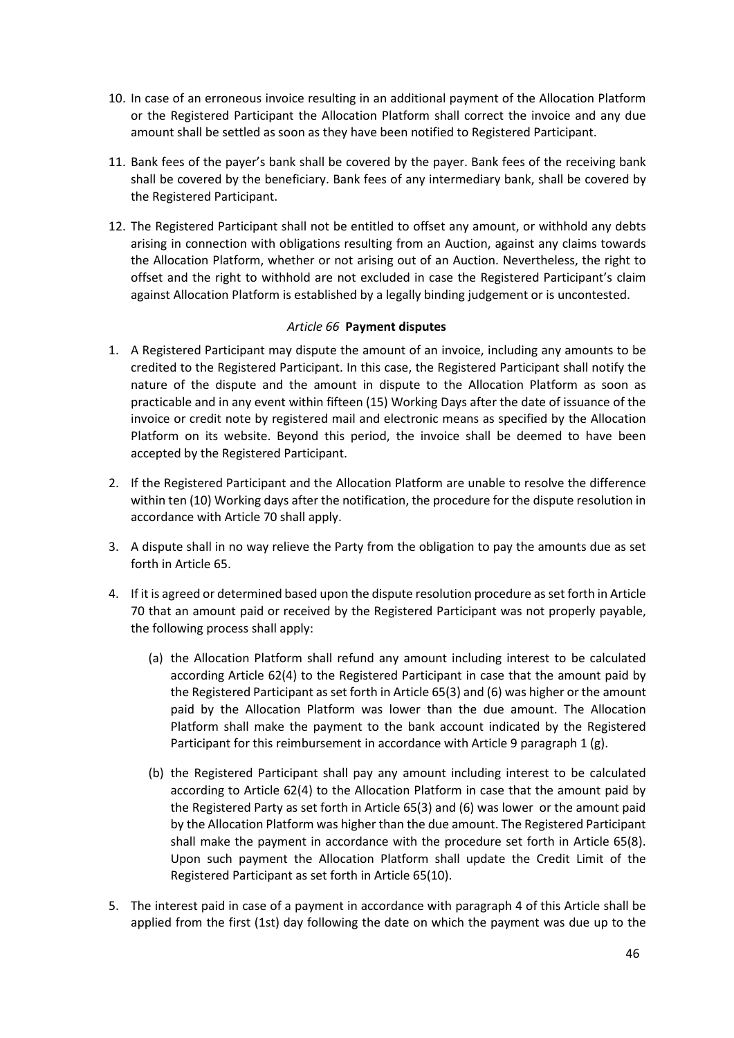10. In case of an erroneous invoice resulting in an additional payment of the Allocation Platform or the Registered Participant the Allocation Platform shall correct the invoice and any due amount shall be settled as soon as they have been notified to Registered Participant.

11. Bank fees of the payer's bank shall be covered by the payer. Bank fees of the receiving bank shall be covered by the beneficiary. Bank fees of any intermediary bank, shall be covered by the Registered Participant.

12. The Registered Participant shall not be entitled to offset any amount, or withhold any debts arising in connection with obligations resulting from an Auction, against any claims towards the Allocation Platform, whether or not arising out of an Auction. Nevertheless, the right to offset and the right to withhold are not excluded in case the Registered Participant's claim against Allocation Platform is established by a legally binding judgement or is uncontested.

### *Article 66* **Payment disputes**

1. A Registered Participant may dispute the amount of an invoice, including any amounts to be credited to the Registered Participant. In this case, the Registered Participant shall notify the nature of the dispute and the amount in dispute to the Allocation Platform as soon as practicable and in any event within fifteen (15) Working Days after the date of issuance of the invoice or credit note by registered mail and electronic means as specified by the Allocation Platform on its website. Beyond this period, the invoice shall be deemed to have been accepted by the Registered Participant.

2. If the Registered Participant and the Allocation Platform are unable to resolve the difference within ten (10) Working days after the notification, the procedure for the dispute resolution in accordance with Article 70 shall apply.

3. A dispute shall in no way relieve the Party from the obligation to pay the amounts due as set forth in Article 65.

4. If it is agreed or determined based upon the dispute resolution procedure as set forth in Article 70 that an amount paid or received by the Registered Participant was not properly payable, the following process shall apply:

    (a) the Allocation Platform shall refund any amount including interest to be calculated according Article 62(4) to the Registered Participant in case that the amount paid by the Registered Participant as set forth in Article 65(3) and (6) was higher or the amount paid by the Allocation Platform was lower than the due amount. The Allocation Platform shall make the payment to the bank account indicated by the Registered Participant for this reimbursement in accordance with Article 9 paragraph 1 (g).

    (b) the Registered Participant shall pay any amount including interest to be calculated according to Article 62(4) to the Allocation Platform in case that the amount paid by the Registered Party as set forth in Article 65(3) and (6) was lower or the amount paid by the Allocation Platform was higher than the due amount. The Registered Participant shall make the payment in accordance with the procedure set forth in Article 65(8). Upon such payment the Allocation Platform shall update the Credit Limit of the Registered Participant as set forth in Article 65(10).

5. The interest paid in case of a payment in accordance with paragraph 4 of this Article shall be applied from the first (1st) day following the date on which the payment was due up to the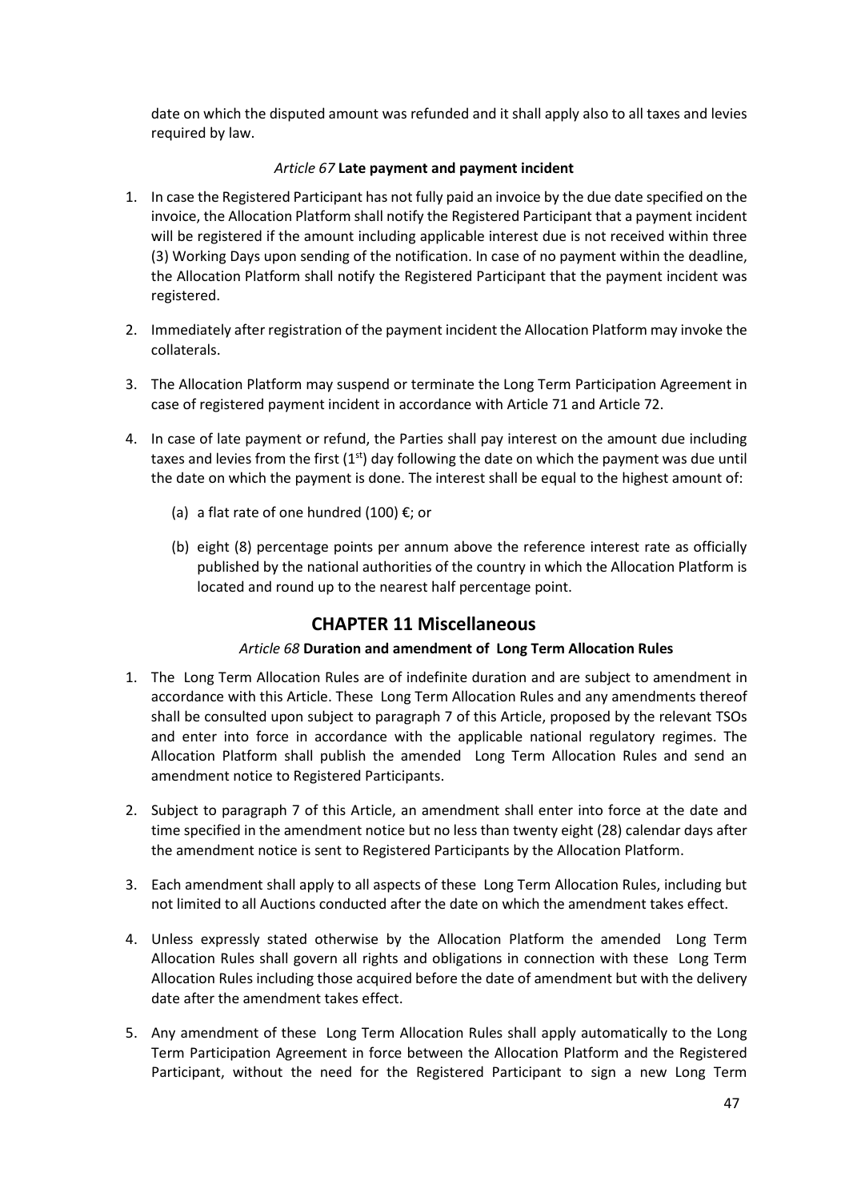date on which the disputed amount was refunded and it shall apply also to all taxes and levies required by law.

#### *Article 67* **Late payment and payment incident**

1. In case the Registered Participant has not fully paid an invoice by the due date specified on the invoice, the Allocation Platform shall notify the Registered Participant that a payment incident will be registered if the amount including applicable interest due is not received within three (3) Working Days upon sending of the notification. In case of no payment within the deadline, the Allocation Platform shall notify the Registered Participant that the payment incident was registered.

2. Immediately after registration of the payment incident the Allocation Platform may invoke the collaterals.

3. The Allocation Platform may suspend or terminate the Long Term Participation Agreement in case of registered payment incident in accordance with Article 71 and Article 72.

4. In case of late payment or refund, the Parties shall pay interest on the amount due including taxes and levies from the first (1st) day following the date on which the payment was due until the date on which the payment is done. The interest shall be equal to the highest amount of:

   (a) a flat rate of one hundred (100) €; or

   (b) eight (8) percentage points per annum above the reference interest rate as officially published by the national authorities of the country in which the Allocation Platform is located and round up to the nearest half percentage point.

## CHAPTER 11 Miscellaneous

#### *Article 68* **Duration and amendment of Long Term Allocation Rules**

1. The Long Term Allocation Rules are of indefinite duration and are subject to amendment in accordance with this Article. These Long Term Allocation Rules and any amendments thereof shall be consulted upon subject to paragraph 7 of this Article, proposed by the relevant TSOs and enter into force in accordance with the applicable national regulatory regimes. The Allocation Platform shall publish the amended Long Term Allocation Rules and send an amendment notice to Registered Participants.

2. Subject to paragraph 7 of this Article, an amendment shall enter into force at the date and time specified in the amendment notice but no less than twenty eight (28) calendar days after the amendment notice is sent to Registered Participants by the Allocation Platform.

3. Each amendment shall apply to all aspects of these Long Term Allocation Rules, including but not limited to all Auctions conducted after the date on which the amendment takes effect.

4. Unless expressly stated otherwise by the Allocation Platform the amended Long Term Allocation Rules shall govern all rights and obligations in connection with these Long Term Allocation Rules including those acquired before the date of amendment but with the delivery date after the amendment takes effect.

5. Any amendment of these Long Term Allocation Rules shall apply automatically to the Long Term Participation Agreement in force between the Allocation Platform and the Registered Participant, without the need for the Registered Participant to sign a new Long Term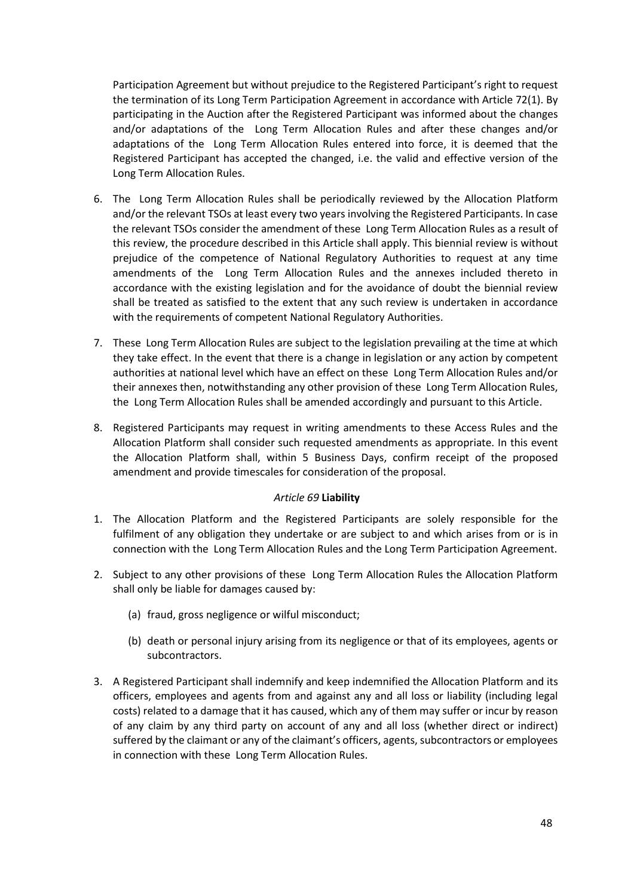Participation Agreement but without prejudice to the Registered Participant's right to request the termination of its Long Term Participation Agreement in accordance with Article 72(1). By participating in the Auction after the Registered Participant was informed about the changes and/or adaptations of the Long Term Allocation Rules and after these changes and/or adaptations of the Long Term Allocation Rules entered into force, it is deemed that the Registered Participant has accepted the changed, i.e. the valid and effective version of the Long Term Allocation Rules.

6. The Long Term Allocation Rules shall be periodically reviewed by the Allocation Platform and/or the relevant TSOs at least every two years involving the Registered Participants. In case the relevant TSOs consider the amendment of these Long Term Allocation Rules as a result of this review, the procedure described in this Article shall apply. This biennial review is without prejudice of the competence of National Regulatory Authorities to request at any time amendments of the Long Term Allocation Rules and the annexes included thereto in accordance with the existing legislation and for the avoidance of doubt the biennial review shall be treated as satisfied to the extent that any such review is undertaken in accordance with the requirements of competent National Regulatory Authorities.

7. These Long Term Allocation Rules are subject to the legislation prevailing at the time at which they take effect. In the event that there is a change in legislation or any action by competent authorities at national level which have an effect on these Long Term Allocation Rules and/or their annexes then, notwithstanding any other provision of these Long Term Allocation Rules, the Long Term Allocation Rules shall be amended accordingly and pursuant to this Article.

8. Registered Participants may request in writing amendments to these Access Rules and the Allocation Platform shall consider such requested amendments as appropriate. In this event the Allocation Platform shall, within 5 Business Days, confirm receipt of the proposed amendment and provide timescales for consideration of the proposal.

### *Article 69* **Liability**

1. The Allocation Platform and the Registered Participants are solely responsible for the fulfilment of any obligation they undertake or are subject to and which arises from or is in connection with the Long Term Allocation Rules and the Long Term Participation Agreement.

2. Subject to any other provisions of these Long Term Allocation Rules the Allocation Platform shall only be liable for damages caused by:

   (a) fraud, gross negligence or wilful misconduct;

   (b) death or personal injury arising from its negligence or that of its employees, agents or subcontractors.

3. A Registered Participant shall indemnify and keep indemnified the Allocation Platform and its officers, employees and agents from and against any and all loss or liability (including legal costs) related to a damage that it has caused, which any of them may suffer or incur by reason of any claim by any third party on account of any and all loss (whether direct or indirect) suffered by the claimant or any of the claimant's officers, agents, subcontractors or employees in connection with these Long Term Allocation Rules.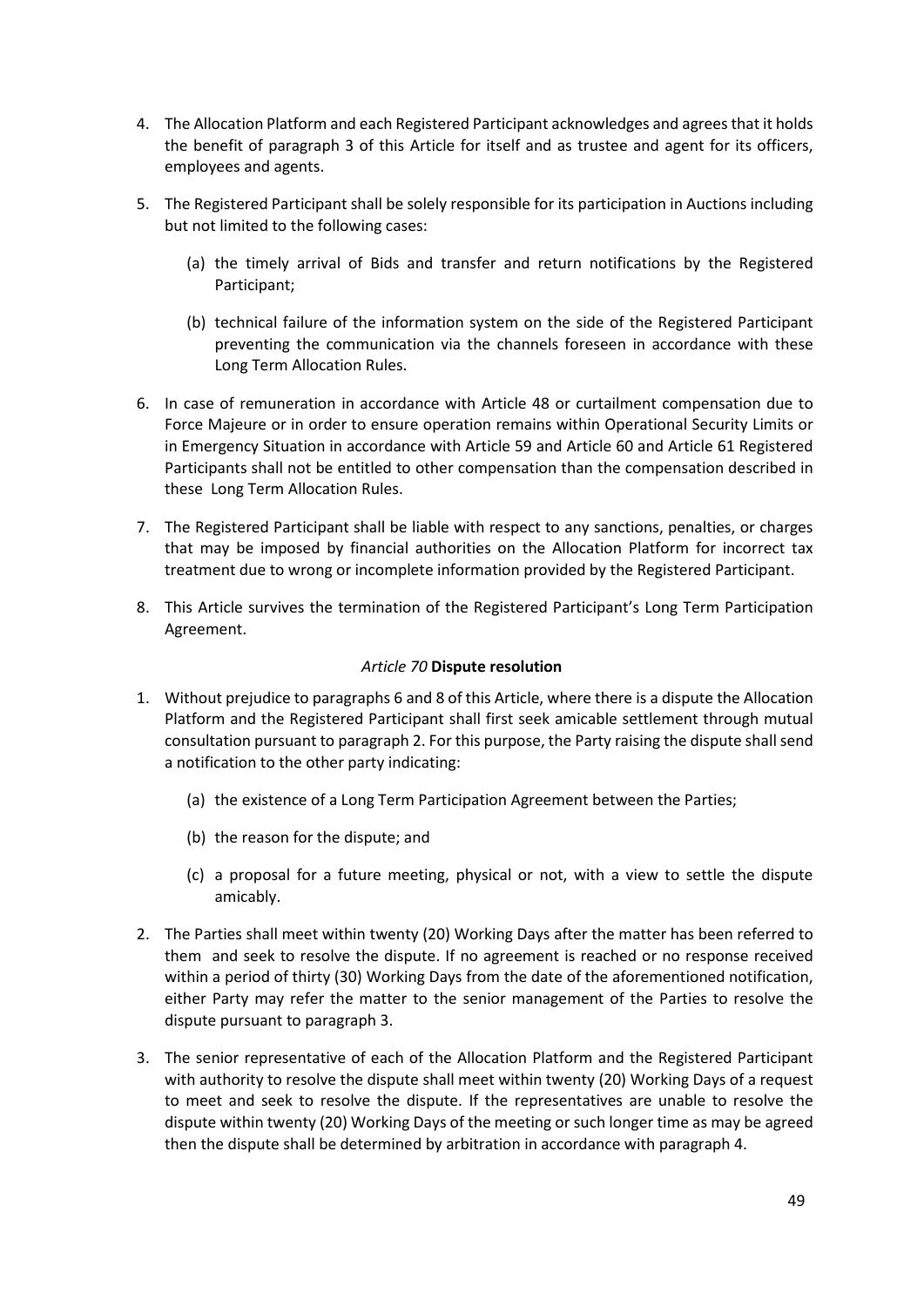4. The Allocation Platform and each Registered Participant acknowledges and agrees that it holds the benefit of paragraph 3 of this Article for itself and as trustee and agent for its officers, employees and agents.

5. The Registered Participant shall be solely responsible for its participation in Auctions including but not limited to the following cases:

   (a) the timely arrival of Bids and transfer and return notifications by the Registered Participant;

   (b) technical failure of the information system on the side of the Registered Participant preventing the communication via the channels foreseen in accordance with these Long Term Allocation Rules.

6. In case of remuneration in accordance with Article 48 or curtailment compensation due to Force Majeure or in order to ensure operation remains within Operational Security Limits or in Emergency Situation in accordance with Article 59 and Article 60 and Article 61 Registered Participants shall not be entitled to other compensation than the compensation described in these Long Term Allocation Rules.

7. The Registered Participant shall be liable with respect to any sanctions, penalties, or charges that may be imposed by financial authorities on the Allocation Platform for incorrect tax treatment due to wrong or incomplete information provided by the Registered Participant.

8. This Article survives the termination of the Registered Participant's Long Term Participation Agreement.

### *Article 70* **Dispute resolution**

1. Without prejudice to paragraphs 6 and 8 of this Article, where there is a dispute the Allocation Platform and the Registered Participant shall first seek amicable settlement through mutual consultation pursuant to paragraph 2. For this purpose, the Party raising the dispute shall send a notification to the other party indicating:

   (a) the existence of a Long Term Participation Agreement between the Parties;

   (b) the reason for the dispute; and

   (c) a proposal for a future meeting, physical or not, with a view to settle the dispute amicably.

2. The Parties shall meet within twenty (20) Working Days after the matter has been referred to them and seek to resolve the dispute. If no agreement is reached or no response received within a period of thirty (30) Working Days from the date of the aforementioned notification, either Party may refer the matter to the senior management of the Parties to resolve the dispute pursuant to paragraph 3.

3. The senior representative of each of the Allocation Platform and the Registered Participant with authority to resolve the dispute shall meet within twenty (20) Working Days of a request to meet and seek to resolve the dispute. If the representatives are unable to resolve the dispute within twenty (20) Working Days of the meeting or such longer time as may be agreed then the dispute shall be determined by arbitration in accordance with paragraph 4.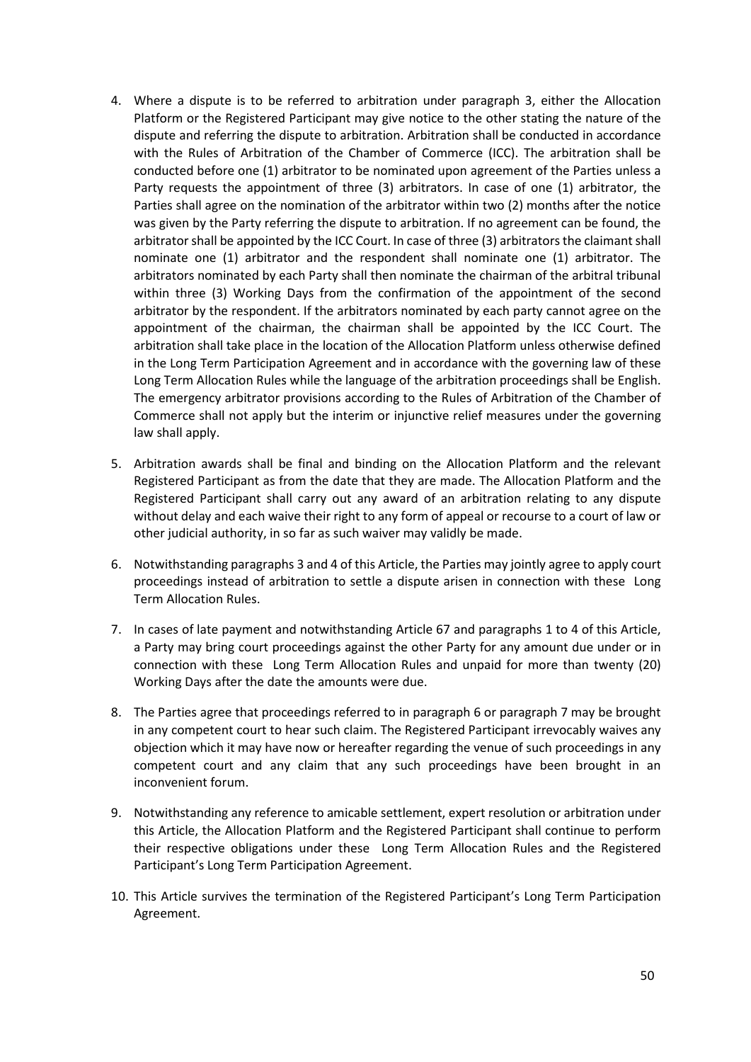4. Where a dispute is to be referred to arbitration under paragraph 3, either the Allocation Platform or the Registered Participant may give notice to the other stating the nature of the dispute and referring the dispute to arbitration. Arbitration shall be conducted in accordance with the Rules of Arbitration of the Chamber of Commerce (ICC). The arbitration shall be conducted before one (1) arbitrator to be nominated upon agreement of the Parties unless a Party requests the appointment of three (3) arbitrators. In case of one (1) arbitrator, the Parties shall agree on the nomination of the arbitrator within two (2) months after the notice was given by the Party referring the dispute to arbitration. If no agreement can be found, the arbitrator shall be appointed by the ICC Court. In case of three (3) arbitrators the claimant shall nominate one (1) arbitrator and the respondent shall nominate one (1) arbitrator. The arbitrators nominated by each Party shall then nominate the chairman of the arbitral tribunal within three (3) Working Days from the confirmation of the appointment of the second arbitrator by the respondent. If the arbitrators nominated by each party cannot agree on the appointment of the chairman, the chairman shall be appointed by the ICC Court. The arbitration shall take place in the location of the Allocation Platform unless otherwise defined in the Long Term Participation Agreement and in accordance with the governing law of these Long Term Allocation Rules while the language of the arbitration proceedings shall be English. The emergency arbitrator provisions according to the Rules of Arbitration of the Chamber of Commerce shall not apply but the interim or injunctive relief measures under the governing law shall apply.

5. Arbitration awards shall be final and binding on the Allocation Platform and the relevant Registered Participant as from the date that they are made. The Allocation Platform and the Registered Participant shall carry out any award of an arbitration relating to any dispute without delay and each waive their right to any form of appeal or recourse to a court of law or other judicial authority, in so far as such waiver may validly be made.

6. Notwithstanding paragraphs 3 and 4 of this Article, the Parties may jointly agree to apply court proceedings instead of arbitration to settle a dispute arisen in connection with these Long Term Allocation Rules.

7. In cases of late payment and notwithstanding Article 67 and paragraphs 1 to 4 of this Article, a Party may bring court proceedings against the other Party for any amount due under or in connection with these Long Term Allocation Rules and unpaid for more than twenty (20) Working Days after the date the amounts were due.

8. The Parties agree that proceedings referred to in paragraph 6 or paragraph 7 may be brought in any competent court to hear such claim. The Registered Participant irrevocably waives any objection which it may have now or hereafter regarding the venue of such proceedings in any competent court and any claim that any such proceedings have been brought in an inconvenient forum.

9. Notwithstanding any reference to amicable settlement, expert resolution or arbitration under this Article, the Allocation Platform and the Registered Participant shall continue to perform their respective obligations under these Long Term Allocation Rules and the Registered Participant's Long Term Participation Agreement.

10. This Article survives the termination of the Registered Participant's Long Term Participation Agreement.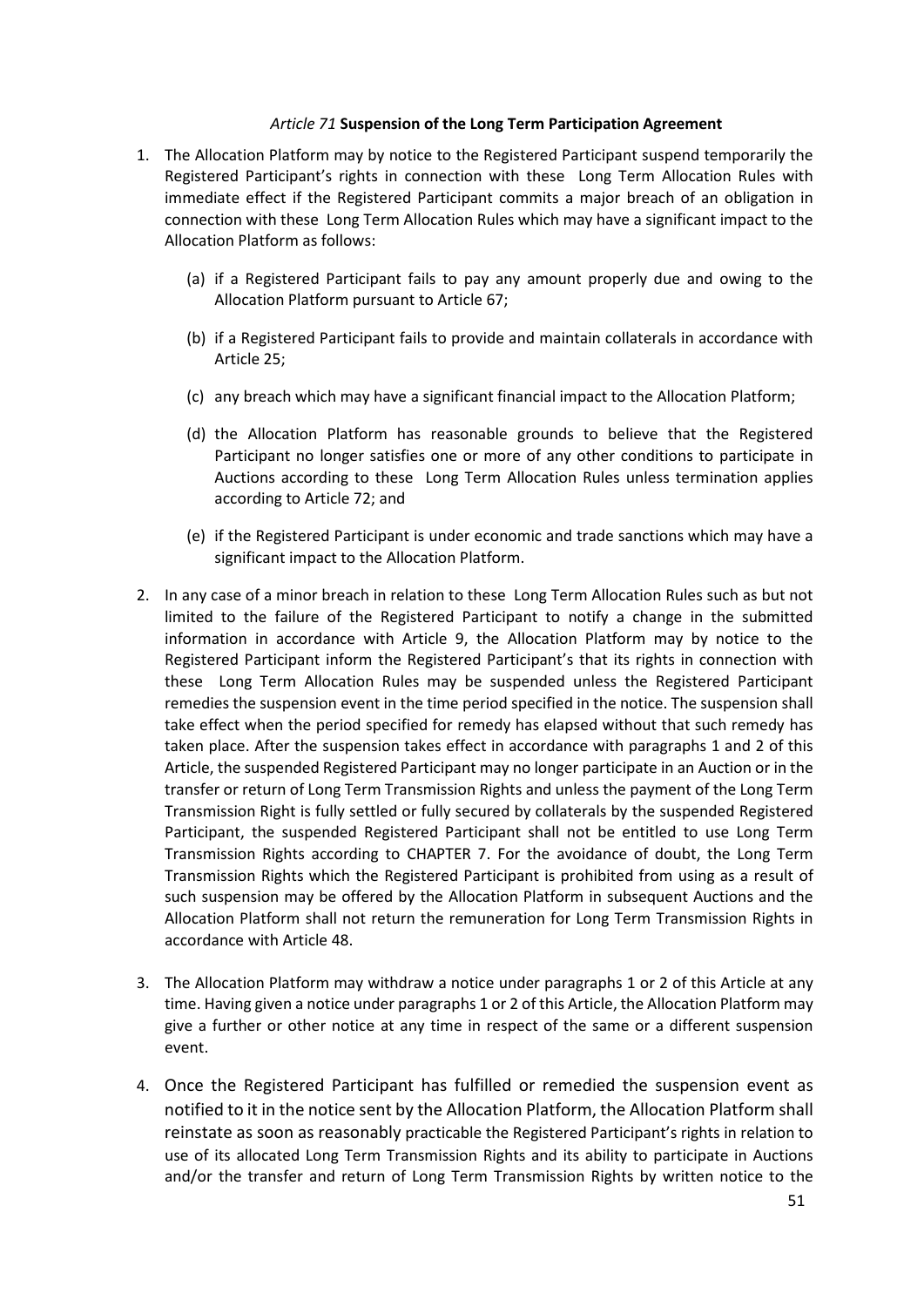### *Article 71* **Suspension of the Long Term Participation Agreement**

1. The Allocation Platform may by notice to the Registered Participant suspend temporarily the Registered Participant's rights in connection with these Long Term Allocation Rules with immediate effect if the Registered Participant commits a major breach of an obligation in connection with these Long Term Allocation Rules which may have a significant impact to the Allocation Platform as follows:

   (a) if a Registered Participant fails to pay any amount properly due and owing to the Allocation Platform pursuant to Article 67;

   (b) if a Registered Participant fails to provide and maintain collaterals in accordance with Article 25;

   (c) any breach which may have a significant financial impact to the Allocation Platform;

   (d) the Allocation Platform has reasonable grounds to believe that the Registered Participant no longer satisfies one or more of any other conditions to participate in Auctions according to these Long Term Allocation Rules unless termination applies according to Article 72; and

   (e) if the Registered Participant is under economic and trade sanctions which may have a significant impact to the Allocation Platform.

2. In any case of a minor breach in relation to these Long Term Allocation Rules such as but not limited to the failure of the Registered Participant to notify a change in the submitted information in accordance with Article 9, the Allocation Platform may by notice to the Registered Participant inform the Registered Participant's that its rights in connection with these Long Term Allocation Rules may be suspended unless the Registered Participant remedies the suspension event in the time period specified in the notice. The suspension shall take effect when the period specified for remedy has elapsed without that such remedy has taken place. After the suspension takes effect in accordance with paragraphs 1 and 2 of this Article, the suspended Registered Participant may no longer participate in an Auction or in the transfer or return of Long Term Transmission Rights and unless the payment of the Long Term Transmission Right is fully settled or fully secured by collaterals by the suspended Registered Participant, the suspended Registered Participant shall not be entitled to use Long Term Transmission Rights according to CHAPTER 7. For the avoidance of doubt, the Long Term Transmission Rights which the Registered Participant is prohibited from using as a result of such suspension may be offered by the Allocation Platform in subsequent Auctions and the Allocation Platform shall not return the remuneration for Long Term Transmission Rights in accordance with Article 48.

3. The Allocation Platform may withdraw a notice under paragraphs 1 or 2 of this Article at any time. Having given a notice under paragraphs 1 or 2 of this Article, the Allocation Platform may give a further or other notice at any time in respect of the same or a different suspension event.

4. Once the Registered Participant has fulfilled or remedied the suspension event as notified to it in the notice sent by the Allocation Platform, the Allocation Platform shall reinstate as soon as reasonably practicable the Registered Participant's rights in relation to use of its allocated Long Term Transmission Rights and its ability to participate in Auctions and/or the transfer and return of Long Term Transmission Rights by written notice to the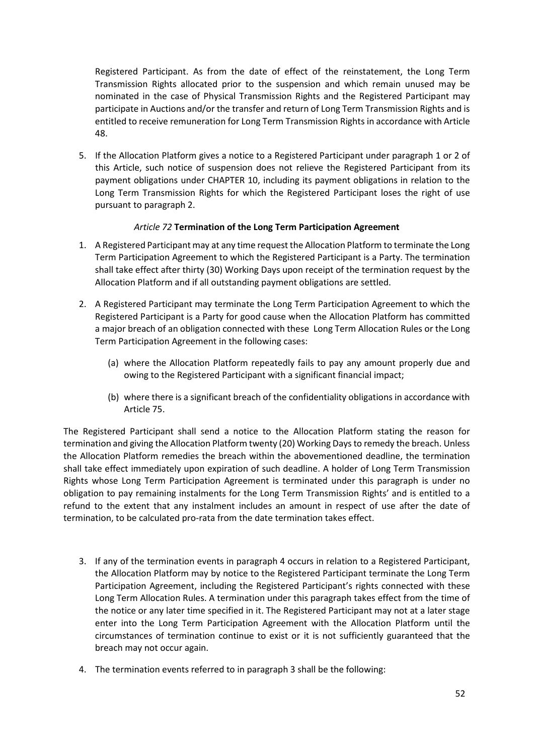Registered Participant. As from the date of effect of the reinstatement, the Long Term Transmission Rights allocated prior to the suspension and which remain unused may be nominated in the case of Physical Transmission Rights and the Registered Participant may participate in Auctions and/or the transfer and return of Long Term Transmission Rights and is entitled to receive remuneration for Long Term Transmission Rights in accordance with Article 48.

5. If the Allocation Platform gives a notice to a Registered Participant under paragraph 1 or 2 of this Article, such notice of suspension does not relieve the Registered Participant from its payment obligations under CHAPTER 10, including its payment obligations in relation to the Long Term Transmission Rights for which the Registered Participant loses the right of use pursuant to paragraph 2.

### *Article 72* **Termination of the Long Term Participation Agreement**

1. A Registered Participant may at any time request the Allocation Platform to terminate the Long Term Participation Agreement to which the Registered Participant is a Party. The termination shall take effect after thirty (30) Working Days upon receipt of the termination request by the Allocation Platform and if all outstanding payment obligations are settled.

2. A Registered Participant may terminate the Long Term Participation Agreement to which the Registered Participant is a Party for good cause when the Allocation Platform has committed a major breach of an obligation connected with these Long Term Allocation Rules or the Long Term Participation Agreement in the following cases:

   (a) where the Allocation Platform repeatedly fails to pay any amount properly due and owing to the Registered Participant with a significant financial impact;

   (b) where there is a significant breach of the confidentiality obligations in accordance with Article 75.

The Registered Participant shall send a notice to the Allocation Platform stating the reason for termination and giving the Allocation Platform twenty (20) Working Days to remedy the breach. Unless the Allocation Platform remedies the breach within the abovementioned deadline, the termination shall take effect immediately upon expiration of such deadline. A holder of Long Term Transmission Rights whose Long Term Participation Agreement is terminated under this paragraph is under no obligation to pay remaining instalments for the Long Term Transmission Rights' and is entitled to a refund to the extent that any instalment includes an amount in respect of use after the date of termination, to be calculated pro-rata from the date termination takes effect.

3. If any of the termination events in paragraph 4 occurs in relation to a Registered Participant, the Allocation Platform may by notice to the Registered Participant terminate the Long Term Participation Agreement, including the Registered Participant's rights connected with these Long Term Allocation Rules. A termination under this paragraph takes effect from the time of the notice or any later time specified in it. The Registered Participant may not at a later stage enter into the Long Term Participation Agreement with the Allocation Platform until the circumstances of termination continue to exist or it is not sufficiently guaranteed that the breach may not occur again.

4. The termination events referred to in paragraph 3 shall be the following: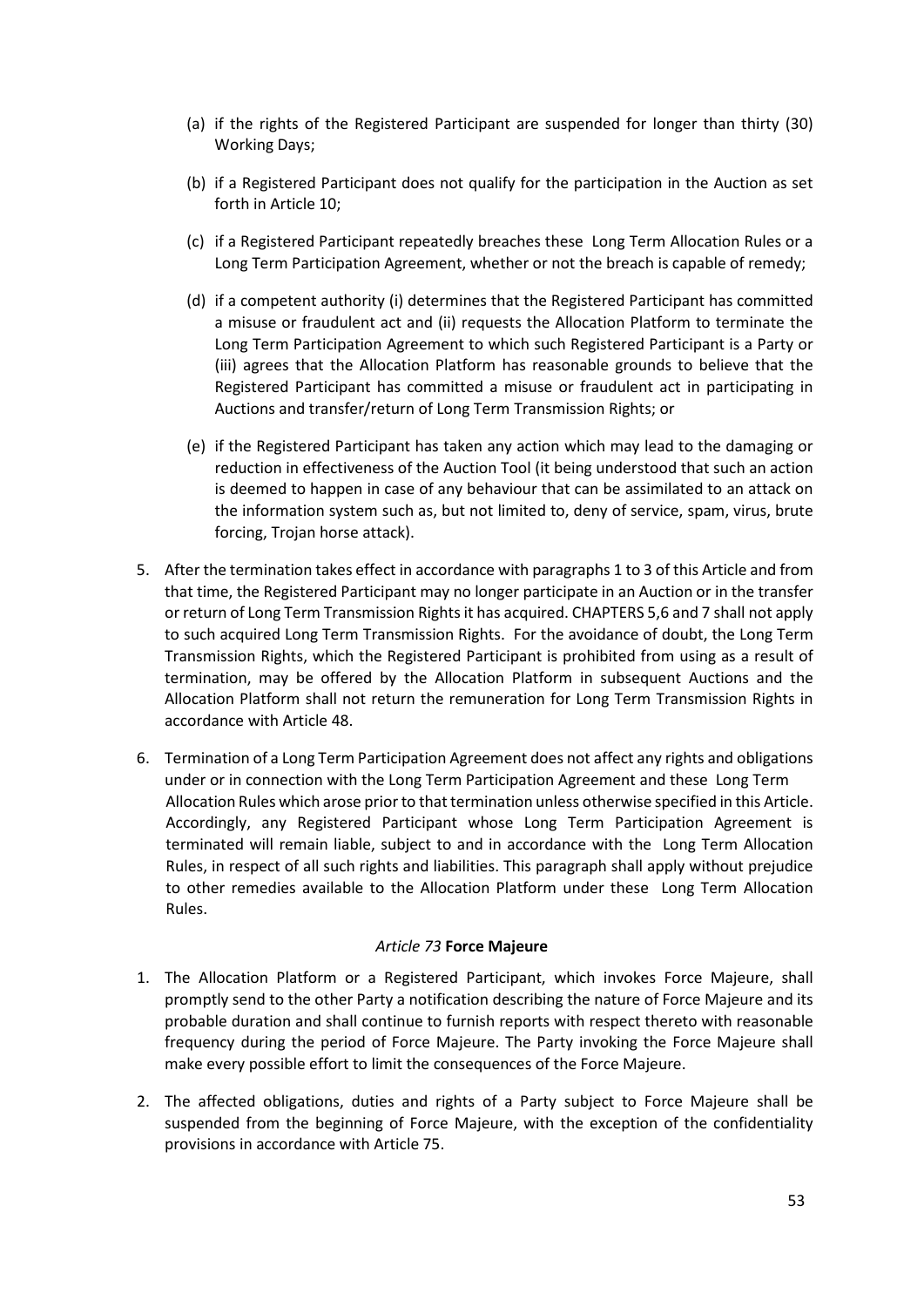(a) if the rights of the Registered Participant are suspended for longer than thirty (30) Working Days;

(b) if a Registered Participant does not qualify for the participation in the Auction as set forth in Article 10;

(c) if a Registered Participant repeatedly breaches these Long Term Allocation Rules or a Long Term Participation Agreement, whether or not the breach is capable of remedy;

(d) if a competent authority (i) determines that the Registered Participant has committed a misuse or fraudulent act and (ii) requests the Allocation Platform to terminate the Long Term Participation Agreement to which such Registered Participant is a Party or (iii) agrees that the Allocation Platform has reasonable grounds to believe that the Registered Participant has committed a misuse or fraudulent act in participating in Auctions and transfer/return of Long Term Transmission Rights; or

(e) if the Registered Participant has taken any action which may lead to the damaging or reduction in effectiveness of the Auction Tool (it being understood that such an action is deemed to happen in case of any behaviour that can be assimilated to an attack on the information system such as, but not limited to, deny of service, spam, virus, brute forcing, Trojan horse attack).

5. After the termination takes effect in accordance with paragraphs 1 to 3 of this Article and from that time, the Registered Participant may no longer participate in an Auction or in the transfer or return of Long Term Transmission Rights it has acquired. CHAPTERS 5,6 and 7 shall not apply to such acquired Long Term Transmission Rights. For the avoidance of doubt, the Long Term Transmission Rights, which the Registered Participant is prohibited from using as a result of termination, may be offered by the Allocation Platform in subsequent Auctions and the Allocation Platform shall not return the remuneration for Long Term Transmission Rights in accordance with Article 48.

6. Termination of a Long Term Participation Agreement does not affect any rights and obligations under or in connection with the Long Term Participation Agreement and these Long Term Allocation Rules which arose prior to that termination unless otherwise specified in this Article. Accordingly, any Registered Participant whose Long Term Participation Agreement is terminated will remain liable, subject to and in accordance with the Long Term Allocation Rules, in respect of all such rights and liabilities. This paragraph shall apply without prejudice to other remedies available to the Allocation Platform under these Long Term Allocation Rules.

### *Article 73* **Force Majeure**

1. The Allocation Platform or a Registered Participant, which invokes Force Majeure, shall promptly send to the other Party a notification describing the nature of Force Majeure and its probable duration and shall continue to furnish reports with respect thereto with reasonable frequency during the period of Force Majeure. The Party invoking the Force Majeure shall make every possible effort to limit the consequences of the Force Majeure.

2. The affected obligations, duties and rights of a Party subject to Force Majeure shall be suspended from the beginning of Force Majeure, with the exception of the confidentiality provisions in accordance with Article 75.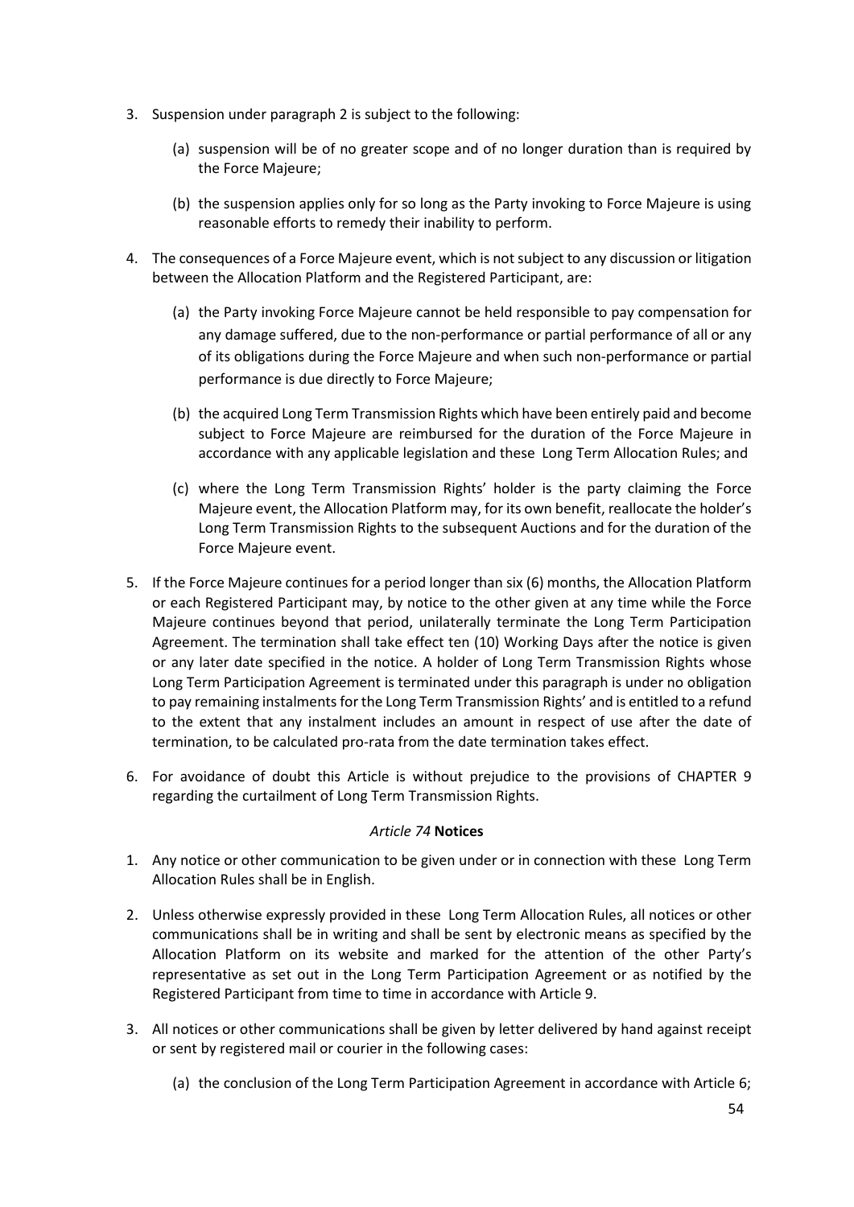3. Suspension under paragraph 2 is subject to the following:

    (a) suspension will be of no greater scope and of no longer duration than is required by the Force Majeure;

    (b) the suspension applies only for so long as the Party invoking to Force Majeure is using reasonable efforts to remedy their inability to perform.

4. The consequences of a Force Majeure event, which is not subject to any discussion or litigation between the Allocation Platform and the Registered Participant, are:

    (a) the Party invoking Force Majeure cannot be held responsible to pay compensation for any damage suffered, due to the non-performance or partial performance of all or any of its obligations during the Force Majeure and when such non-performance or partial performance is due directly to Force Majeure;

    (b) the acquired Long Term Transmission Rights which have been entirely paid and become subject to Force Majeure are reimbursed for the duration of the Force Majeure in accordance with any applicable legislation and these Long Term Allocation Rules; and

    (c) where the Long Term Transmission Rights' holder is the party claiming the Force Majeure event, the Allocation Platform may, for its own benefit, reallocate the holder's Long Term Transmission Rights to the subsequent Auctions and for the duration of the Force Majeure event.

5. If the Force Majeure continues for a period longer than six (6) months, the Allocation Platform or each Registered Participant may, by notice to the other given at any time while the Force Majeure continues beyond that period, unilaterally terminate the Long Term Participation Agreement. The termination shall take effect ten (10) Working Days after the notice is given or any later date specified in the notice. A holder of Long Term Transmission Rights whose Long Term Participation Agreement is terminated under this paragraph is under no obligation to pay remaining instalments for the Long Term Transmission Rights' and is entitled to a refund to the extent that any instalment includes an amount in respect of use after the date of termination, to be calculated pro-rata from the date termination takes effect.

6. For avoidance of doubt this Article is without prejudice to the provisions of CHAPTER 9 regarding the curtailment of Long Term Transmission Rights.

### *Article 74* **Notices**

1. Any notice or other communication to be given under or in connection with these Long Term Allocation Rules shall be in English.

2. Unless otherwise expressly provided in these Long Term Allocation Rules, all notices or other communications shall be in writing and shall be sent by electronic means as specified by the Allocation Platform on its website and marked for the attention of the other Party's representative as set out in the Long Term Participation Agreement or as notified by the Registered Participant from time to time in accordance with Article 9.

3. All notices or other communications shall be given by letter delivered by hand against receipt or sent by registered mail or courier in the following cases:

    (a) the conclusion of the Long Term Participation Agreement in accordance with Article 6;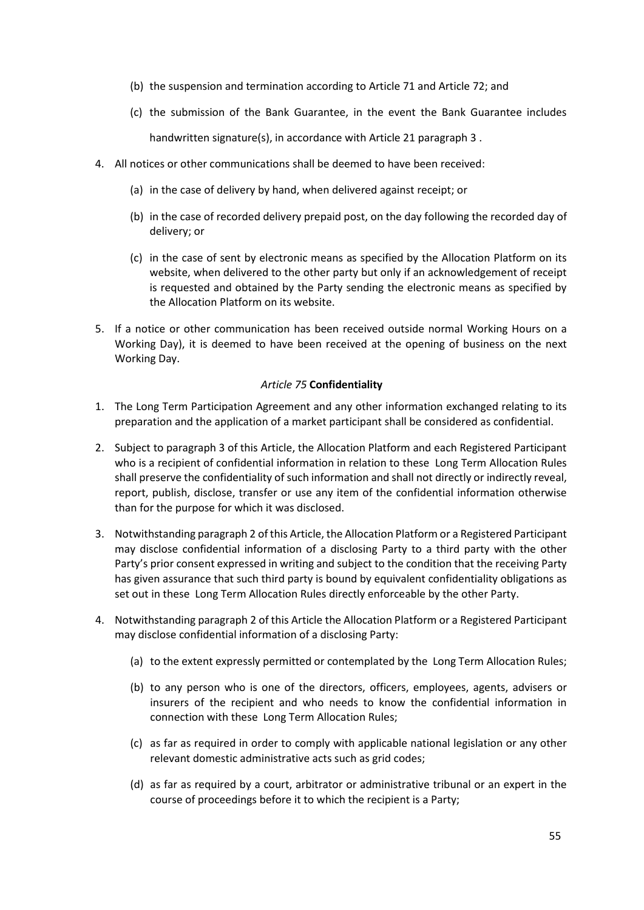(b) the suspension and termination according to Article 71 and Article 72; and

   (c) the submission of the Bank Guarantee, in the event the Bank Guarantee includes handwritten signature(s), in accordance with Article 21 paragraph 3 .

4. All notices or other communications shall be deemed to have been received:

   (a) in the case of delivery by hand, when delivered against receipt; or

   (b) in the case of recorded delivery prepaid post, on the day following the recorded day of delivery; or

   (c) in the case of sent by electronic means as specified by the Allocation Platform on its website, when delivered to the other party but only if an acknowledgement of receipt is requested and obtained by the Party sending the electronic means as specified by the Allocation Platform on its website.

5. If a notice or other communication has been received outside normal Working Hours on a Working Day), it is deemed to have been received at the opening of business on the next Working Day.

### *Article 75* **Confidentiality**

1. The Long Term Participation Agreement and any other information exchanged relating to its preparation and the application of a market participant shall be considered as confidential.

2. Subject to paragraph 3 of this Article, the Allocation Platform and each Registered Participant who is a recipient of confidential information in relation to these Long Term Allocation Rules shall preserve the confidentiality of such information and shall not directly or indirectly reveal, report, publish, disclose, transfer or use any item of the confidential information otherwise than for the purpose for which it was disclosed.

3. Notwithstanding paragraph 2 of this Article, the Allocation Platform or a Registered Participant may disclose confidential information of a disclosing Party to a third party with the other Party's prior consent expressed in writing and subject to the condition that the receiving Party has given assurance that such third party is bound by equivalent confidentiality obligations as set out in these Long Term Allocation Rules directly enforceable by the other Party.

4. Notwithstanding paragraph 2 of this Article the Allocation Platform or a Registered Participant may disclose confidential information of a disclosing Party:

   (a) to the extent expressly permitted or contemplated by the Long Term Allocation Rules;

   (b) to any person who is one of the directors, officers, employees, agents, advisers or insurers of the recipient and who needs to know the confidential information in connection with these Long Term Allocation Rules;

   (c) as far as required in order to comply with applicable national legislation or any other relevant domestic administrative acts such as grid codes;

   (d) as far as required by a court, arbitrator or administrative tribunal or an expert in the course of proceedings before it to which the recipient is a Party;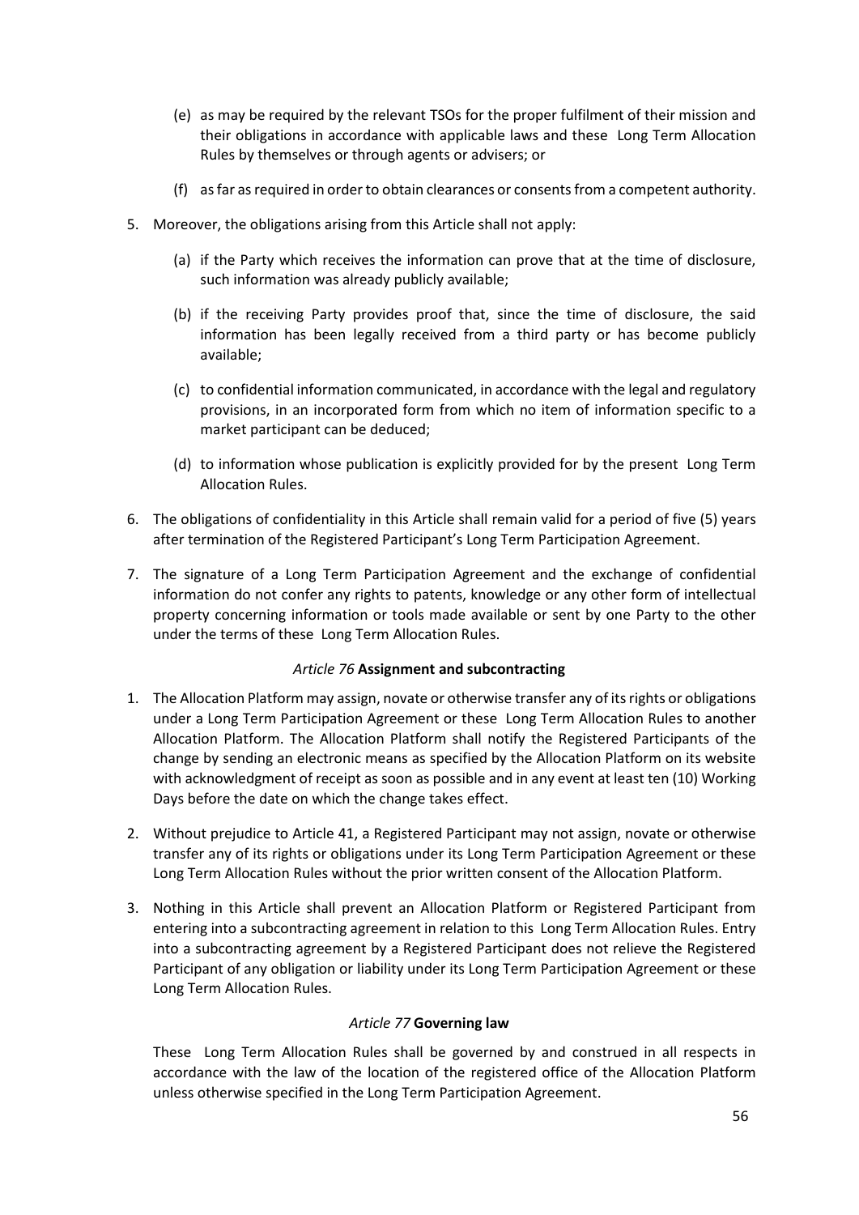(e) as may be required by the relevant TSOs for the proper fulfilment of their mission and their obligations in accordance with applicable laws and these Long Term Allocation Rules by themselves or through agents or advisers; or

(f) as far as required in order to obtain clearances or consents from a competent authority.

5. Moreover, the obligations arising from this Article shall not apply:

   (a) if the Party which receives the information can prove that at the time of disclosure, such information was already publicly available;

   (b) if the receiving Party provides proof that, since the time of disclosure, the said information has been legally received from a third party or has become publicly available;

   (c) to confidential information communicated, in accordance with the legal and regulatory provisions, in an incorporated form from which no item of information specific to a market participant can be deduced;

   (d) to information whose publication is explicitly provided for by the present Long Term Allocation Rules.

6. The obligations of confidentiality in this Article shall remain valid for a period of five (5) years after termination of the Registered Participant's Long Term Participation Agreement.

7. The signature of a Long Term Participation Agreement and the exchange of confidential information do not confer any rights to patents, knowledge or any other form of intellectual property concerning information or tools made available or sent by one Party to the other under the terms of these Long Term Allocation Rules.

### *Article 76* **Assignment and subcontracting**

1. The Allocation Platform may assign, novate or otherwise transfer any of its rights or obligations under a Long Term Participation Agreement or these Long Term Allocation Rules to another Allocation Platform. The Allocation Platform shall notify the Registered Participants of the change by sending an electronic means as specified by the Allocation Platform on its website with acknowledgment of receipt as soon as possible and in any event at least ten (10) Working Days before the date on which the change takes effect.

2. Without prejudice to Article 41, a Registered Participant may not assign, novate or otherwise transfer any of its rights or obligations under its Long Term Participation Agreement or these Long Term Allocation Rules without the prior written consent of the Allocation Platform.

3. Nothing in this Article shall prevent an Allocation Platform or Registered Participant from entering into a subcontracting agreement in relation to this Long Term Allocation Rules. Entry into a subcontracting agreement by a Registered Participant does not relieve the Registered Participant of any obligation or liability under its Long Term Participation Agreement or these Long Term Allocation Rules.

### *Article 77* **Governing law**

These Long Term Allocation Rules shall be governed by and construed in all respects in accordance with the law of the location of the registered office of the Allocation Platform unless otherwise specified in the Long Term Participation Agreement.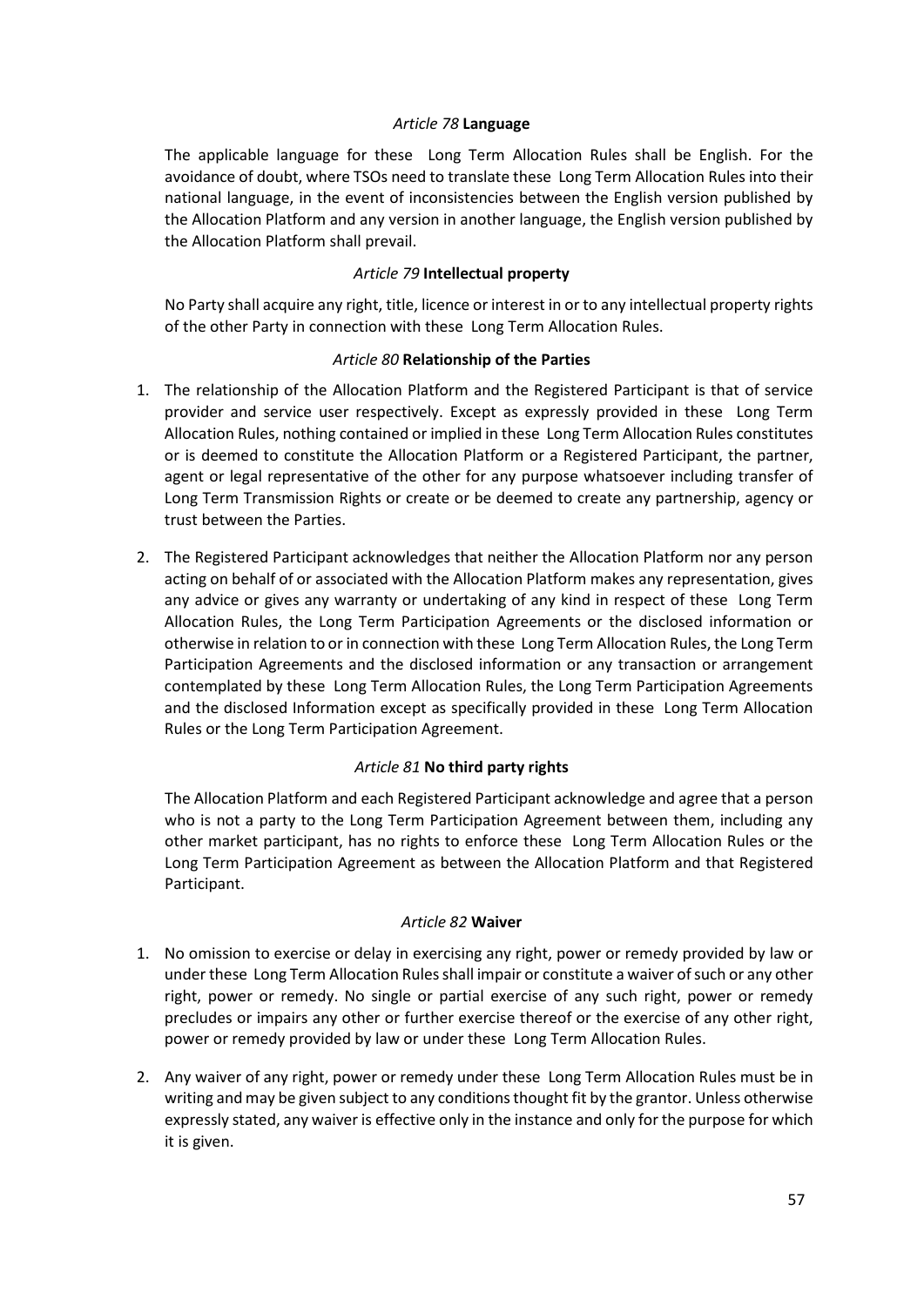### *Article 78* **Language**

The applicable language for these Long Term Allocation Rules shall be English. For the avoidance of doubt, where TSOs need to translate these Long Term Allocation Rules into their national language, in the event of inconsistencies between the English version published by the Allocation Platform and any version in another language, the English version published by the Allocation Platform shall prevail.

### *Article 79* **Intellectual property**

No Party shall acquire any right, title, licence or interest in or to any intellectual property rights of the other Party in connection with these Long Term Allocation Rules.

### *Article 80* **Relationship of the Parties**

1. The relationship of the Allocation Platform and the Registered Participant is that of service provider and service user respectively. Except as expressly provided in these Long Term Allocation Rules, nothing contained or implied in these Long Term Allocation Rules constitutes or is deemed to constitute the Allocation Platform or a Registered Participant, the partner, agent or legal representative of the other for any purpose whatsoever including transfer of Long Term Transmission Rights or create or be deemed to create any partnership, agency or trust between the Parties.

2. The Registered Participant acknowledges that neither the Allocation Platform nor any person acting on behalf of or associated with the Allocation Platform makes any representation, gives any advice or gives any warranty or undertaking of any kind in respect of these Long Term Allocation Rules, the Long Term Participation Agreements or the disclosed information or otherwise in relation to or in connection with these Long Term Allocation Rules, the Long Term Participation Agreements and the disclosed information or any transaction or arrangement contemplated by these Long Term Allocation Rules, the Long Term Participation Agreements and the disclosed Information except as specifically provided in these Long Term Allocation Rules or the Long Term Participation Agreement.

### *Article 81* **No third party rights**

The Allocation Platform and each Registered Participant acknowledge and agree that a person who is not a party to the Long Term Participation Agreement between them, including any other market participant, has no rights to enforce these Long Term Allocation Rules or the Long Term Participation Agreement as between the Allocation Platform and that Registered Participant.

### *Article 82* **Waiver**

1. No omission to exercise or delay in exercising any right, power or remedy provided by law or under these Long Term Allocation Rules shall impair or constitute a waiver of such or any other right, power or remedy. No single or partial exercise of any such right, power or remedy precludes or impairs any other or further exercise thereof or the exercise of any other right, power or remedy provided by law or under these Long Term Allocation Rules.

2. Any waiver of any right, power or remedy under these Long Term Allocation Rules must be in writing and may be given subject to any conditions thought fit by the grantor. Unless otherwise expressly stated, any waiver is effective only in the instance and only for the purpose for which it is given.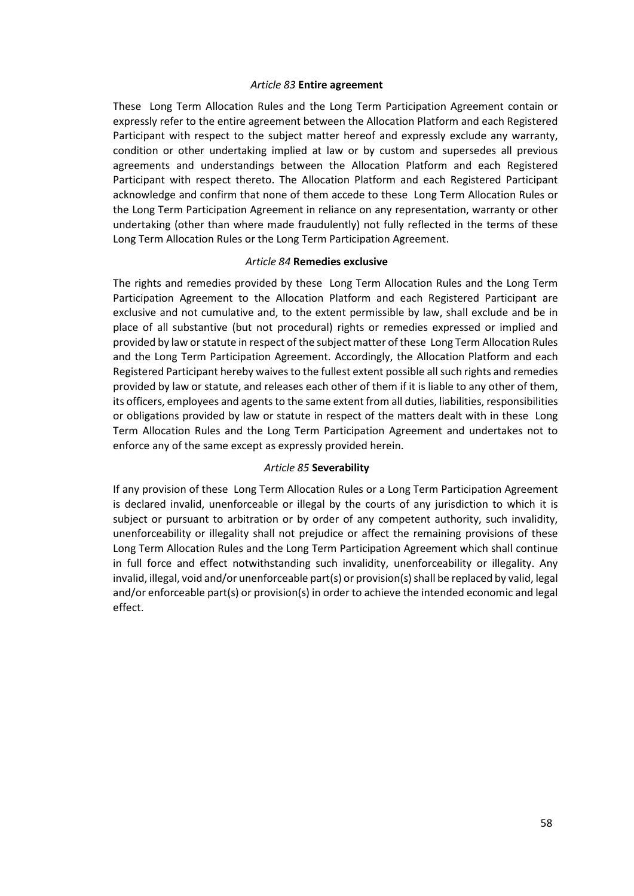### *Article 83* **Entire agreement**

These Long Term Allocation Rules and the Long Term Participation Agreement contain or expressly refer to the entire agreement between the Allocation Platform and each Registered Participant with respect to the subject matter hereof and expressly exclude any warranty, condition or other undertaking implied at law or by custom and supersedes all previous agreements and understandings between the Allocation Platform and each Registered Participant with respect thereto. The Allocation Platform and each Registered Participant acknowledge and confirm that none of them accede to these Long Term Allocation Rules or the Long Term Participation Agreement in reliance on any representation, warranty or other undertaking (other than where made fraudulently) not fully reflected in the terms of these Long Term Allocation Rules or the Long Term Participation Agreement.

### *Article 84* **Remedies exclusive**

The rights and remedies provided by these Long Term Allocation Rules and the Long Term Participation Agreement to the Allocation Platform and each Registered Participant are exclusive and not cumulative and, to the extent permissible by law, shall exclude and be in place of all substantive (but not procedural) rights or remedies expressed or implied and provided by law or statute in respect of the subject matter of these Long Term Allocation Rules and the Long Term Participation Agreement. Accordingly, the Allocation Platform and each Registered Participant hereby waives to the fullest extent possible all such rights and remedies provided by law or statute, and releases each other of them if it is liable to any other of them, its officers, employees and agents to the same extent from all duties, liabilities, responsibilities or obligations provided by law or statute in respect of the matters dealt with in these Long Term Allocation Rules and the Long Term Participation Agreement and undertakes not to enforce any of the same except as expressly provided herein.

### *Article 85* **Severability**

If any provision of these Long Term Allocation Rules or a Long Term Participation Agreement is declared invalid, unenforceable or illegal by the courts of any jurisdiction to which it is subject or pursuant to arbitration or by order of any competent authority, such invalidity, unenforceability or illegality shall not prejudice or affect the remaining provisions of these Long Term Allocation Rules and the Long Term Participation Agreement which shall continue in full force and effect notwithstanding such invalidity, unenforceability or illegality. Any invalid, illegal, void and/or unenforceable part(s) or provision(s) shall be replaced by valid, legal and/or enforceable part(s) or provision(s) in order to achieve the intended economic and legal effect.